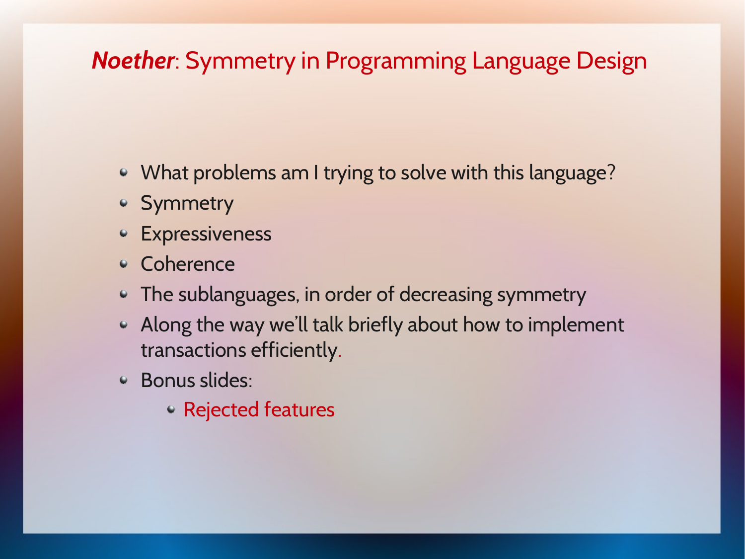# ***Noether***: Symmetry in Programming Language Design

- What problems am I trying to solve with this language?
- Symmetry
- Expressiveness
- Coherence
- The sublanguages, in order of decreasing symmetry
- Along the way we'll talk briefly about how to implement transactions efficiently.
- Bonus slides:
  - Rejected features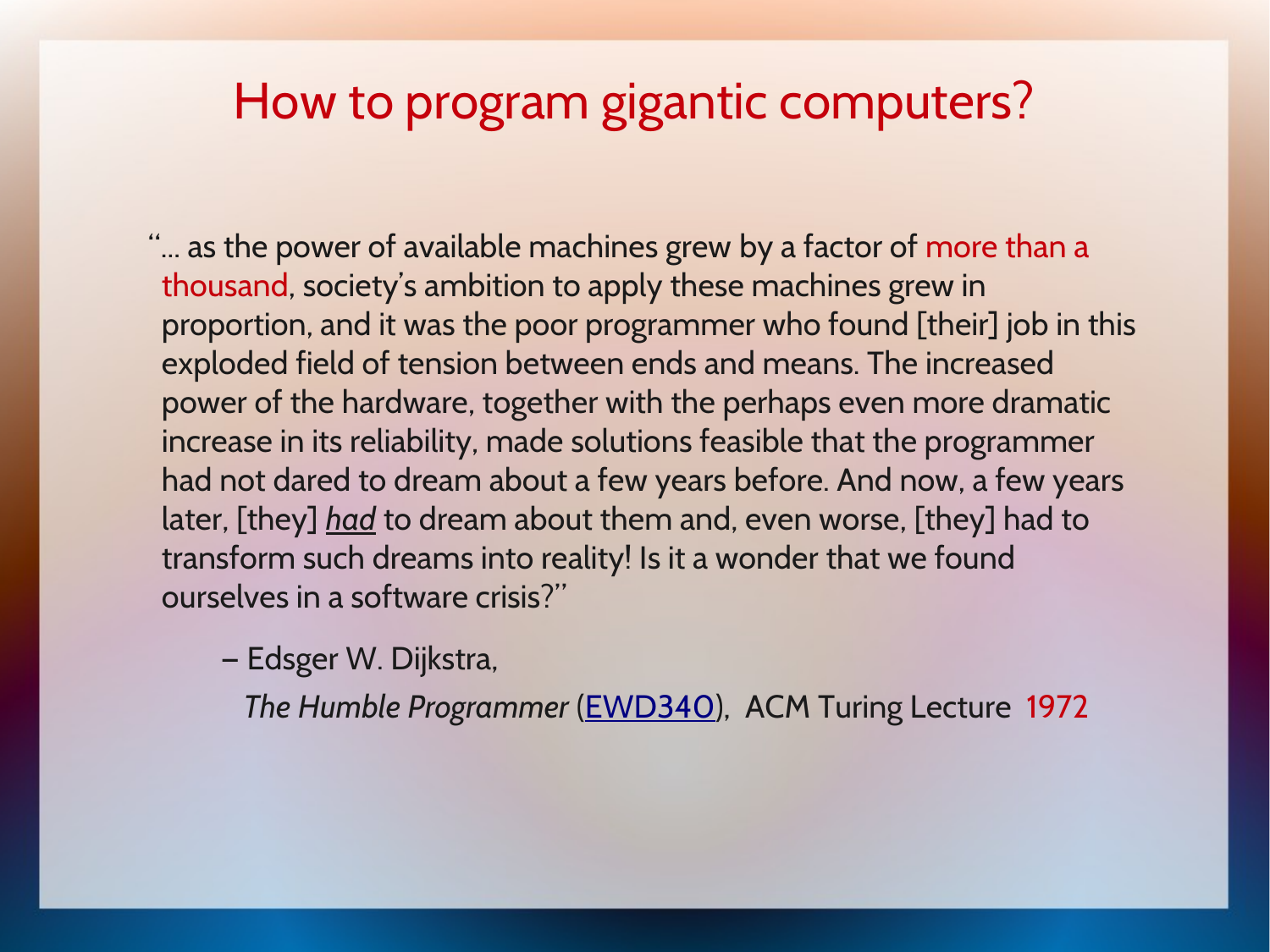# How to program gigantic computers?

"… as the power of available machines grew by a factor of more than a thousand, society's ambition to apply these machines grew in proportion, and it was the poor programmer who found [their] job in this exploded field of tension between ends and means. The increased power of the hardware, together with the perhaps even more dramatic increase in its reliability, made solutions feasible that the programmer had not dared to dream about a few years before. And now, a few years later, [they] *had* to dream about them and, even worse, [they] had to transform such dreams into reality! Is it a wonder that we found ourselves in a software crisis?"

– Edsger W. Dijkstra,

*The Humble Programmer* (EWD340), ACM Turing Lecture 1972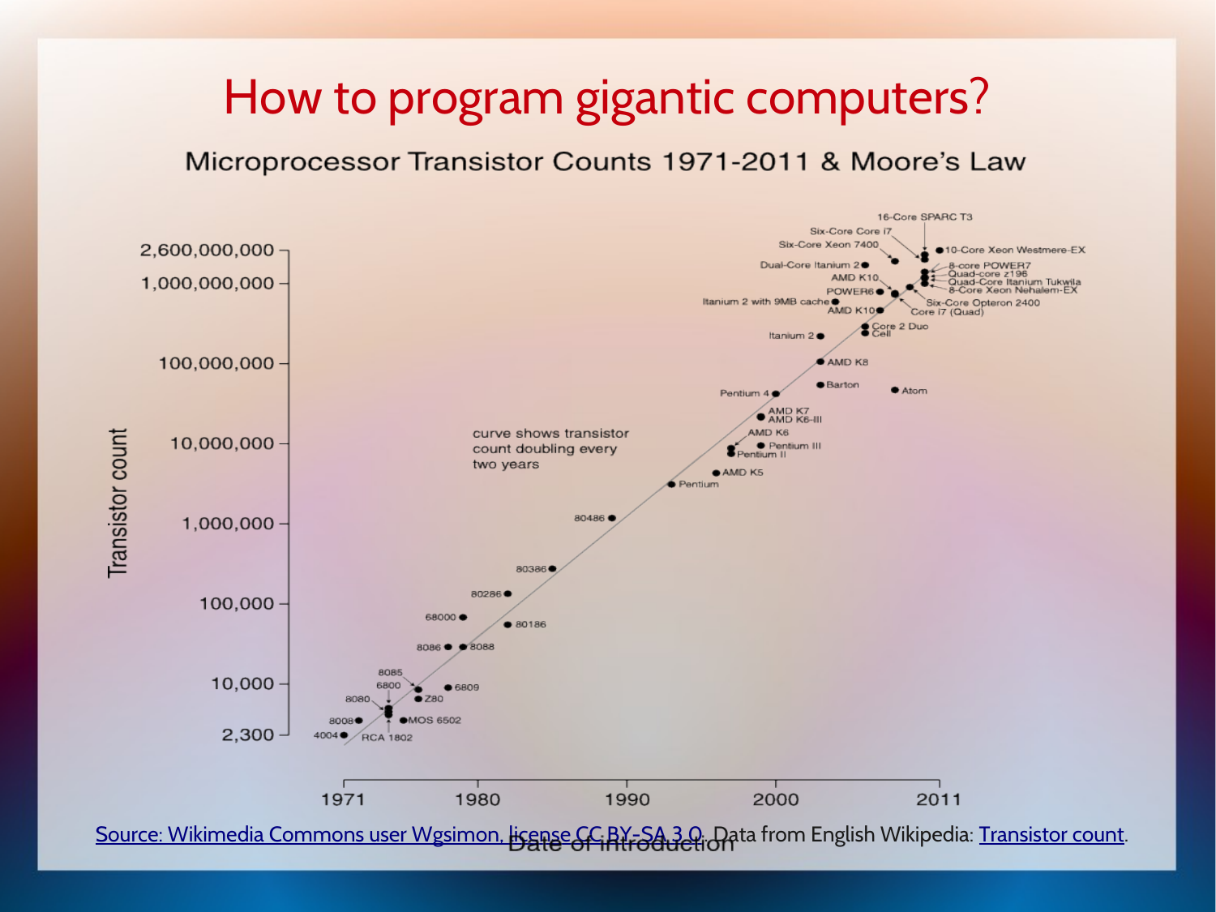# How to program gigantic computers?

Microprocessor Transistor Counts 1971-2011 & Moore's Law

Source: Wikimedia Commons user Wgsimon, license CC BY-SA 3.0. Data from English Wikipedia: Transistor count.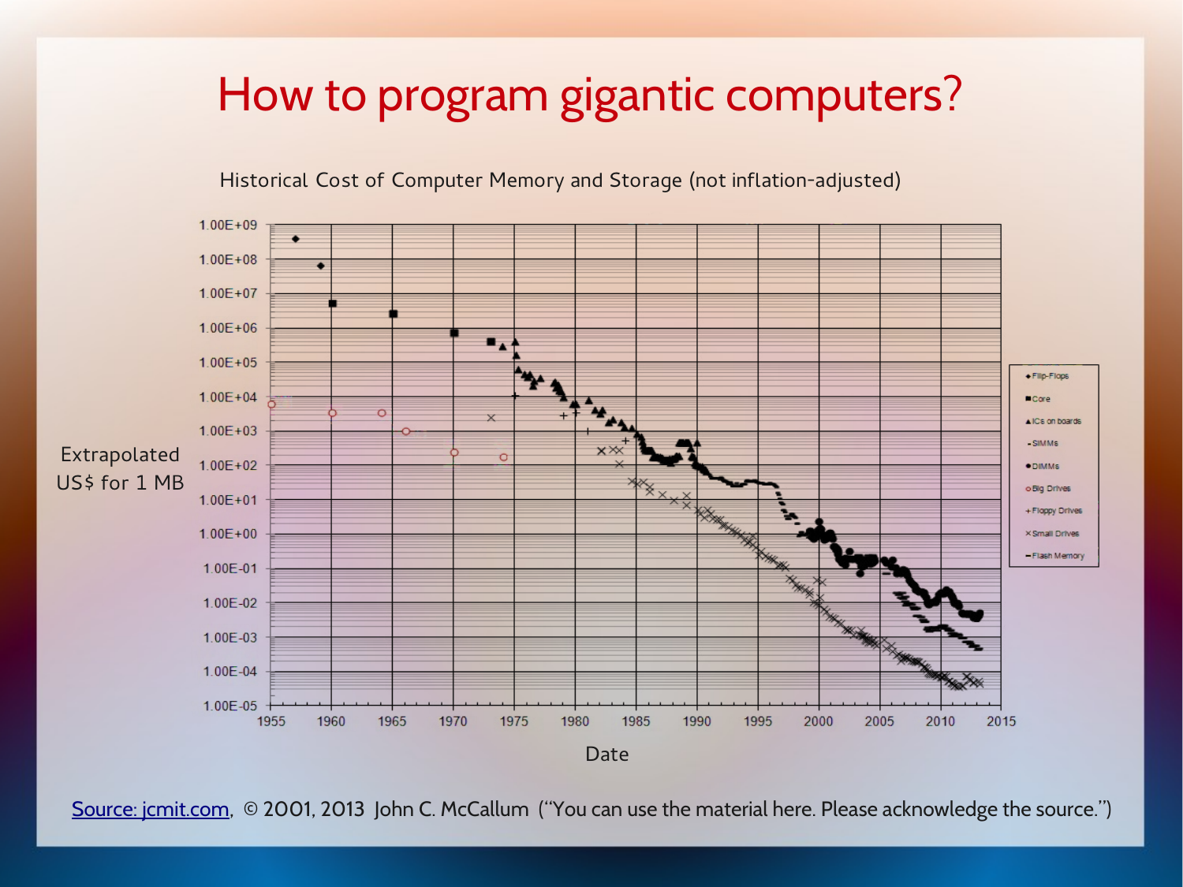# How to program gigantic computers?

Historical Cost of Computer Memory and Storage (not inflation-adjusted)

Extrapolated US$ for 1 MB

Date

Source: jcmit.com, © 2001, 2013 John C. McCallum ("You can use the material here. Please acknowledge the source.")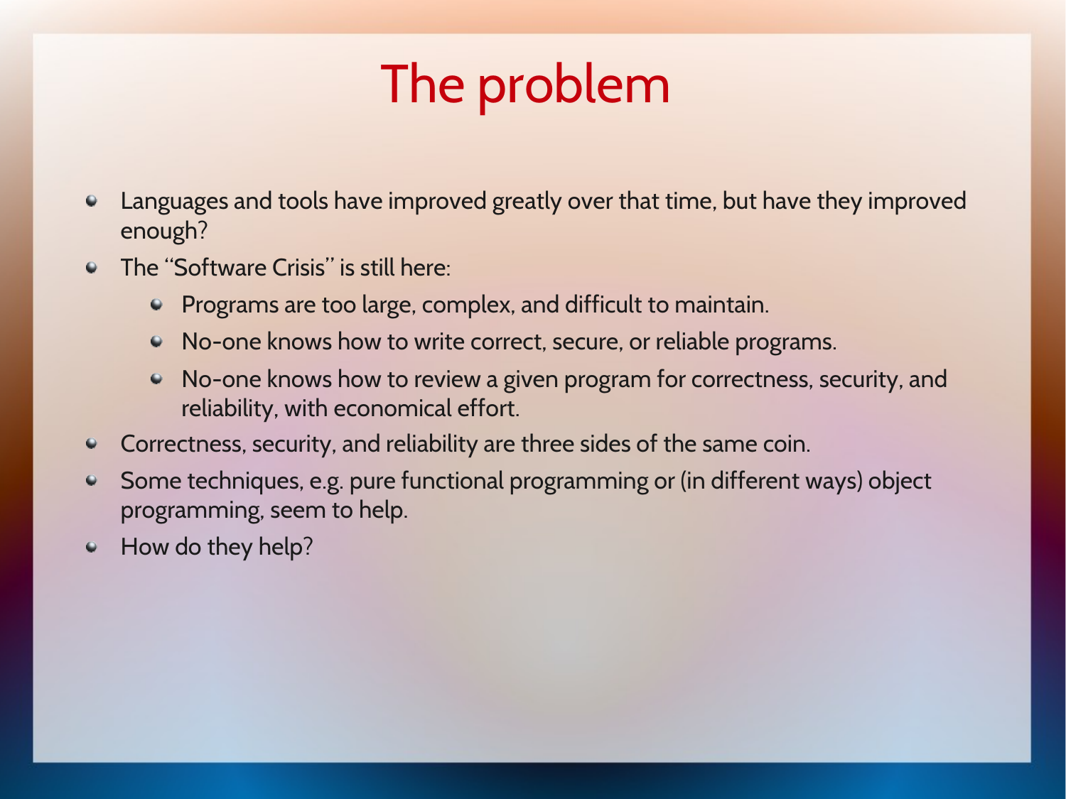# The problem

- Languages and tools have improved greatly over that time, but have they improved enough?
- The “Software Crisis” is still here:
  - Programs are too large, complex, and difficult to maintain.
  - No-one knows how to write correct, secure, or reliable programs.
  - No-one knows how to review a given program for correctness, security, and reliability, with economical effort.
- Correctness, security, and reliability are three sides of the same coin.
- Some techniques, e.g. pure functional programming or (in different ways) object programming, seem to help.
- How do they help?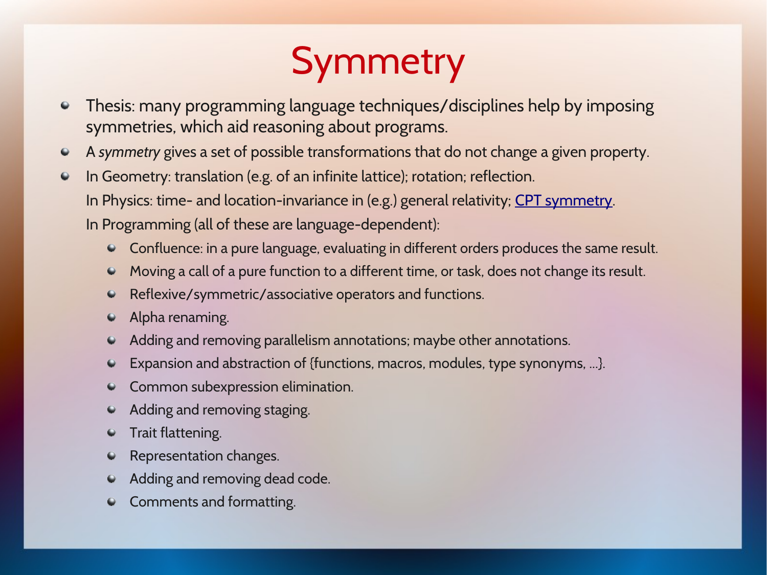# Symmetry

- Thesis: many programming language techniques/disciplines help by imposing symmetries, which aid reasoning about programs.
- A *symmetry* gives a set of possible transformations that do not change a given property.
- In Geometry: translation (e.g. of an infinite lattice); rotation; reflection.

  In Physics: time- and location-invariance in (e.g.) general relativity; [CPT symmetry](CPT symmetry).

  In Programming (all of these are language-dependent):

  - Confluence: in a pure language, evaluating in different orders produces the same result.
  - Moving a call of a pure function to a different time, or task, does not change its result.
  - Reflexive/symmetric/associative operators and functions.
  - Alpha renaming.
  - Adding and removing parallelism annotations; maybe other annotations.
  - Expansion and abstraction of {functions, macros, modules, type synonyms, ...}.
  - Common subexpression elimination.
  - Adding and removing staging.
  - Trait flattening.
  - Representation changes.
  - Adding and removing dead code.
  - Comments and formatting.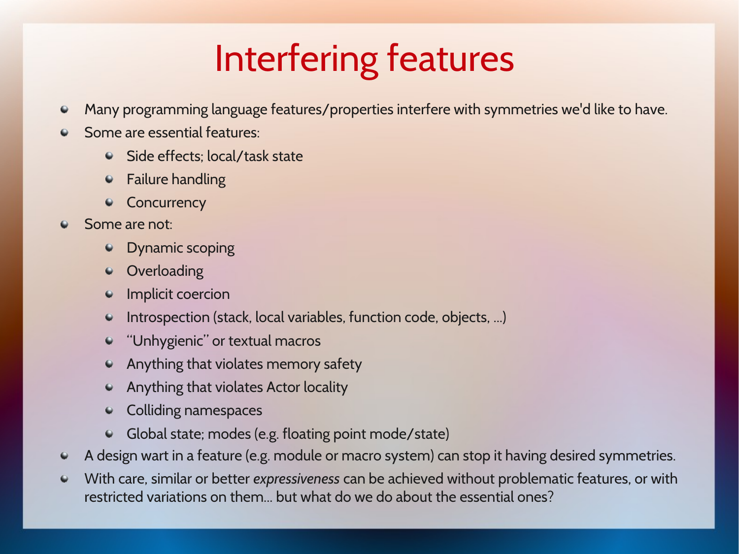# Interfering features

- Many programming language features/properties interfere with symmetries we'd like to have.
- Some are essential features:
  - Side effects; local/task state
  - Failure handling
  - Concurrency
- Some are not:
  - Dynamic scoping
  - Overloading
  - Implicit coercion
  - Introspection (stack, local variables, function code, objects, ...)
  - "Unhygienic" or textual macros
  - Anything that violates memory safety
  - Anything that violates Actor locality
  - Colliding namespaces
  - Global state; modes (e.g. floating point mode/state)
- A design wart in a feature (e.g. module or macro system) can stop it having desired symmetries.
- With care, similar or better *expressiveness* can be achieved without problematic features, or with restricted variations on them... but what do we do about the essential ones?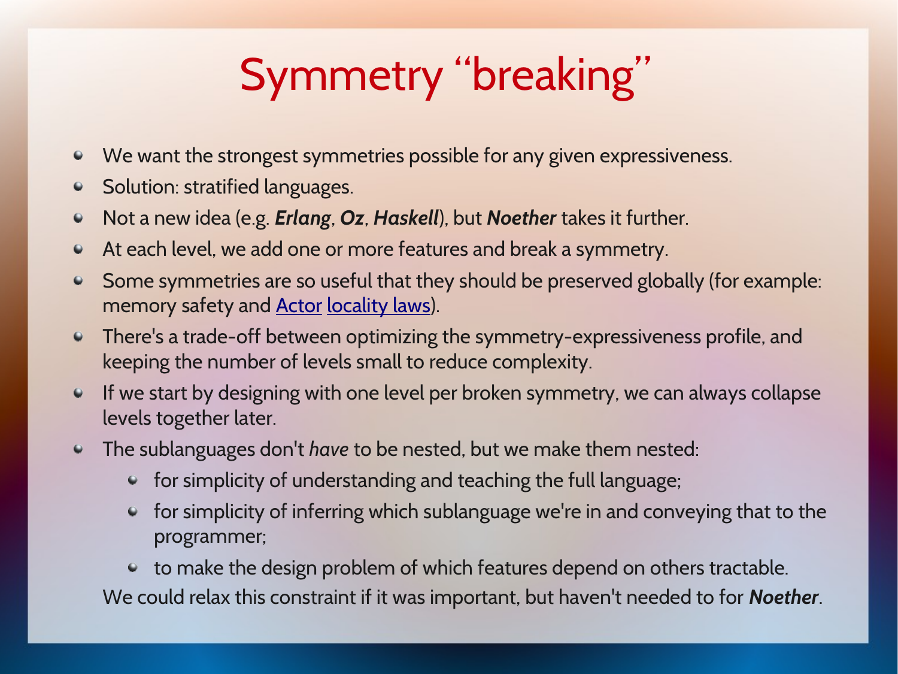# Symmetry "breaking"

- We want the strongest symmetries possible for any given expressiveness.
- Solution: stratified languages.
- Not a new idea (e.g. ***Erlang***, ***Oz***, ***Haskell***), but ***Noether*** takes it further.
- At each level, we add one or more features and break a symmetry.
- Some symmetries are so useful that they should be preserved globally (for example: memory safety and Actor locality laws).
- There's a trade-off between optimizing the symmetry-expressiveness profile, and keeping the number of levels small to reduce complexity.
- If we start by designing with one level per broken symmetry, we can always collapse levels together later.
- The sublanguages don't *have* to be nested, but we make them nested:
  - for simplicity of understanding and teaching the full language;
  - for simplicity of inferring which sublanguage we're in and conveying that to the programmer;
  - to make the design problem of which features depend on others tractable.

  We could relax this constraint if it was important, but haven't needed to for ***Noether***.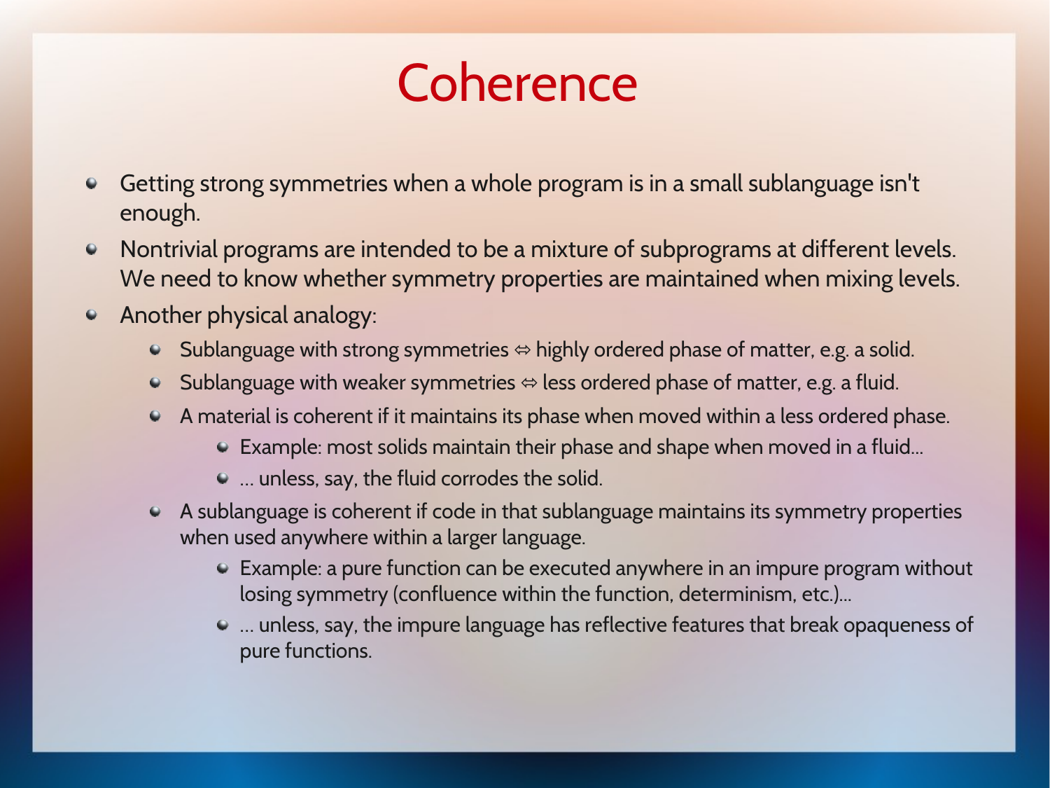# Coherence

- Getting strong symmetries when a whole program is in a small sublanguage isn't enough.
- Nontrivial programs are intended to be a mixture of subprograms at different levels. We need to know whether symmetry properties are maintained when mixing levels.
- Another physical analogy:
  - Sublanguage with strong symmetries ⇔ highly ordered phase of matter, e.g. a solid.
  - Sublanguage with weaker symmetries ⇔ less ordered phase of matter, e.g. a fluid.
  - A material is coherent if it maintains its phase when moved within a less ordered phase.
    - Example: most solids maintain their phase and shape when moved in a fluid...
    - ... unless, say, the fluid corrodes the solid.
  - A sublanguage is coherent if code in that sublanguage maintains its symmetry properties when used anywhere within a larger language.
    - Example: a pure function can be executed anywhere in an impure program without losing symmetry (confluence within the function, determinism, etc.)...
    - ... unless, say, the impure language has reflective features that break opaqueness of pure functions.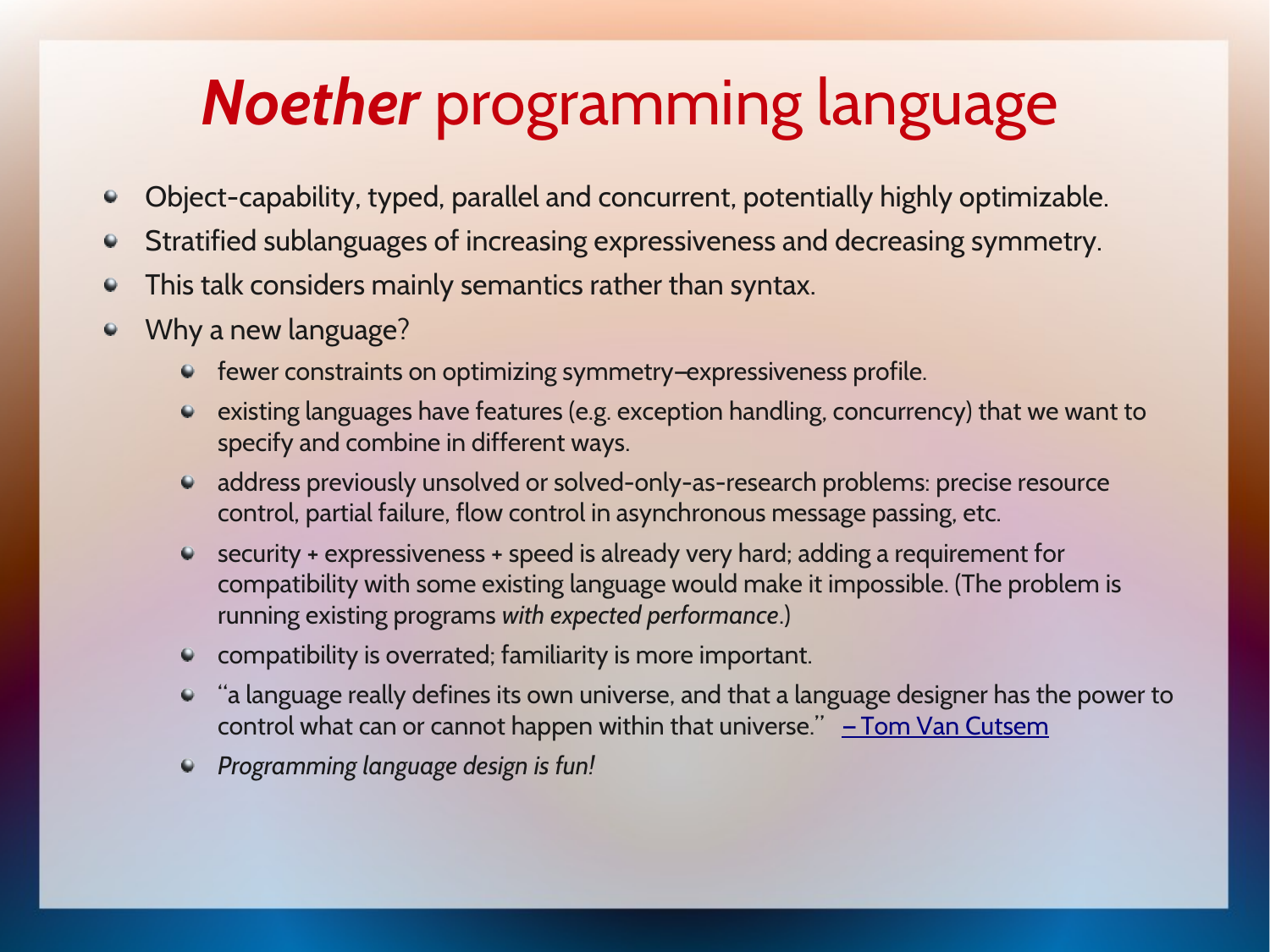# *Noether* programming language

- Object-capability, typed, parallel and concurrent, potentially highly optimizable.
- Stratified sublanguages of increasing expressiveness and decreasing symmetry.
- This talk considers mainly semantics rather than syntax.
- Why a new language?
  - fewer constraints on optimizing symmetry–expressiveness profile.
  - existing languages have features (e.g. exception handling, concurrency) that we want to specify and combine in different ways.
  - address previously unsolved or solved-only-as-research problems: precise resource control, partial failure, flow control in asynchronous message passing, etc.
  - security + expressiveness + speed is already very hard; adding a requirement for compatibility with some existing language would make it impossible. (The problem is running existing programs *with expected performance*.)
  - compatibility is overrated; familiarity is more important.
  - "a language really defines its own universe, and that a language designer has the power to control what can or cannot happen within that universe." – Tom Van Cutsem
  - *Programming language design is fun!*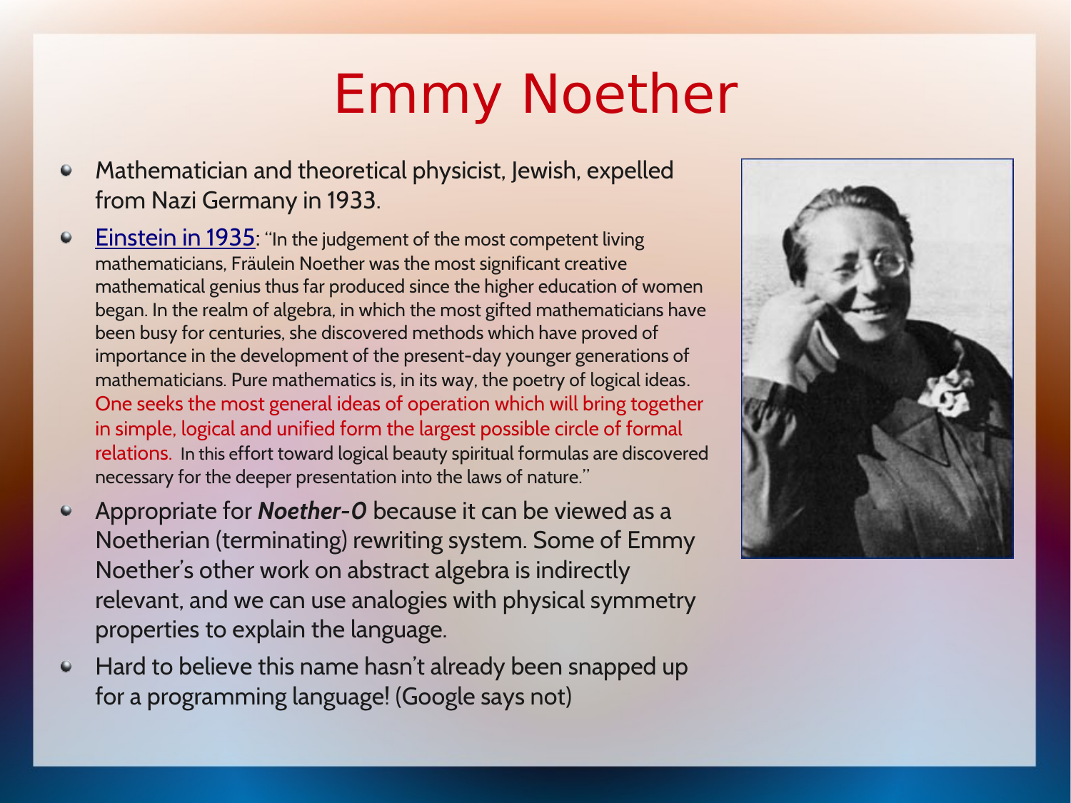# Emmy Noether

- Mathematician and theoretical physicist, Jewish, expelled from Nazi Germany in 1933.
- Einstein in 1935: "In the judgement of the most competent living mathematicians, Fräulein Noether was the most significant creative mathematical genius thus far produced since the higher education of women began. In the realm of algebra, in which the most gifted mathematicians have been busy for centuries, she discovered methods which have proved of importance in the development of the present-day younger generations of mathematicians. Pure mathematics is, in its way, the poetry of logical ideas. One seeks the most general ideas of operation which will bring together in simple, logical and unified form the largest possible circle of formal relations. In this effort toward logical beauty spiritual formulas are discovered necessary for the deeper presentation into the laws of nature."
- Appropriate for ***Noether-0*** because it can be viewed as a Noetherian (terminating) rewriting system. Some of Emmy Noether's other work on abstract algebra is indirectly relevant, and we can use analogies with physical symmetry properties to explain the language.
- Hard to believe this name hasn't already been snapped up for a programming language! (Google says not)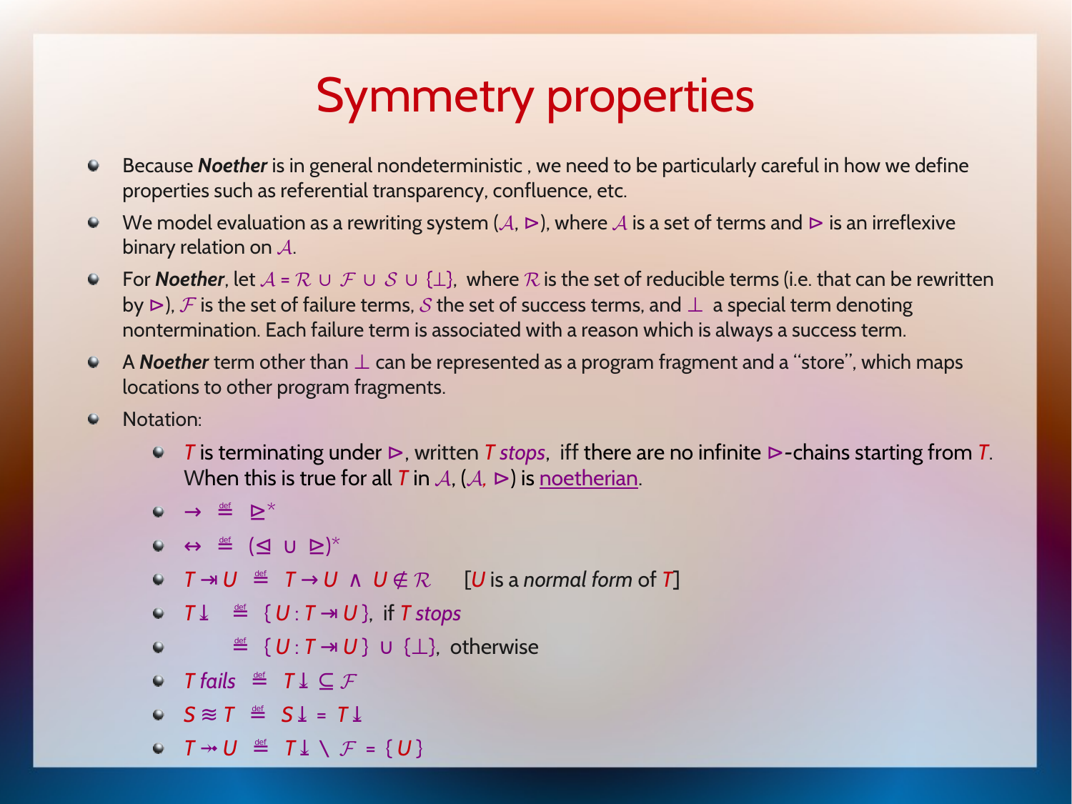# Symmetry properties

- Because ***Noether*** is in general nondeterministic , we need to be particularly careful in how we define properties such as referential transparency, confluence, etc.
- We model evaluation as a rewriting system ($\mathcal{A}$, $\rhd$), where $\mathcal{A}$ is a set of terms and $\rhd$ is an irreflexive binary relation on $\mathcal{A}$.
- For ***Noether***, let $\mathcal{A} = \mathcal{R} \cup \mathcal{F} \cup \mathcal{S} \cup \{\perp\}$, where $\mathcal{R}$ is the set of reducible terms (i.e. that can be rewritten by $\rhd$), $\mathcal{F}$ is the set of failure terms, $\mathcal{S}$ the set of success terms, and $\perp$ a special term denoting nontermination. Each failure term is associated with a reason which is always a success term.
- A ***Noether*** term other than $\perp$ can be represented as a program fragment and a "store", which maps locations to other program fragments.
- Notation:
  - $T$ is terminating under $\rhd$, written $T$ *stops*, iff there are no infinite $\rhd$-chains starting from $T$. When this is true for all $T$ in $\mathcal{A}$, ($\mathcal{A}$, $\rhd$) is noetherian.
  - $\rightarrow \;\stackrel{\text{def}}{=}\; \unrhd^*$
  - $\leftrightarrow \;\stackrel{\text{def}}{=}\; (\unlhd \,\cup\, \unrhd)^*$
  - $T \rightarrow\!\!| \; U \;\stackrel{\text{def}}{=}\; T \rightarrow U \;\wedge\; U \notin \mathcal{R}$ [$U$ is a *normal form* of $T$]
  - $T{\downarrow} \;\stackrel{\text{def}}{=}\; \{\, U : T \rightarrow\!\!| \; U \,\}$, if $T$ *stops*
  - $\stackrel{\text{def}}{=}\; \{\, U : T \rightarrow\!\!| \; U \,\} \cup \{\perp\}$, otherwise
  - $T$ *fails* $\stackrel{\text{def}}{=}\; T{\downarrow} \subseteq \mathcal{F}$
  - $S \approx T \;\stackrel{\text{def}}{=}\; S{\downarrow} = T{\downarrow}$
  - $T \twoheadrightarrow U \;\stackrel{\text{def}}{=}\; T{\downarrow} \setminus \mathcal{F} = \{\, U \,\}$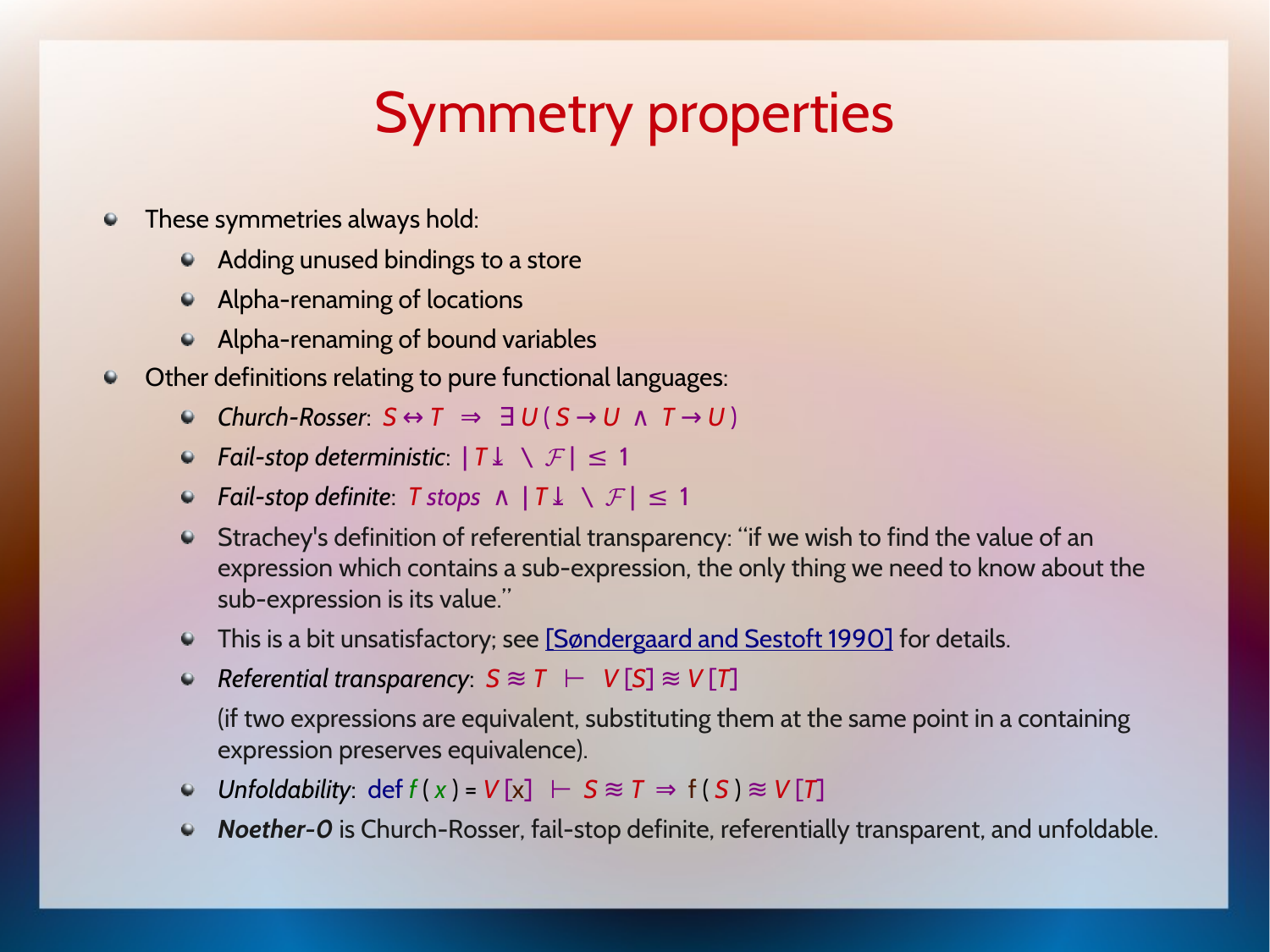# Symmetry properties

- These symmetries always hold:
  - Adding unused bindings to a store
  - Alpha-renaming of locations
  - Alpha-renaming of bound variables
- Other definitions relating to pure functional languages:
  - *Church-Rosser*: $S \leftrightarrow T \;\Rightarrow\; \exists\, U\,(\,S \rightarrow U \;\wedge\; T \rightarrow U\,)$
  - *Fail-stop deterministic*: $|\,T{\downarrow} \;\setminus\; \mathcal{F}\,| \;\leq\; 1$
  - *Fail-stop definite*: $T\ \mathit{stops} \;\wedge\; |\,T{\downarrow} \;\setminus\; \mathcal{F}\,| \;\leq\; 1$
  - Strachey's definition of referential transparency: “if we wish to find the value of an expression which contains a sub-expression, the only thing we need to know about the sub-expression is its value.”
  - This is a bit unsatisfactory; see [Søndergaard and Sestoft 1990] for details.
  - *Referential transparency*: $S \approx T \;\vdash\; V[S] \approx V[T]$

    (if two expressions are equivalent, substituting them at the same point in a containing expression preserves equivalence).
  - *Unfoldability*: $\mathrm{def}\ f\,(\,x\,) = V\,[\mathrm{x}] \;\vdash\; S \approx T \;\Rightarrow\; \mathrm{f}\,(\,S\,) \approx V\,[T]$
  - ***Noether-0*** is Church-Rosser, fail-stop definite, referentially transparent, and unfoldable.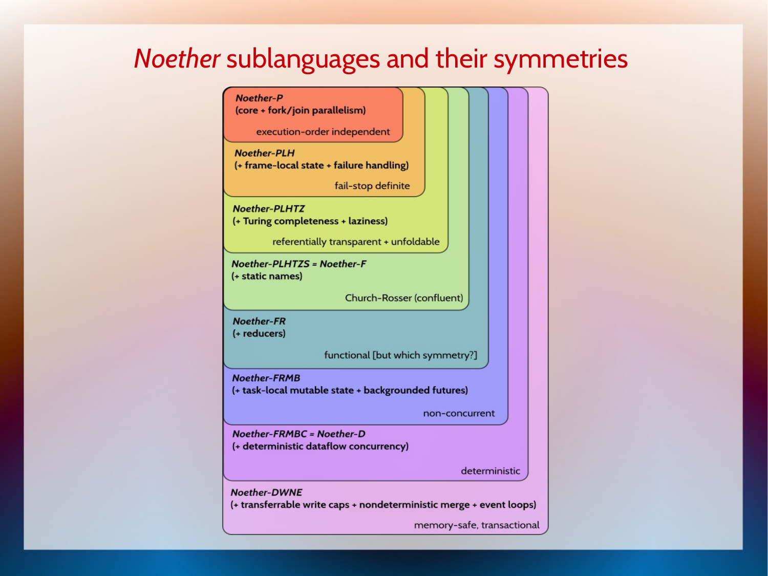# *Noether* sublanguages and their symmetries

***Noether-P***
**(core + fork/join parallelism)**

execution-order independent

***Noether-PLH***
**(+ frame-local state + failure handling)**

fail-stop definite

***Noether-PLHTZ***
**(+ Turing completeness + laziness)**

referentially transparent + unfoldable

***Noether-PLHTZS = Noether-F***
**(+ static names)**

Church-Rosser (confluent)

***Noether-FR***
**(+ reducers)**

functional [but which symmetry?]

***Noether-FRMB***
**(+ task-local mutable state + backgrounded futures)**

non-concurrent

***Noether-FRMBC = Noether-D***
**(+ deterministic dataflow concurrency)**

deterministic

***Noether-DWNE***
**(+ transferrable write caps + nondeterministic merge + event loops)**

memory-safe, transactional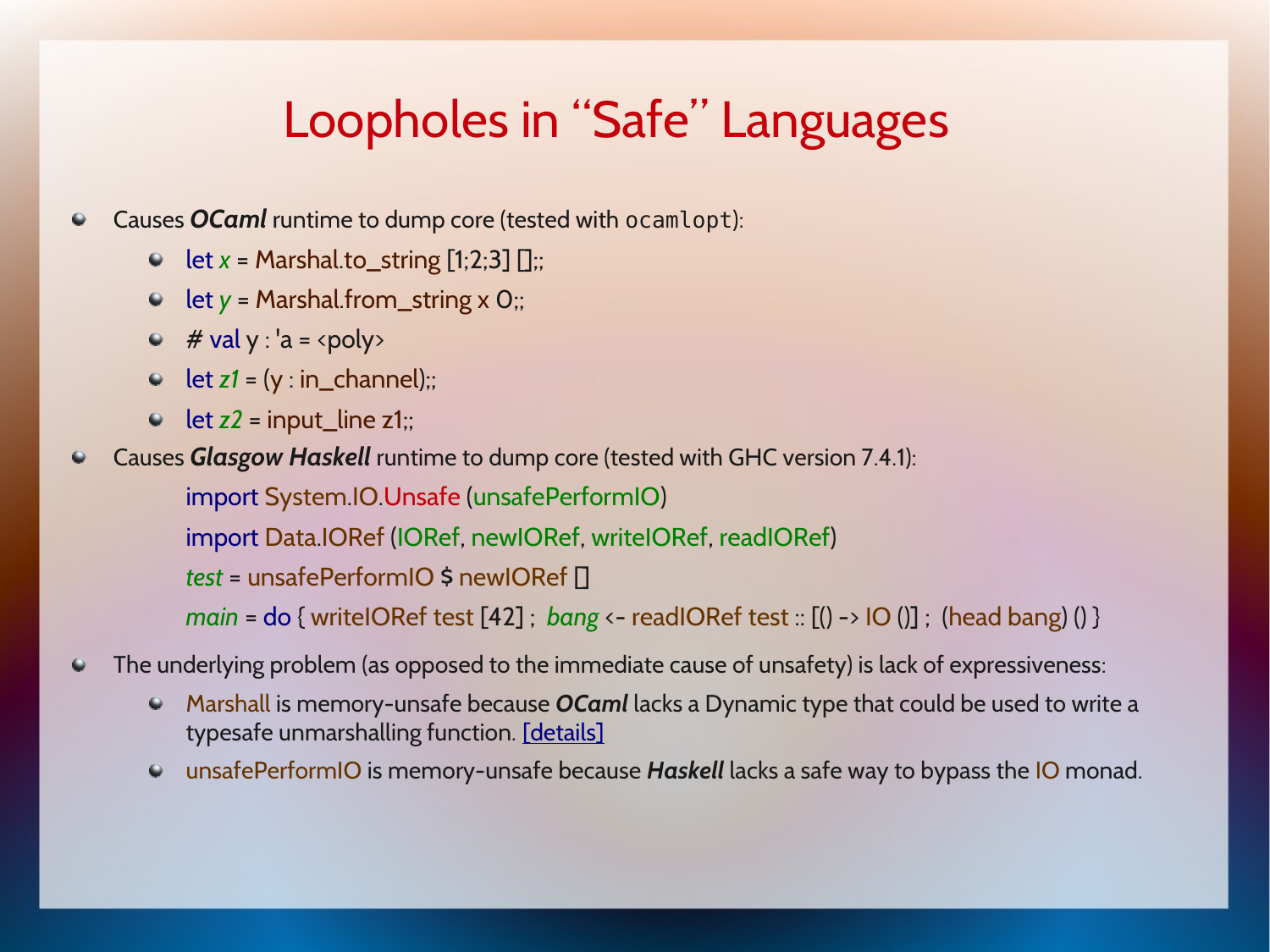# Loopholes in "Safe" Languages

- Causes ***OCaml*** runtime to dump core (tested with `ocamlopt`):
  - `let x = Marshal.to_string [1;2;3] [];;`
  - `let y = Marshal.from_string x 0;;`
  - `# val y : 'a = <poly>`
  - `let z1 = (y : in_channel);;`
  - `let z2 = input_line z1;;`
- Causes ***Glasgow Haskell*** runtime to dump core (tested with GHC version 7.4.1):

```
import System.IO.Unsafe (unsafePerformIO)
import Data.IORef (IORef, newIORef, writeIORef, readIORef)
test = unsafePerformIO $ newIORef []
main = do { writeIORef test [42] ;  bang <- readIORef test :: [() -> IO ()] ;  (head bang) () }
```

- The underlying problem (as opposed to the immediate cause of unsafety) is lack of expressiveness:
  - Marshall is memory-unsafe because ***OCaml*** lacks a Dynamic type that could be used to write a typesafe unmarshalling function. [details]
  - unsafePerformIO is memory-unsafe because ***Haskell*** lacks a safe way to bypass the IO monad.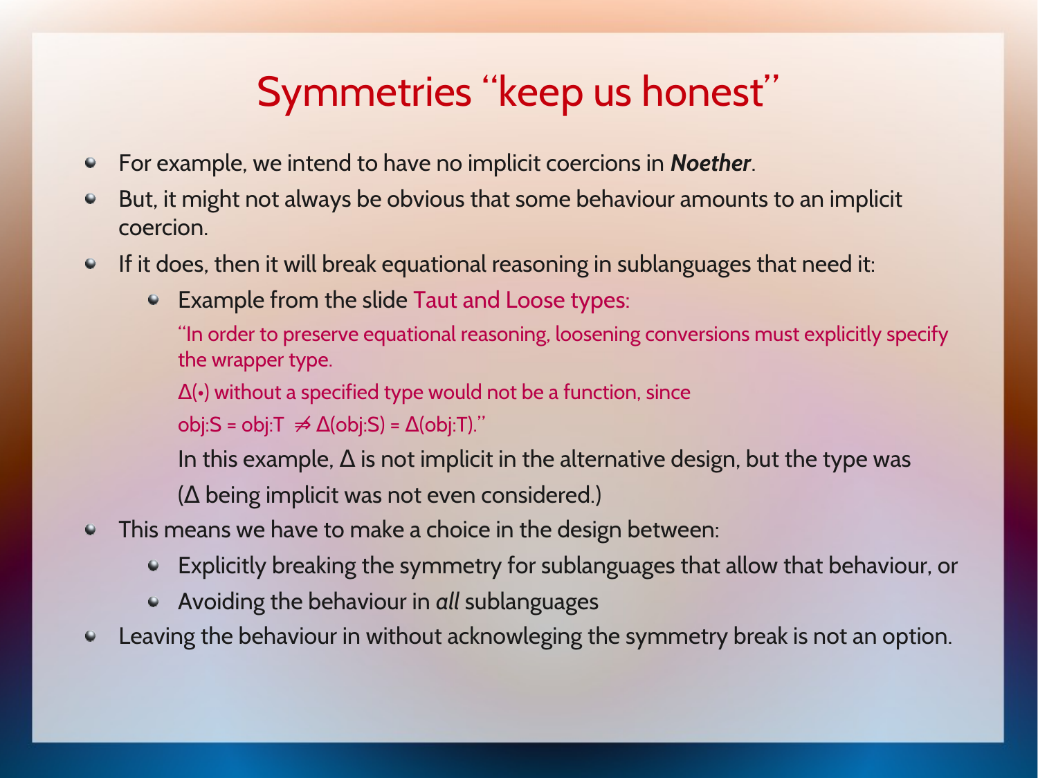# Symmetries "keep us honest"

- For example, we intend to have no implicit coercions in ***Noether***.
- But, it might not always be obvious that some behaviour amounts to an implicit coercion.
- If it does, then it will break equational reasoning in sublanguages that need it:
  - Example from the slide Taut and Loose types:

    "In order to preserve equational reasoning, loosening conversions must explicitly specify the wrapper type.

    Δ(•) without a specified type would not be a function, since

    obj:S = obj:T $\not\Rightarrow$ Δ(obj:S) = Δ(obj:T)."

    In this example, Δ is not implicit in the alternative design, but the type was

    (Δ being implicit was not even considered.)
- This means we have to make a choice in the design between:
  - Explicitly breaking the symmetry for sublanguages that allow that behaviour, or
  - Avoiding the behaviour in *all* sublanguages
- Leaving the behaviour in without acknowleging the symmetry break is not an option.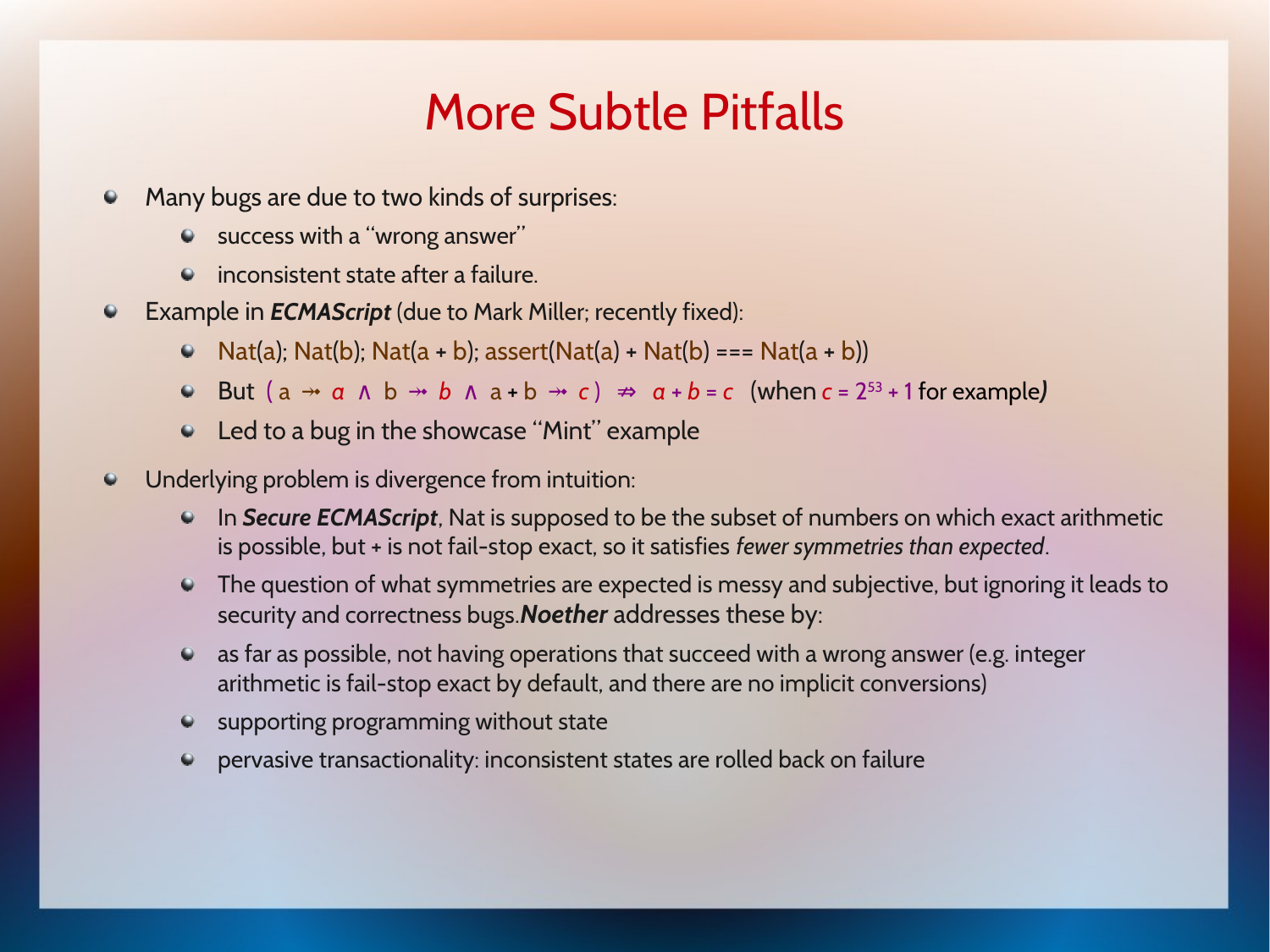# More Subtle Pitfalls

- Many bugs are due to two kinds of surprises:
  - success with a "wrong answer"
  - inconsistent state after a failure.
- Example in ***ECMAScript*** (due to Mark Miller; recently fixed):
  - `Nat(a); Nat(b); Nat(a + b); assert(Nat(a) + Nat(b) === Nat(a + b))`
  - But $(\mathrm{a} \twoheadrightarrow a \wedge \mathrm{b} \twoheadrightarrow b \wedge \mathrm{a+b} \twoheadrightarrow c) \not\Rightarrow a + b = c$ (when $c = 2^{53} + 1$ for example*)*
  - Led to a bug in the showcase "Mint" example
- Underlying problem is divergence from intuition:
  - In ***Secure ECMAScript***, Nat is supposed to be the subset of numbers on which exact arithmetic is possible, but + is not fail-stop exact, so it satisfies *fewer symmetries than expected*.
  - The question of what symmetries are expected is messy and subjective, but ignoring it leads to security and correctness bugs.***Noether*** addresses these by:
  - as far as possible, not having operations that succeed with a wrong answer (e.g. integer arithmetic is fail-stop exact by default, and there are no implicit conversions)
  - supporting programming without state
  - pervasive transactionality: inconsistent states are rolled back on failure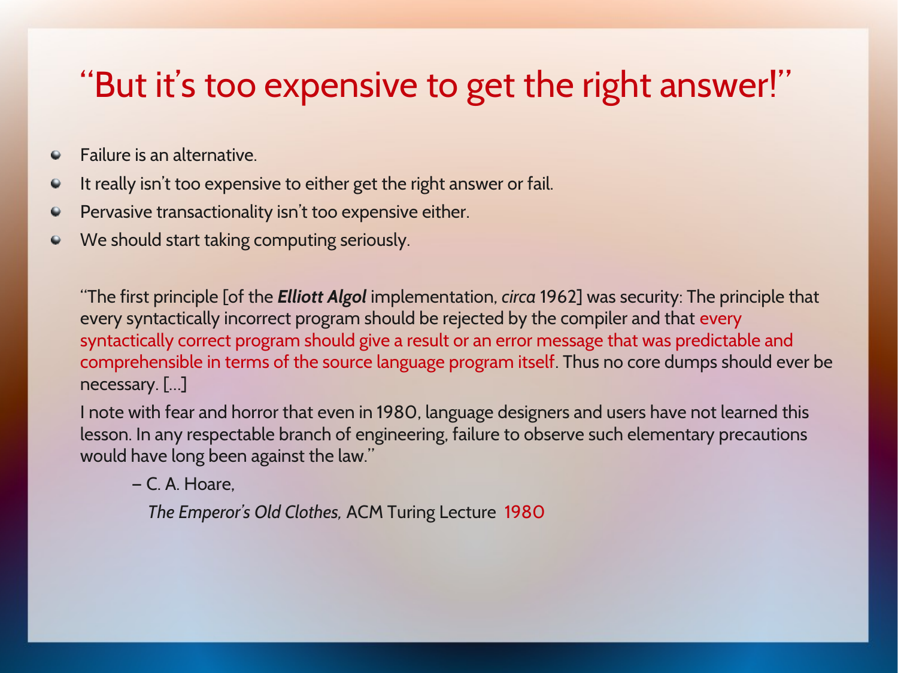# "But it's too expensive to get the right answer!"

- Failure is an alternative.
- It really isn't too expensive to either get the right answer or fail.
- Pervasive transactionality isn't too expensive either.
- We should start taking computing seriously.

"The first principle [of the ***Elliott Algol*** implementation, *circa* 1962] was security: The principle that every syntactically incorrect program should be rejected by the compiler and that every syntactically correct program should give a result or an error message that was predictable and comprehensible in terms of the source language program itself. Thus no core dumps should ever be necessary. [...]

I note with fear and horror that even in 1980, language designers and users have not learned this lesson. In any respectable branch of engineering, failure to observe such elementary precautions would have long been against the law."

– C. A. Hoare,

*The Emperor's Old Clothes,* ACM Turing Lecture 1980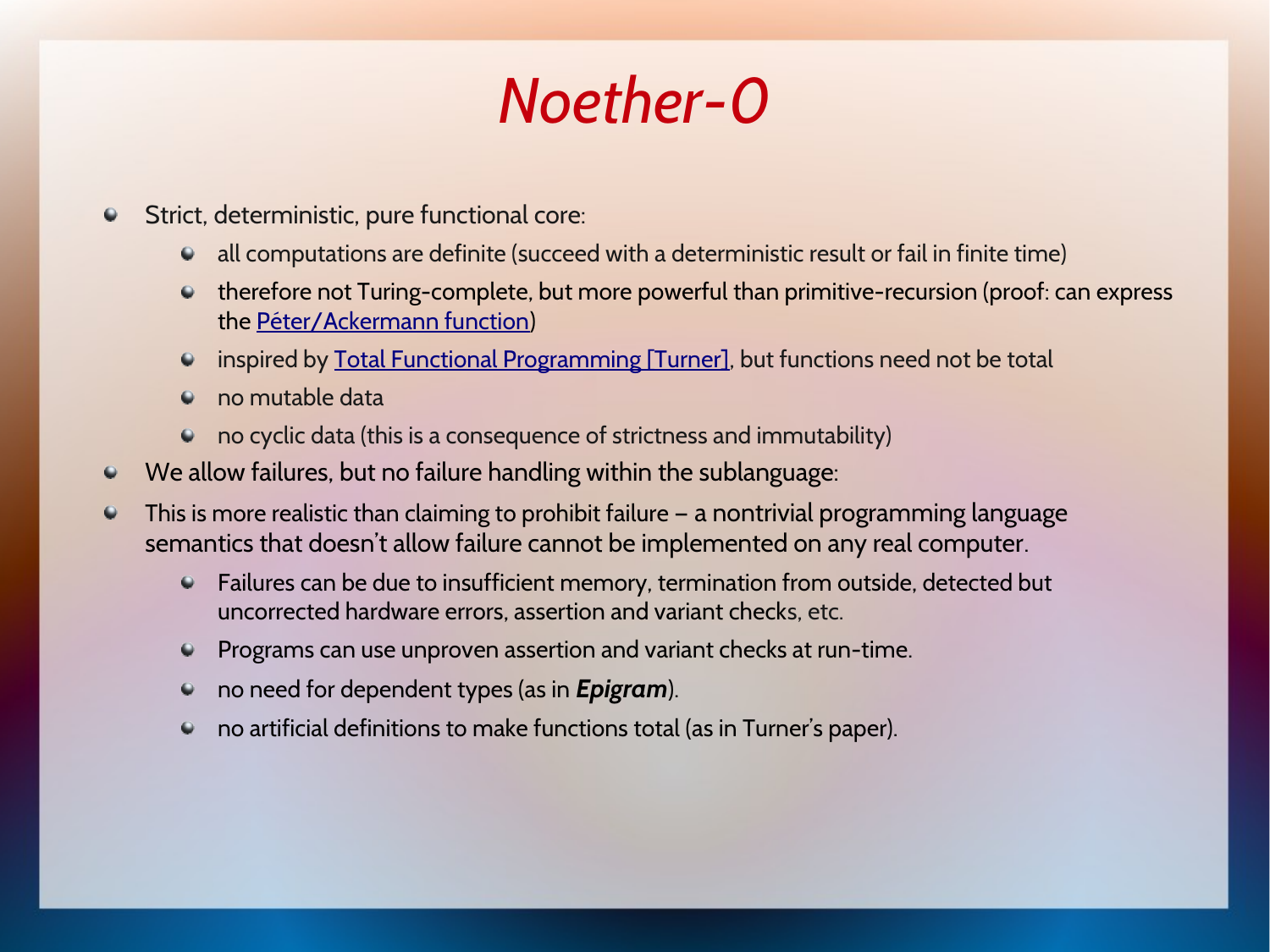# Noether-0

- Strict, deterministic, pure functional core:
  - all computations are definite (succeed with a deterministic result or fail in finite time)
  - therefore not Turing-complete, but more powerful than primitive-recursion (proof: can express the Péter/Ackermann function)
  - inspired by Total Functional Programming [Turner], but functions need not be total
  - no mutable data
  - no cyclic data (this is a consequence of strictness and immutability)
- We allow failures, but no failure handling within the sublanguage:
- This is more realistic than claiming to prohibit failure – a nontrivial programming language semantics that doesn't allow failure cannot be implemented on any real computer.
  - Failures can be due to insufficient memory, termination from outside, detected but uncorrected hardware errors, assertion and variant checks, etc.
  - Programs can use unproven assertion and variant checks at run-time.
  - no need for dependent types (as in ***Epigram***).
  - no artificial definitions to make functions total (as in Turner's paper).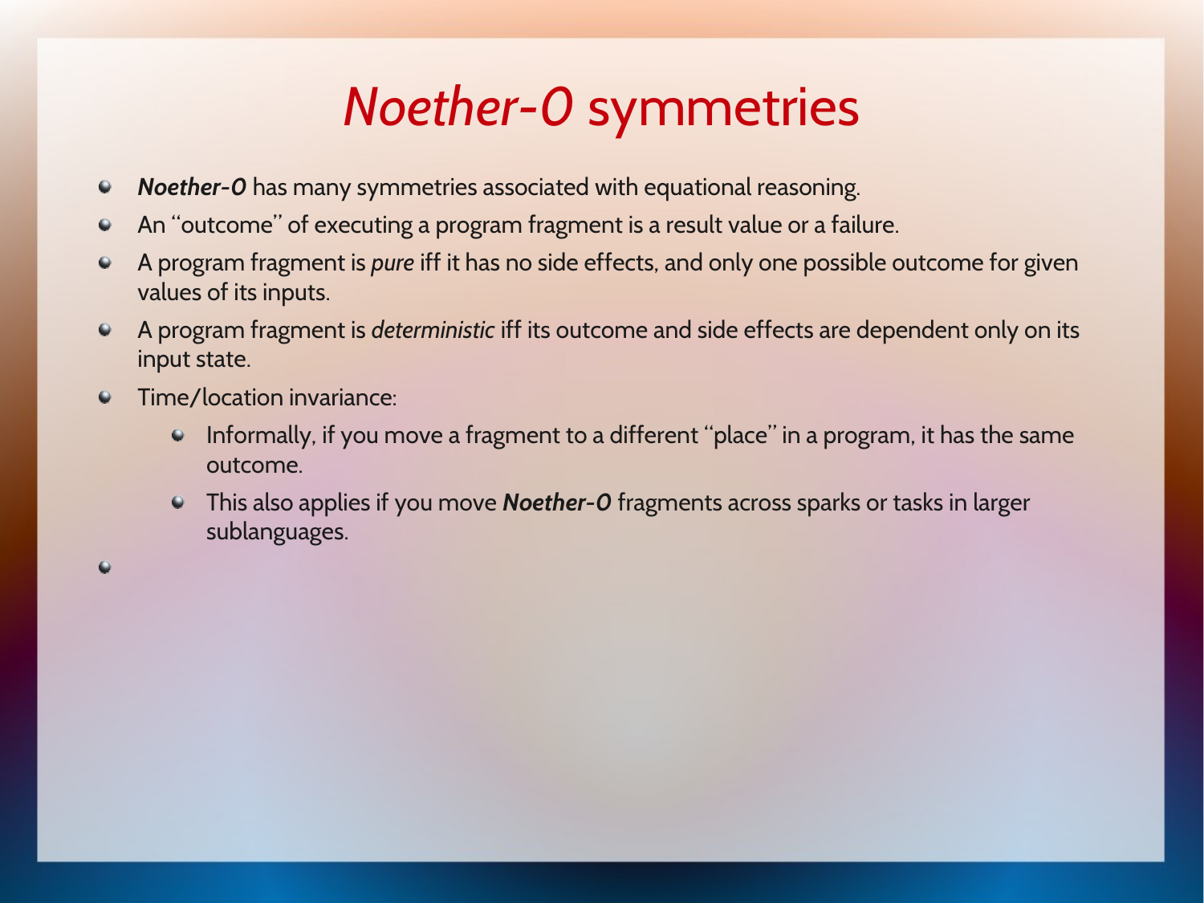# *Noether-0* symmetries

- ***Noether-0*** has many symmetries associated with equational reasoning.
- An "outcome" of executing a program fragment is a result value or a failure.
- A program fragment is *pure* iff it has no side effects, and only one possible outcome for given values of its inputs.
- A program fragment is *deterministic* iff its outcome and side effects are dependent only on its input state.
- Time/location invariance:
  - Informally, if you move a fragment to a different "place" in a program, it has the same outcome.
  - This also applies if you move ***Noether-0*** fragments across sparks or tasks in larger sublanguages.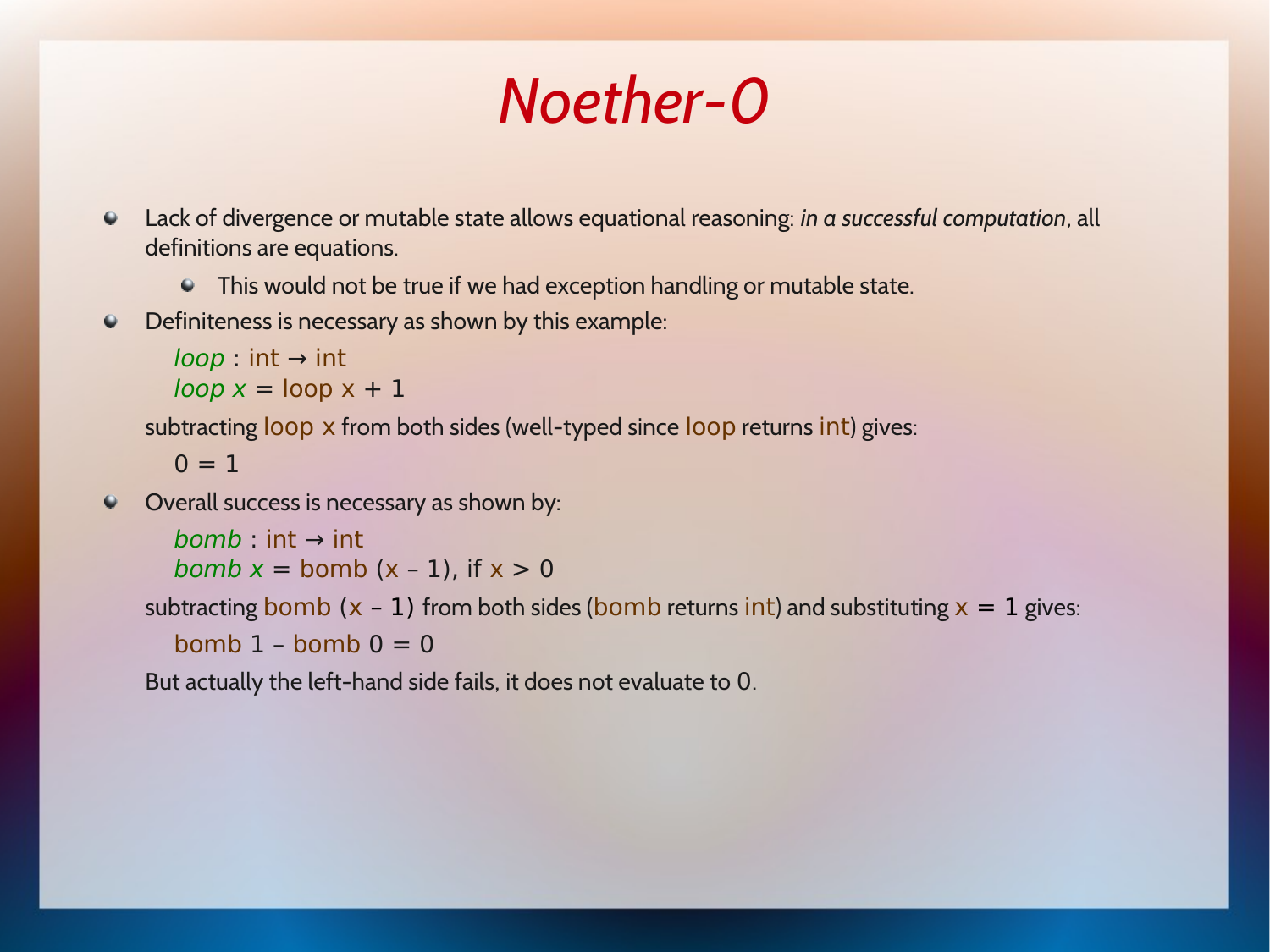# Noether-0

- Lack of divergence or mutable state allows equational reasoning: *in a successful computation*, all definitions are equations.
  - This would not be true if we had exception handling or mutable state.
- Definiteness is necessary as shown by this example:

  ```
  loop : int → int
  loop x = loop x + 1
  ```

  subtracting loop x from both sides (well-typed since loop returns int) gives:

  ```
  0 = 1
  ```

- Overall success is necessary as shown by:

  ```
  bomb : int → int
  bomb x = bomb (x - 1), if x > 0
  ```

  subtracting bomb (x - 1) from both sides (bomb returns int) and substituting x = 1 gives:

  ```
  bomb 1 - bomb 0 = 0
  ```

  But actually the left-hand side fails, it does not evaluate to 0.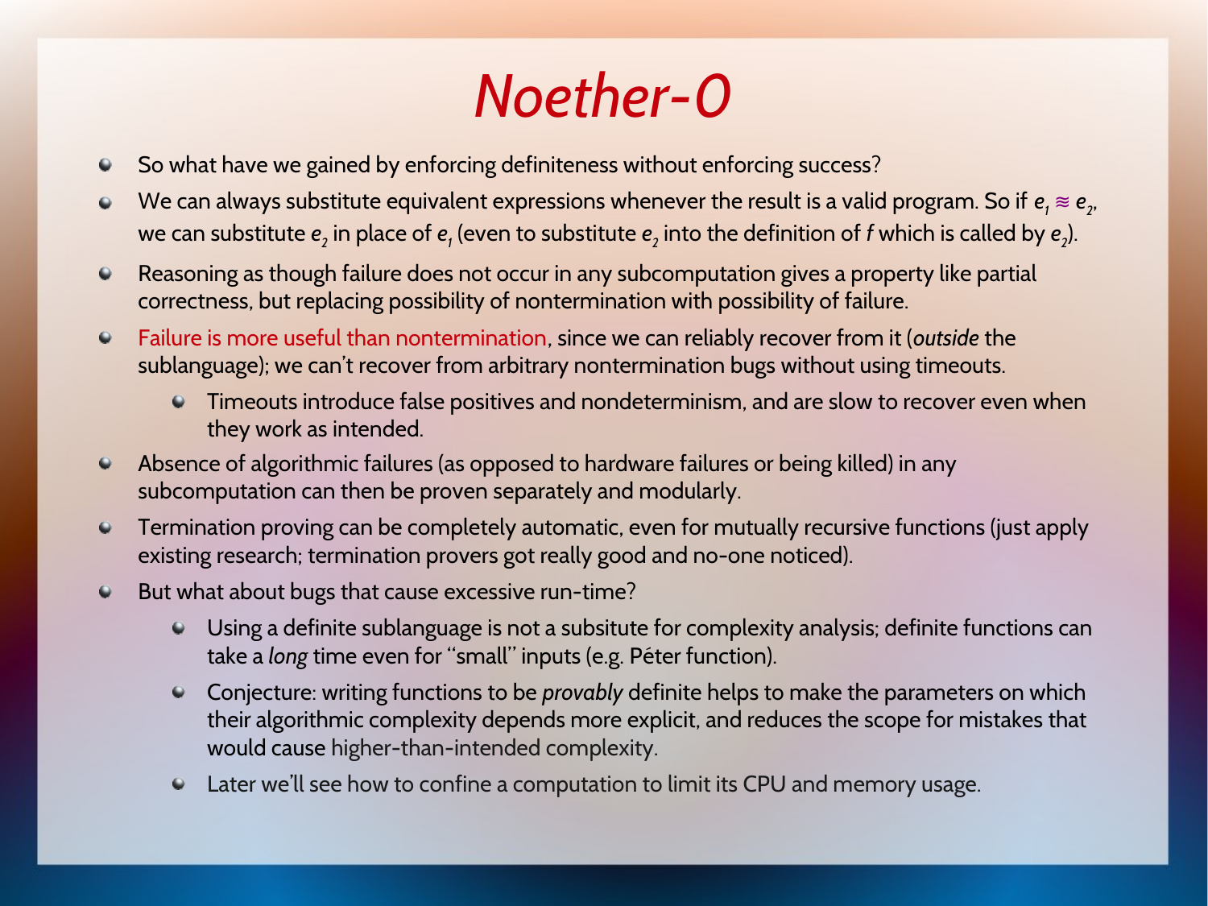# Noether-0

- So what have we gained by enforcing definiteness without enforcing success?
- We can always substitute equivalent expressions whenever the result is a valid program. So if $e_1 \approx e_2$, we can substitute $e_2$ in place of $e_1$ (even to substitute $e_2$ into the definition of $f$ which is called by $e_2$).
- Reasoning as though failure does not occur in any subcomputation gives a property like partial correctness, but replacing possibility of nontermination with possibility of failure.
- Failure is more useful than nontermination, since we can reliably recover from it (*outside* the sublanguage); we can't recover from arbitrary nontermination bugs without using timeouts.
  - Timeouts introduce false positives and nondeterminism, and are slow to recover even when they work as intended.
- Absence of algorithmic failures (as opposed to hardware failures or being killed) in any subcomputation can then be proven separately and modularly.
- Termination proving can be completely automatic, even for mutually recursive functions (just apply existing research; termination provers got really good and no-one noticed).
- But what about bugs that cause excessive run-time?
  - Using a definite sublanguage is not a subsitute for complexity analysis; definite functions can take a *long* time even for "small" inputs (e.g. Péter function).
  - Conjecture: writing functions to be *provably* definite helps to make the parameters on which their algorithmic complexity depends more explicit, and reduces the scope for mistakes that would cause higher-than-intended complexity.
  - Later we'll see how to confine a computation to limit its CPU and memory usage.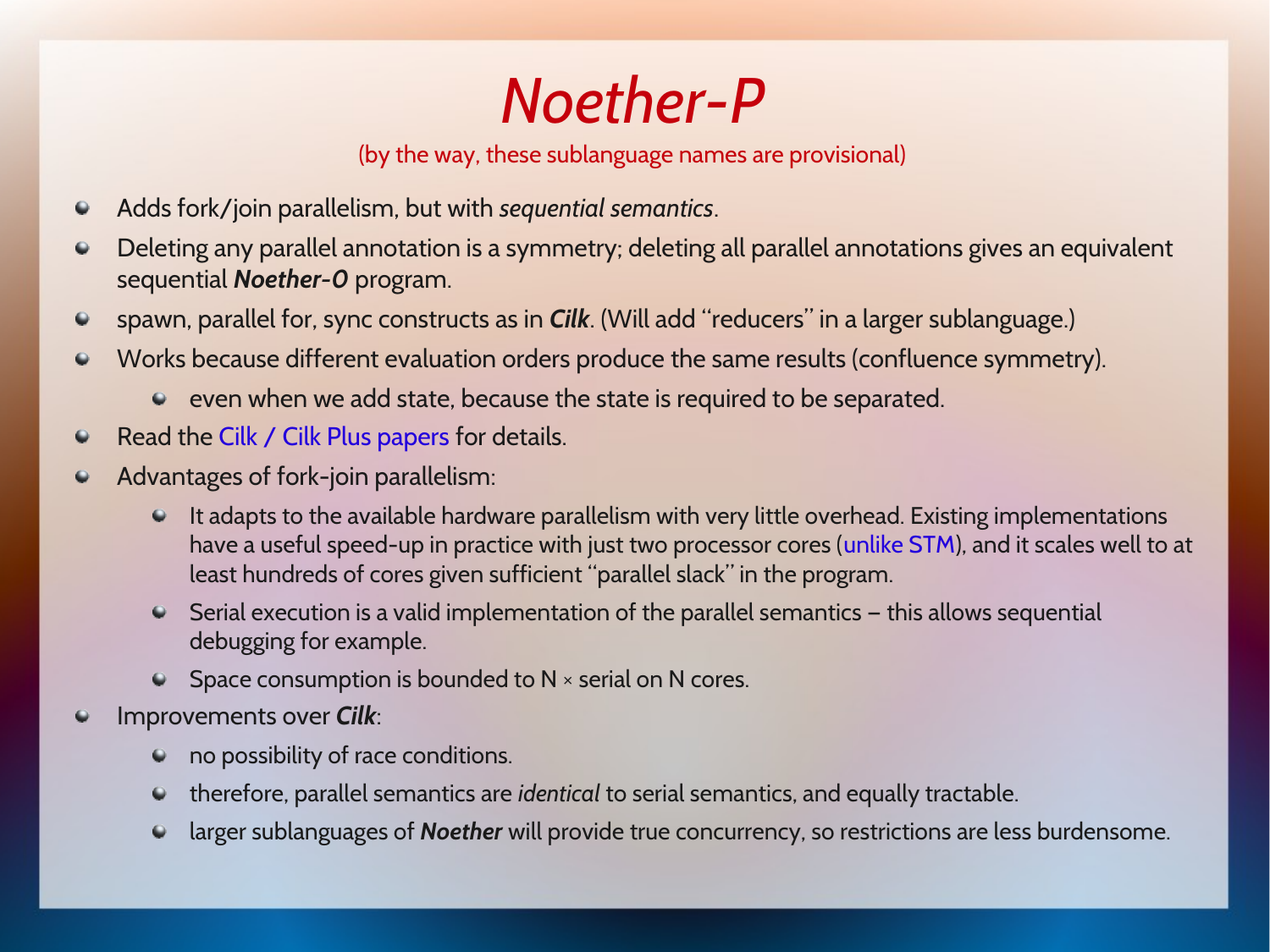# *Noether-P*

(by the way, these sublanguage names are provisional)

- Adds fork/join parallelism, but with *sequential semantics*.
- Deleting any parallel annotation is a symmetry; deleting all parallel annotations gives an equivalent sequential ***Noether-0*** program.
- spawn, parallel for, sync constructs as in ***Cilk***. (Will add "reducers" in a larger sublanguage.)
- Works because different evaluation orders produce the same results (confluence symmetry).
  - even when we add state, because the state is required to be separated.
- Read the Cilk / Cilk Plus papers for details.
- Advantages of fork-join parallelism:
  - It adapts to the available hardware parallelism with very little overhead. Existing implementations have a useful speed-up in practice with just two processor cores (unlike STM), and it scales well to at least hundreds of cores given sufficient "parallel slack" in the program.
  - Serial execution is a valid implementation of the parallel semantics – this allows sequential debugging for example.
  - Space consumption is bounded to N × serial on N cores.
- Improvements over ***Cilk***:
  - no possibility of race conditions.
  - therefore, parallel semantics are *identical* to serial semantics, and equally tractable.
  - larger sublanguages of ***Noether*** will provide true concurrency, so restrictions are less burdensome.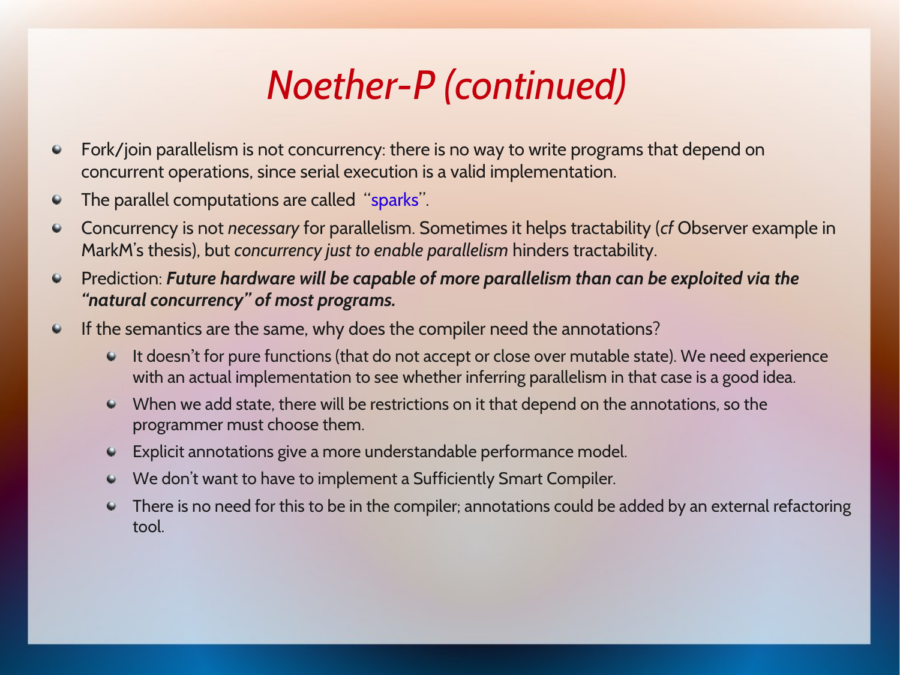# *Noether-P (continued)*

- Fork/join parallelism is not concurrency: there is no way to write programs that depend on concurrent operations, since serial execution is a valid implementation.
- The parallel computations are called "sparks".
- Concurrency is not *necessary* for parallelism. Sometimes it helps tractability (*cf* Observer example in MarkM's thesis), but *concurrency just to enable parallelism* hinders tractability.
- Prediction: ***Future hardware will be capable of more parallelism than can be exploited via the "natural concurrency" of most programs.***
- If the semantics are the same, why does the compiler need the annotations?
  - It doesn't for pure functions (that do not accept or close over mutable state). We need experience with an actual implementation to see whether inferring parallelism in that case is a good idea.
  - When we add state, there will be restrictions on it that depend on the annotations, so the programmer must choose them.
  - Explicit annotations give a more understandable performance model.
  - We don't want to have to implement a Sufficiently Smart Compiler.
  - There is no need for this to be in the compiler; annotations could be added by an external refactoring tool.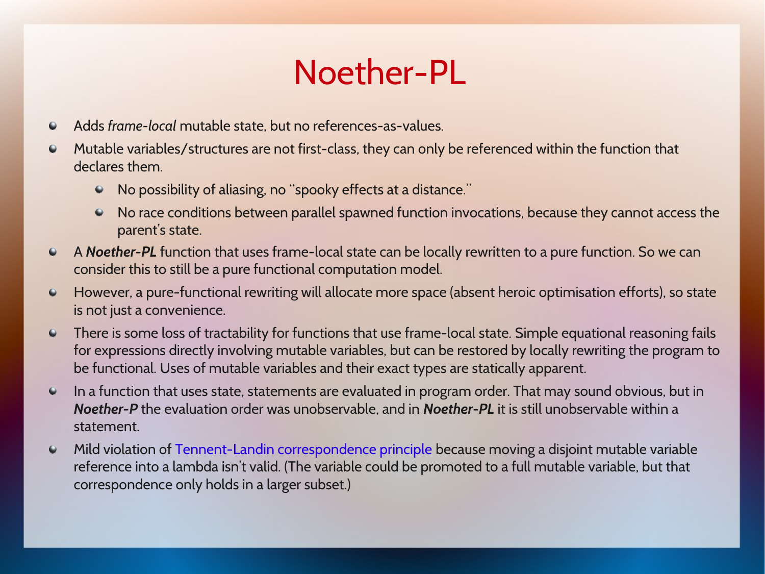# Noether-PL

- Adds *frame-local* mutable state, but no references-as-values.
- Mutable variables/structures are not first-class, they can only be referenced within the function that declares them.
  - No possibility of aliasing, no "spooky effects at a distance."
  - No race conditions between parallel spawned function invocations, because they cannot access the parent's state.
- A ***Noether-PL*** function that uses frame-local state can be locally rewritten to a pure function. So we can consider this to still be a pure functional computation model.
- However, a pure-functional rewriting will allocate more space (absent heroic optimisation efforts), so state is not just a convenience.
- There is some loss of tractability for functions that use frame-local state. Simple equational reasoning fails for expressions directly involving mutable variables, but can be restored by locally rewriting the program to be functional. Uses of mutable variables and their exact types are statically apparent.
- In a function that uses state, statements are evaluated in program order. That may sound obvious, but in ***Noether-P*** the evaluation order was unobservable, and in ***Noether-PL*** it is still unobservable within a statement.
- Mild violation of Tennent-Landin correspondence principle because moving a disjoint mutable variable reference into a lambda isn't valid. (The variable could be promoted to a full mutable variable, but that correspondence only holds in a larger subset.)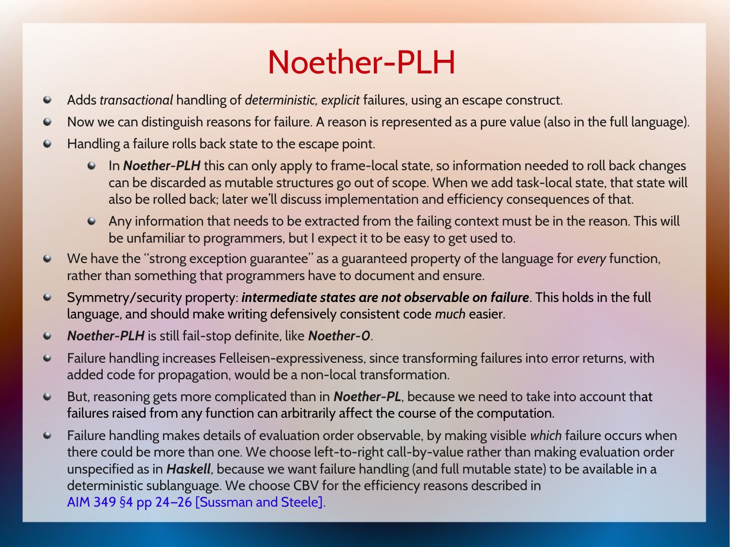# Noether-PLH

- Adds *transactional* handling of *deterministic, explicit* failures, using an escape construct.
- Now we can distinguish reasons for failure. A reason is represented as a pure value (also in the full language).
- Handling a failure rolls back state to the escape point.
  - In ***Noether-PLH*** this can only apply to frame-local state, so information needed to roll back changes can be discarded as mutable structures go out of scope. When we add task-local state, that state will also be rolled back; later we'll discuss implementation and efficiency consequences of that.
  - Any information that needs to be extracted from the failing context must be in the reason. This will be unfamiliar to programmers, but I expect it to be easy to get used to.
- We have the "strong exception guarantee" as a guaranteed property of the language for *every* function, rather than something that programmers have to document and ensure.
- Symmetry/security property: ***intermediate states are not observable on failure***. This holds in the full language, and should make writing defensively consistent code *much* easier.
- ***Noether-PLH*** is still fail-stop definite, like ***Noether-0***.
- Failure handling increases Felleisen-expressiveness, since transforming failures into error returns, with added code for propagation, would be a non-local transformation.
- But, reasoning gets more complicated than in ***Noether-PL***, because we need to take into account that failures raised from any function can arbitrarily affect the course of the computation.
- Failure handling makes details of evaluation order observable, by making visible *which* failure occurs when there could be more than one. We choose left-to-right call-by-value rather than making evaluation order unspecified as in ***Haskell***, because we want failure handling (and full mutable state) to be available in a deterministic sublanguage. We choose CBV for the efficiency reasons described in AIM 349 §4 pp 24–26 [Sussman and Steele].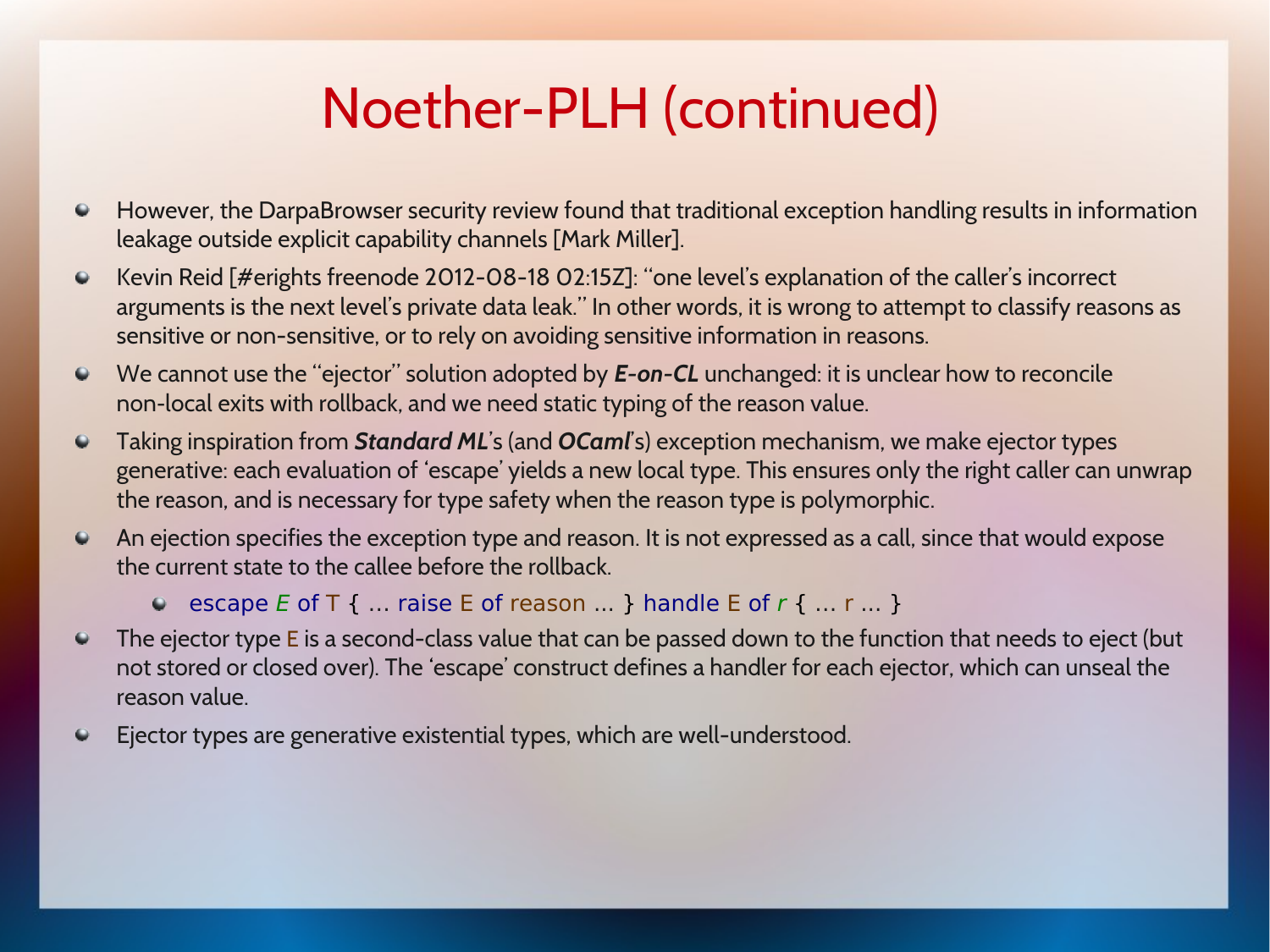# Noether-PLH (continued)

- However, the DarpaBrowser security review found that traditional exception handling results in information leakage outside explicit capability channels [Mark Miller].
- Kevin Reid [#erights freenode 2012-08-18 02:15Z]: "one level's explanation of the caller's incorrect arguments is the next level's private data leak." In other words, it is wrong to attempt to classify reasons as sensitive or non-sensitive, or to rely on avoiding sensitive information in reasons.
- We cannot use the "ejector" solution adopted by ***E-on-CL*** unchanged: it is unclear how to reconcile non-local exits with rollback, and we need static typing of the reason value.
- Taking inspiration from ***Standard ML***'s (and ***OCaml***'s) exception mechanism, we make ejector types generative: each evaluation of 'escape' yields a new local type. This ensures only the right caller can unwrap the reason, and is necessary for type safety when the reason type is polymorphic.
- An ejection specifies the exception type and reason. It is not expressed as a call, since that would expose the current state to the callee before the rollback.
  - `escape E of T { ... raise E of reason ... } handle E of r { ... r ... }`
- The ejector type E is a second-class value that can be passed down to the function that needs to eject (but not stored or closed over). The 'escape' construct defines a handler for each ejector, which can unseal the reason value.
- Ejector types are generative existential types, which are well-understood.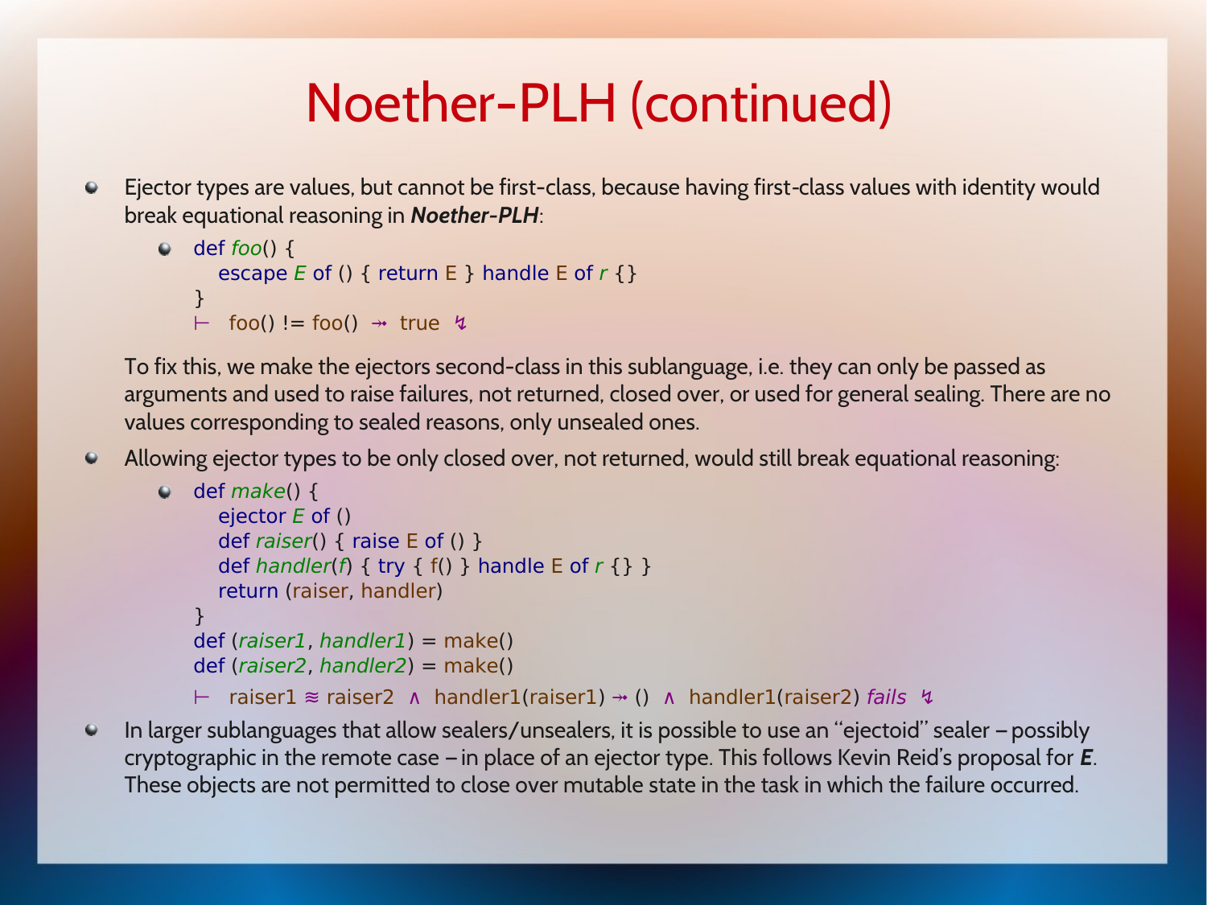# Noether-PLH (continued)

- Ejector types are values, but cannot be first-class, because having first-class values with identity would break equational reasoning in ***Noether-PLH***:

  - ```
    def foo() {
        escape E of () { return E } handle E of r {}
    }
    ⊢  foo() != foo()  ↠  true  ↯
    ```

  To fix this, we make the ejectors second-class in this sublanguage, i.e. they can only be passed as arguments and used to raise failures, not returned, closed over, or used for general sealing. There are no values corresponding to sealed reasons, only unsealed ones.

- Allowing ejector types to be only closed over, not returned, would still break equational reasoning:

  - ```
    def make() {
        ejector E of ()
        def raiser() { raise E of () }
        def handler(f) { try { f() } handle E of r {} }
        return (raiser, handler)
    }
    def (raiser1, handler1) = make()
    def (raiser2, handler2) = make()
    ⊢  raiser1 ≈ raiser2  ∧  handler1(raiser1) ↠ ()  ∧  handler1(raiser2) fails  ↯
    ```

- In larger sublanguages that allow sealers/unsealers, it is possible to use an "ejectoid" sealer – possibly cryptographic in the remote case – in place of an ejector type. This follows Kevin Reid's proposal for ***E***. These objects are not permitted to close over mutable state in the task in which the failure occurred.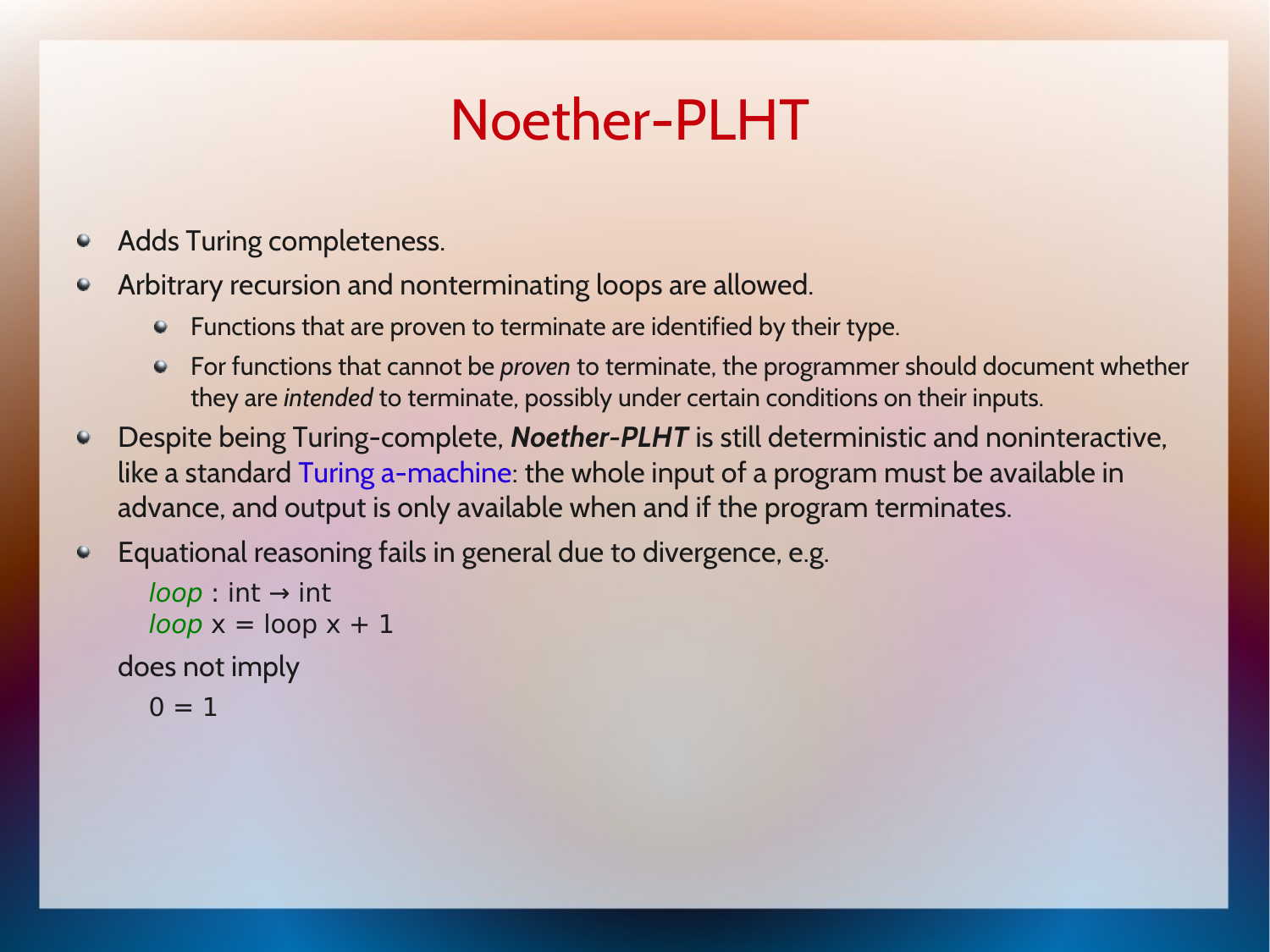# Noether-PLHT

- Adds Turing completeness.
- Arbitrary recursion and nonterminating loops are allowed.
  - Functions that are proven to terminate are identified by their type.
  - For functions that cannot be *proven* to terminate, the programmer should document whether they are *intended* to terminate, possibly under certain conditions on their inputs.
- Despite being Turing-complete, ***Noether-PLHT*** is still deterministic and noninteractive, like a standard Turing a-machine: the whole input of a program must be available in advance, and output is only available when and if the program terminates.
- Equational reasoning fails in general due to divergence, e.g.

```
loop : int → int
loop x = loop x + 1
```

does not imply

```
0 = 1
```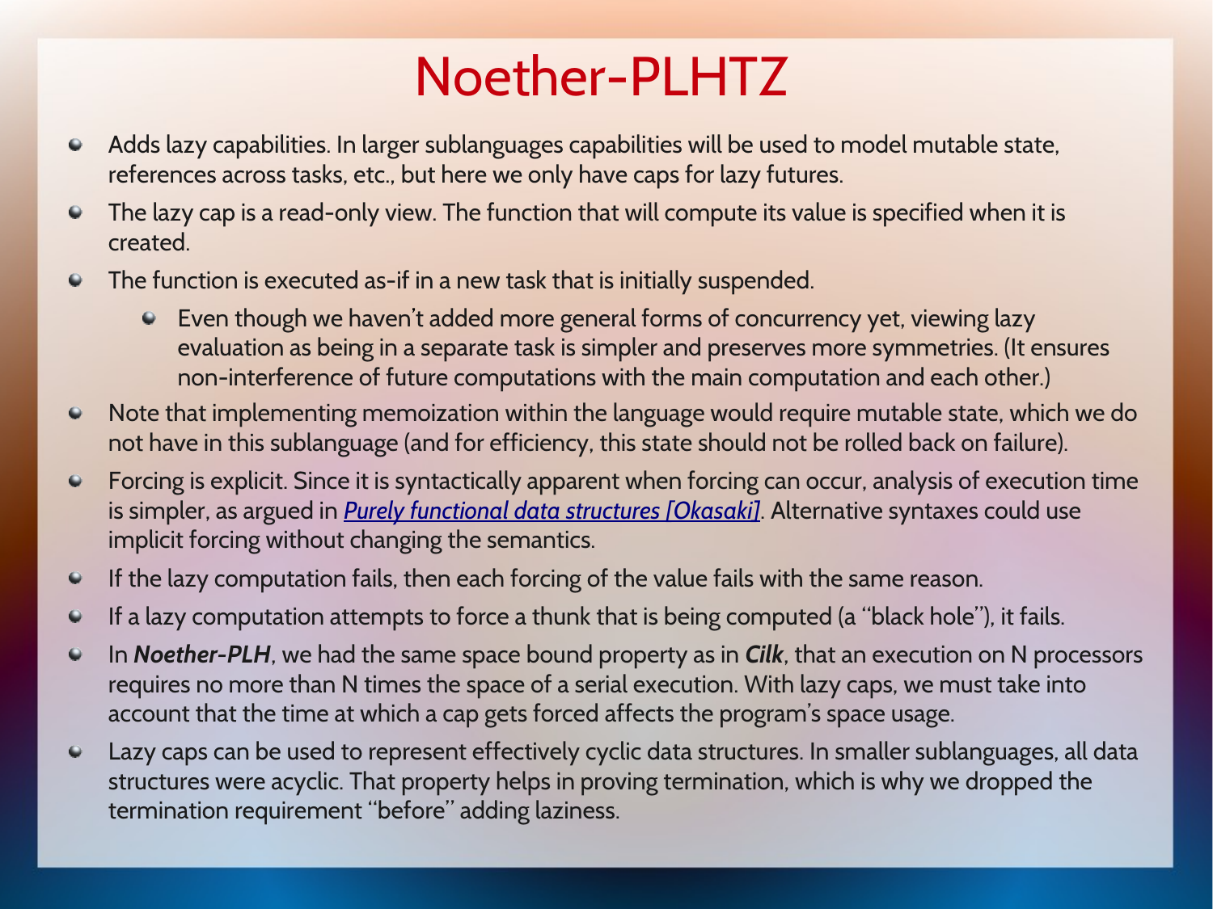# Noether-PLHTZ

- Adds lazy capabilities. In larger sublanguages capabilities will be used to model mutable state, references across tasks, etc., but here we only have caps for lazy futures.
- The lazy cap is a read-only view. The function that will compute its value is specified when it is created.
- The function is executed as-if in a new task that is initially suspended.
  - Even though we haven't added more general forms of concurrency yet, viewing lazy evaluation as being in a separate task is simpler and preserves more symmetries. (It ensures non-interference of future computations with the main computation and each other.)
- Note that implementing memoization within the language would require mutable state, which we do not have in this sublanguage (and for efficiency, this state should not be rolled back on failure).
- Forcing is explicit. Since it is syntactically apparent when forcing can occur, analysis of execution time is simpler, as argued in *Purely functional data structures [Okasaki]*. Alternative syntaxes could use implicit forcing without changing the semantics.
- If the lazy computation fails, then each forcing of the value fails with the same reason.
- If a lazy computation attempts to force a thunk that is being computed (a "black hole"), it fails.
- In ***Noether-PLH***, we had the same space bound property as in ***Cilk***, that an execution on N processors requires no more than N times the space of a serial execution. With lazy caps, we must take into account that the time at which a cap gets forced affects the program's space usage.
- Lazy caps can be used to represent effectively cyclic data structures. In smaller sublanguages, all data structures were acyclic. That property helps in proving termination, which is why we dropped the termination requirement "before" adding laziness.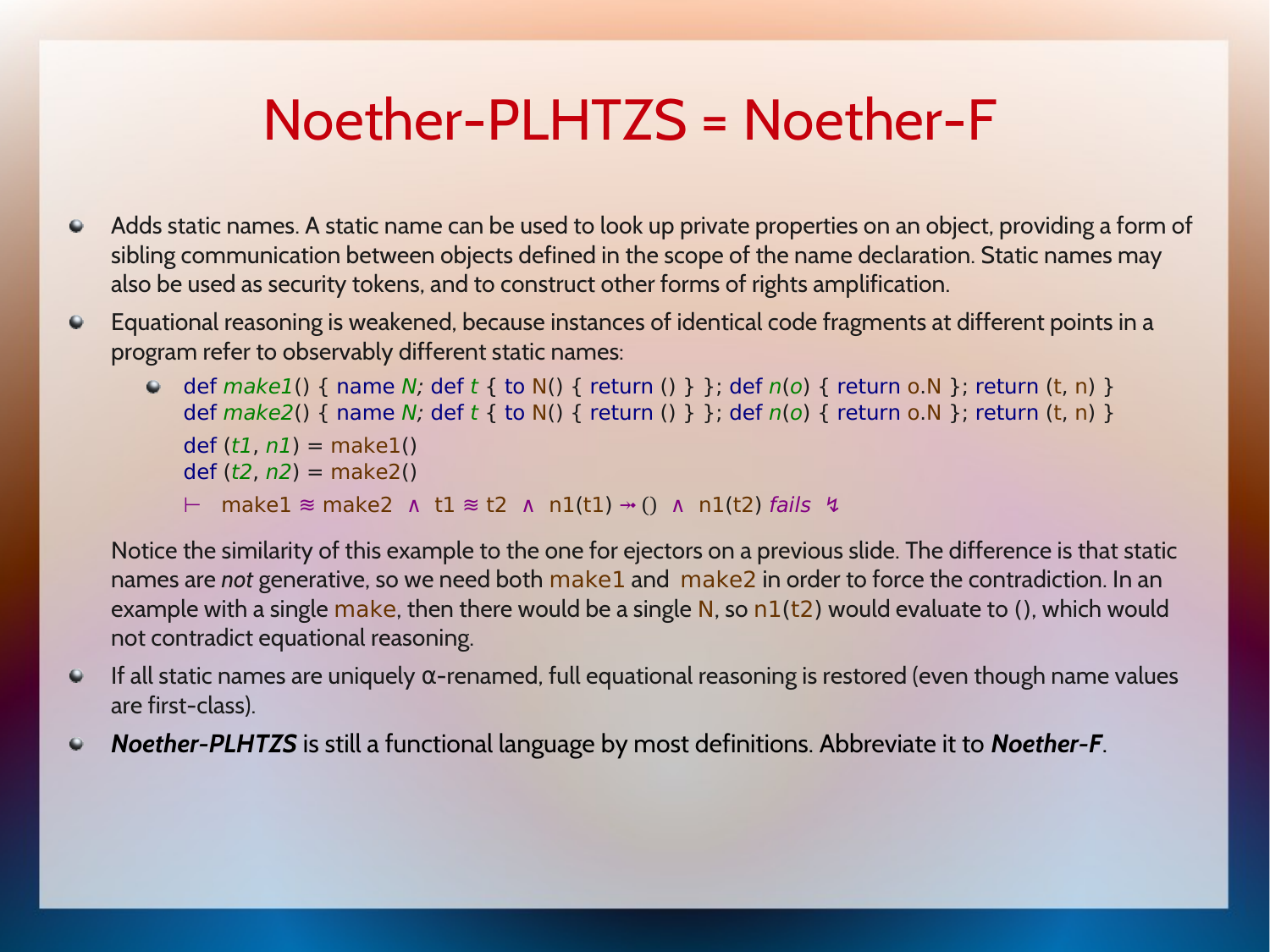# Noether-PLHTZS = Noether-F

- Adds static names. A static name can be used to look up private properties on an object, providing a form of sibling communication between objects defined in the scope of the name declaration. Static names may also be used as security tokens, and to construct other forms of rights amplification.
- Equational reasoning is weakened, because instances of identical code fragments at different points in a program refer to observably different static names:
  - ```
    def make1() { name N; def t { to N() { return () } }; def n(o) { return o.N }; return (t, n) }
    def make2() { name N; def t { to N() { return () } }; def n(o) { return o.N }; return (t, n) }
    def (t1, n1) = make1()
    def (t2, n2) = make2()
    ⊢  make1 ≋ make2  ∧  t1 ≋ t2  ∧  n1(t1) ↠ ()  ∧  n1(t2) fails  ↯
    ```

  Notice the similarity of this example to the one for ejectors on a previous slide. The difference is that static names are *not* generative, so we need both make1 and make2 in order to force the contradiction. In an example with a single make, then there would be a single N, so n1(t2) would evaluate to (), which would not contradict equational reasoning.
- If all static names are uniquely α-renamed, full equational reasoning is restored (even though name values are first-class).
- ***Noether-PLHTZS*** is still a functional language by most definitions. Abbreviate it to ***Noether-F***.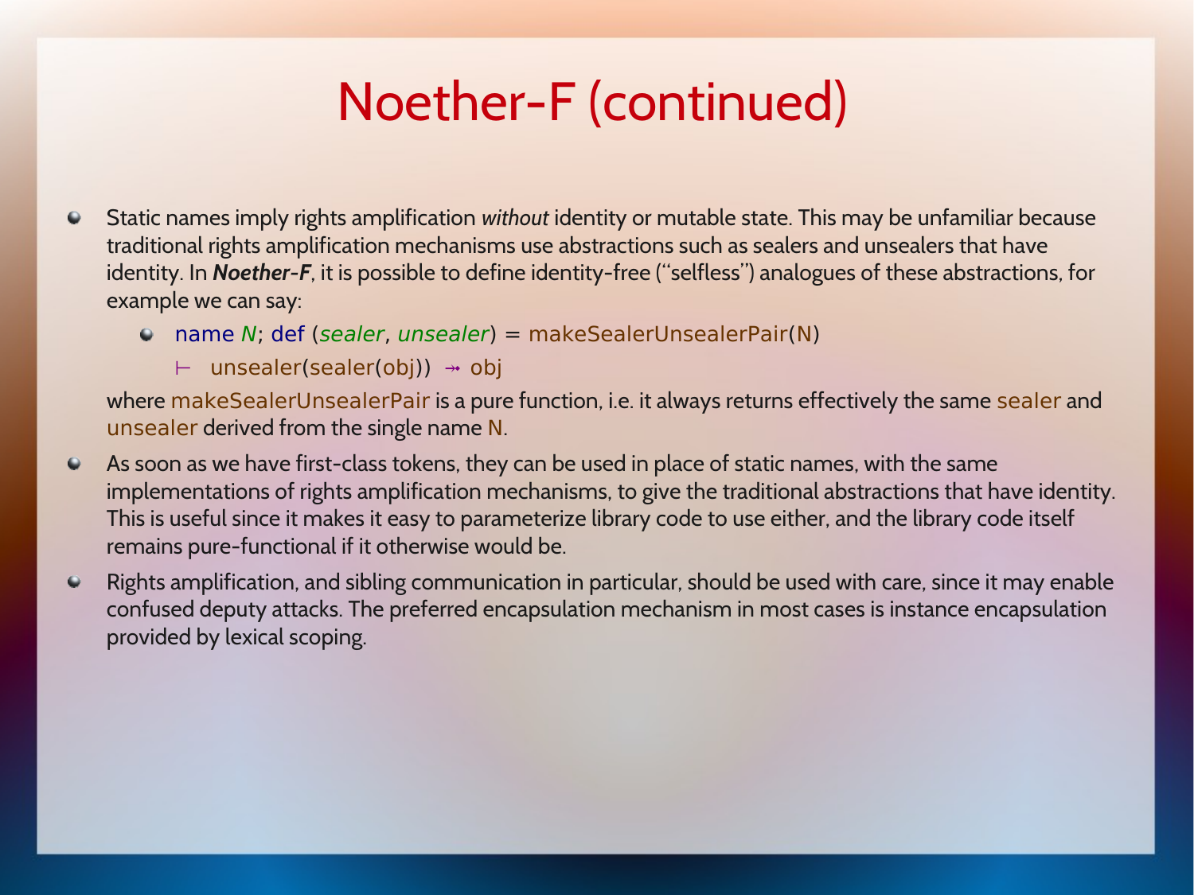# Noether-F (continued)

- Static names imply rights amplification *without* identity or mutable state. This may be unfamiliar because traditional rights amplification mechanisms use abstractions such as sealers and unsealers that have identity. In ***Noether-F***, it is possible to define identity-free ("selfless") analogues of these abstractions, for example we can say:
  - ```
    name N; def (sealer, unsealer) = makeSealerUnsealerPair(N)
    ⊢  unsealer(sealer(obj)) ↠ obj
    ```

  where makeSealerUnsealerPair is a pure function, i.e. it always returns effectively the same sealer and unsealer derived from the single name N.
- As soon as we have first-class tokens, they can be used in place of static names, with the same implementations of rights amplification mechanisms, to give the traditional abstractions that have identity. This is useful since it makes it easy to parameterize library code to use either, and the library code itself remains pure-functional if it otherwise would be.
- Rights amplification, and sibling communication in particular, should be used with care, since it may enable confused deputy attacks. The preferred encapsulation mechanism in most cases is instance encapsulation provided by lexical scoping.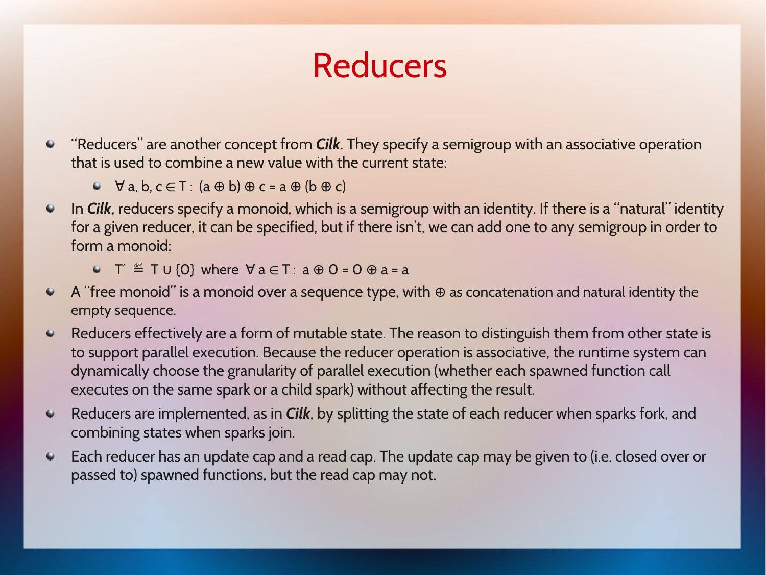# Reducers

- "Reducers" are another concept from ***Cilk***. They specify a semigroup with an associative operation that is used to combine a new value with the current state:
  - $\forall\, a, b, c \in T: \; (a \oplus b) \oplus c = a \oplus (b \oplus c)$
- In ***Cilk***, reducers specify a monoid, which is a semigroup with an identity. If there is a "natural" identity for a given reducer, it can be specified, but if there isn't, we can add one to any semigroup in order to form a monoid:
  - $T' \stackrel{\text{def}}{=} T \cup \{0\}$ where $\forall\, a \in T: \; a \oplus 0 = 0 \oplus a = a$
- A "free monoid" is a monoid over a sequence type, with $\oplus$ as concatenation and natural identity the empty sequence.
- Reducers effectively are a form of mutable state. The reason to distinguish them from other state is to support parallel execution. Because the reducer operation is associative, the runtime system can dynamically choose the granularity of parallel execution (whether each spawned function call executes on the same spark or a child spark) without affecting the result.
- Reducers are implemented, as in ***Cilk***, by splitting the state of each reducer when sparks fork, and combining states when sparks join.
- Each reducer has an update cap and a read cap. The update cap may be given to (i.e. closed over or passed to) spawned functions, but the read cap may not.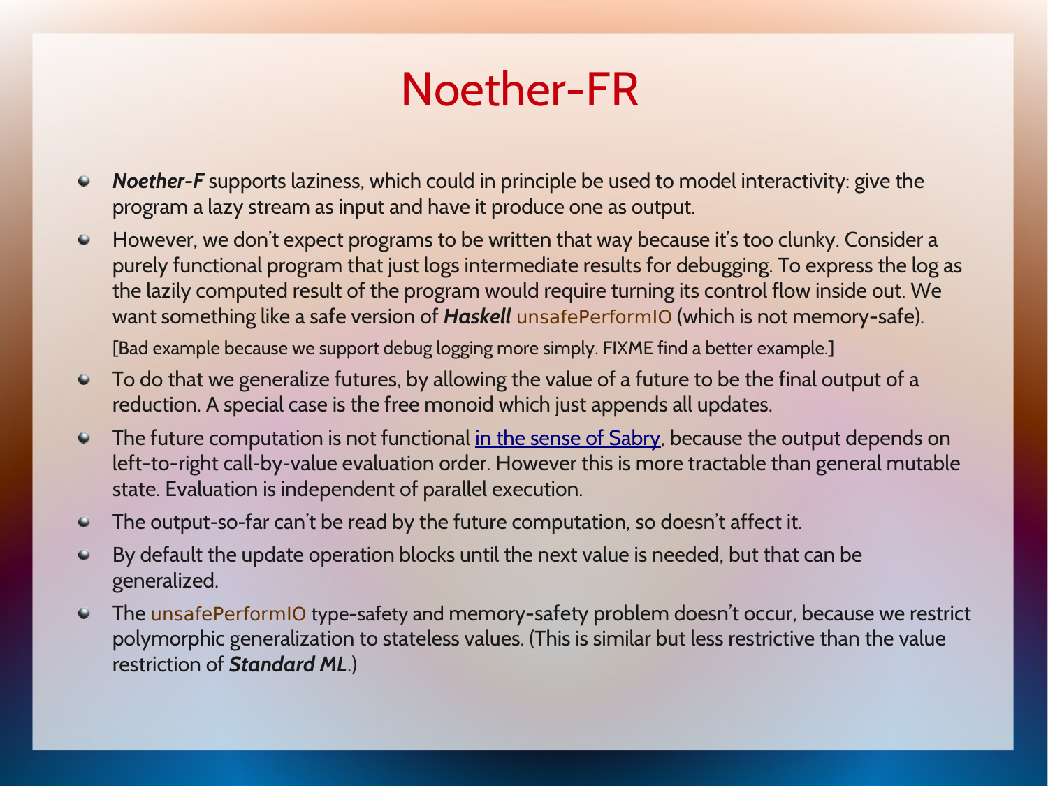# Noether-FR

- ***Noether-F*** supports laziness, which could in principle be used to model interactivity: give the program a lazy stream as input and have it produce one as output.
- However, we don't expect programs to be written that way because it's too clunky. Consider a purely functional program that just logs intermediate results for debugging. To express the log as the lazily computed result of the program would require turning its control flow inside out. We want something like a safe version of ***Haskell*** unsafePerformIO (which is not memory-safe).

  [Bad example because we support debug logging more simply. FIXME find a better example.]
- To do that we generalize futures, by allowing the value of a future to be the final output of a reduction. A special case is the free monoid which just appends all updates.
- The future computation is not functional in the sense of Sabry, because the output depends on left-to-right call-by-value evaluation order. However this is more tractable than general mutable state. Evaluation is independent of parallel execution.
- The output-so-far can't be read by the future computation, so doesn't affect it.
- By default the update operation blocks until the next value is needed, but that can be generalized.
- The unsafePerformIO type-safety and memory-safety problem doesn't occur, because we restrict polymorphic generalization to stateless values. (This is similar but less restrictive than the value restriction of ***Standard ML***.)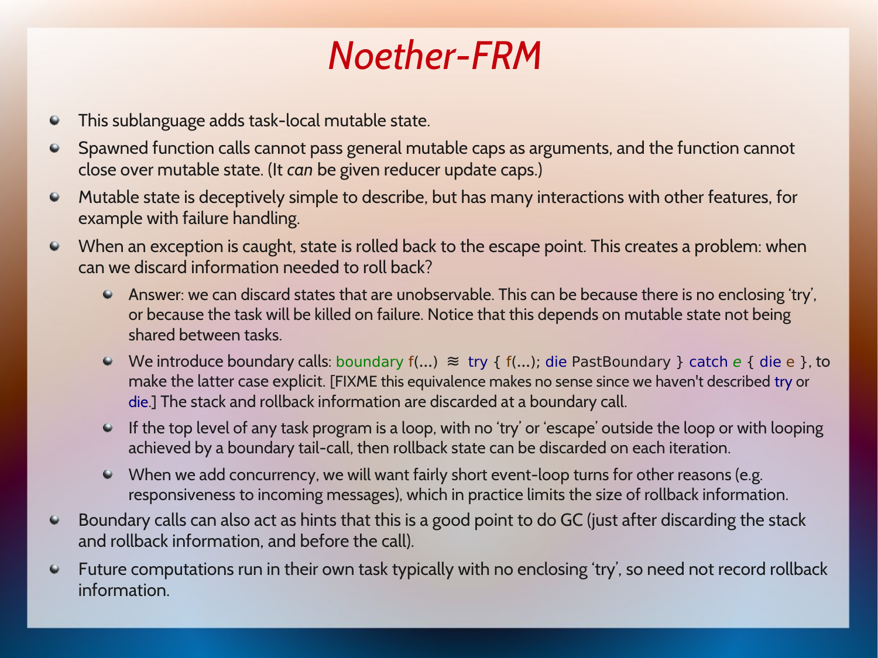# *Noether-FRM*

- This sublanguage adds task-local mutable state.
- Spawned function calls cannot pass general mutable caps as arguments, and the function cannot close over mutable state. (It *can* be given reducer update caps.)
- Mutable state is deceptively simple to describe, but has many interactions with other features, for example with failure handling.
- When an exception is caught, state is rolled back to the escape point. This creates a problem: when can we discard information needed to roll back?
  - Answer: we can discard states that are unobservable. This can be because there is no enclosing 'try', or because the task will be killed on failure. Notice that this depends on mutable state not being shared between tasks.
  - We introduce boundary calls: `boundary f(...)` ≈ `try { f(...); die PastBoundary } catch e { die e }`, to make the latter case explicit. [FIXME this equivalence makes no sense since we haven't described `try` or `die`.] The stack and rollback information are discarded at a boundary call.
  - If the top level of any task program is a loop, with no 'try' or 'escape' outside the loop or with looping achieved by a boundary tail-call, then rollback state can be discarded on each iteration.
  - When we add concurrency, we will want fairly short event-loop turns for other reasons (e.g. responsiveness to incoming messages), which in practice limits the size of rollback information.
- Boundary calls can also act as hints that this is a good point to do GC (just after discarding the stack and rollback information, and before the call).
- Future computations run in their own task typically with no enclosing 'try', so need not record rollback information.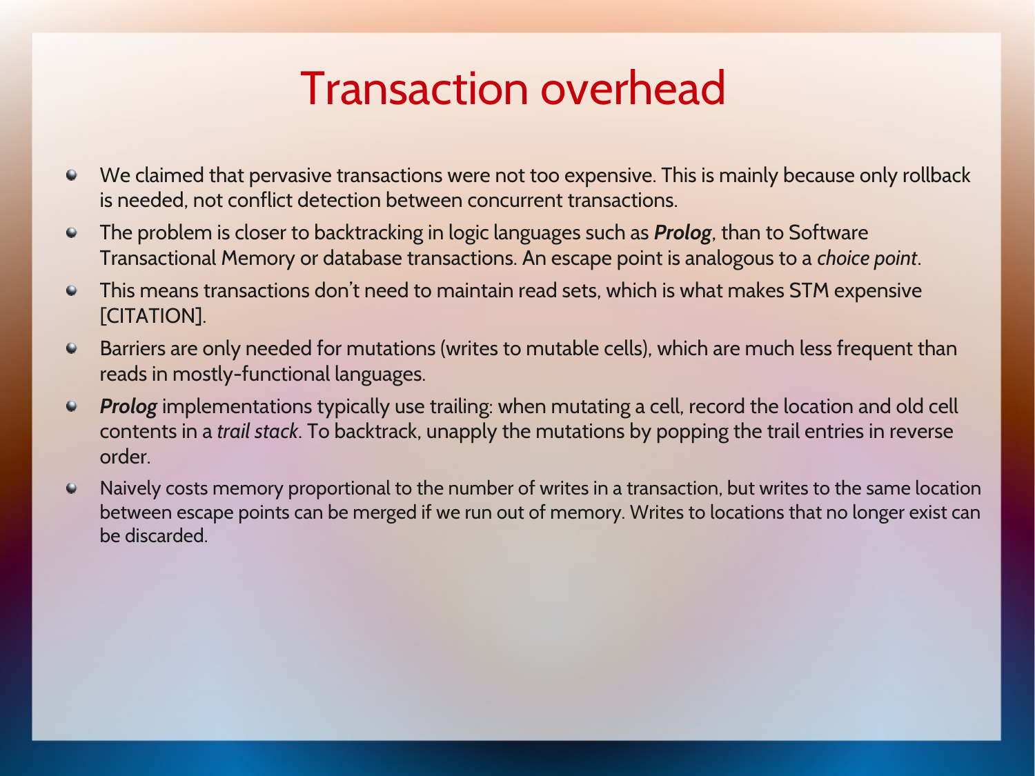# Transaction overhead

- We claimed that pervasive transactions were not too expensive. This is mainly because only rollback is needed, not conflict detection between concurrent transactions.
- The problem is closer to backtracking in logic languages such as ***Prolog***, than to Software Transactional Memory or database transactions. An escape point is analogous to a *choice point*.
- This means transactions don't need to maintain read sets, which is what makes STM expensive [CITATION].
- Barriers are only needed for mutations (writes to mutable cells), which are much less frequent than reads in mostly-functional languages.
- ***Prolog*** implementations typically use trailing: when mutating a cell, record the location and old cell contents in a *trail stack*. To backtrack, unapply the mutations by popping the trail entries in reverse order.
- Naively costs memory proportional to the number of writes in a transaction, but writes to the same location between escape points can be merged if we run out of memory. Writes to locations that no longer exist can be discarded.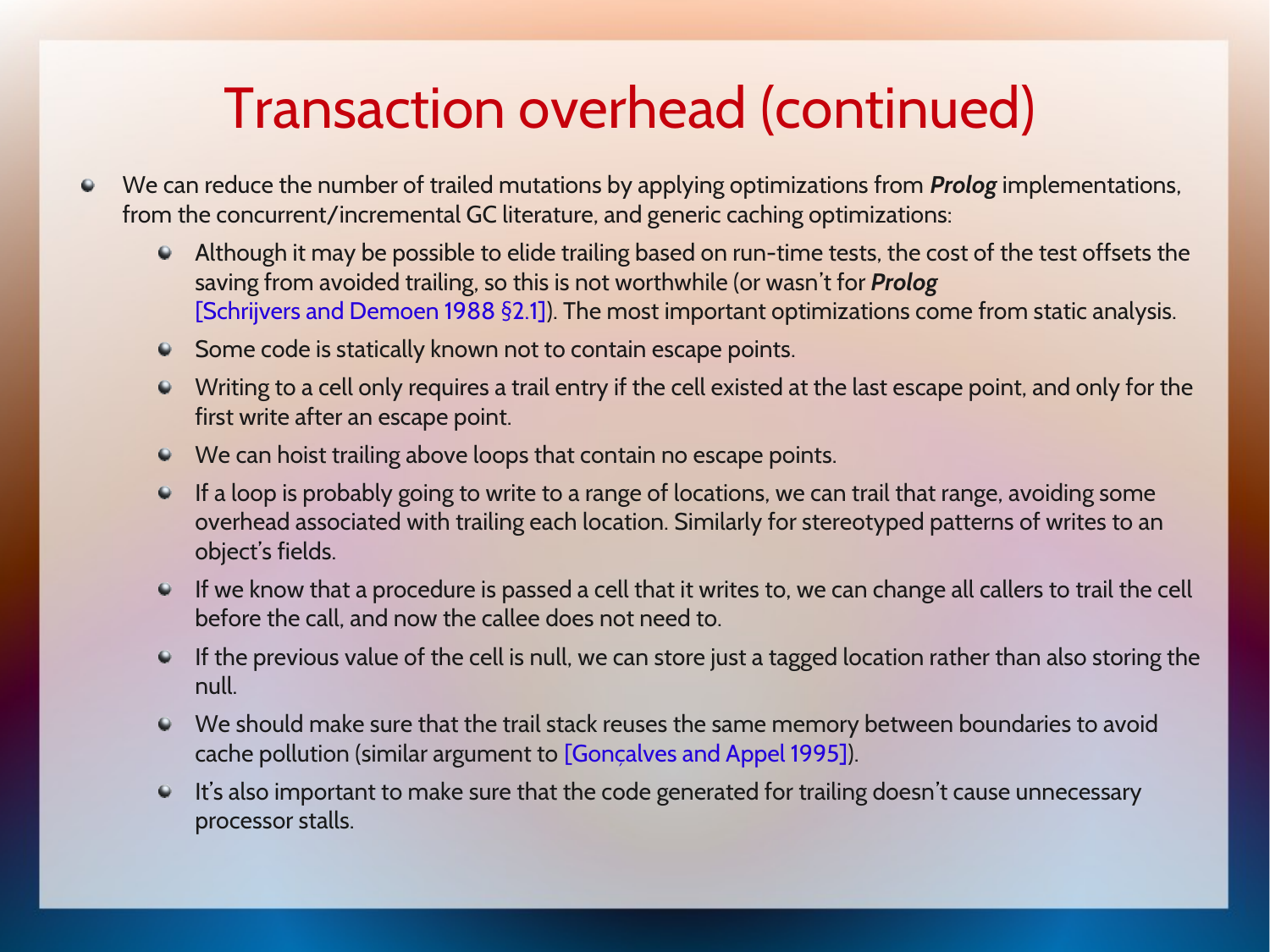# Transaction overhead (continued)

- We can reduce the number of trailed mutations by applying optimizations from ***Prolog*** implementations, from the concurrent/incremental GC literature, and generic caching optimizations:
  - Although it may be possible to elide trailing based on run-time tests, the cost of the test offsets the saving from avoided trailing, so this is not worthwhile (or wasn't for ***Prolog*** [Schrijvers and Demoen 1988 §2.1]). The most important optimizations come from static analysis.
  - Some code is statically known not to contain escape points.
  - Writing to a cell only requires a trail entry if the cell existed at the last escape point, and only for the first write after an escape point.
  - We can hoist trailing above loops that contain no escape points.
  - If a loop is probably going to write to a range of locations, we can trail that range, avoiding some overhead associated with trailing each location. Similarly for stereotyped patterns of writes to an object's fields.
  - If we know that a procedure is passed a cell that it writes to, we can change all callers to trail the cell before the call, and now the callee does not need to.
  - If the previous value of the cell is null, we can store just a tagged location rather than also storing the null.
  - We should make sure that the trail stack reuses the same memory between boundaries to avoid cache pollution (similar argument to [Gonçalves and Appel 1995]).
  - It's also important to make sure that the code generated for trailing doesn't cause unnecessary processor stalls.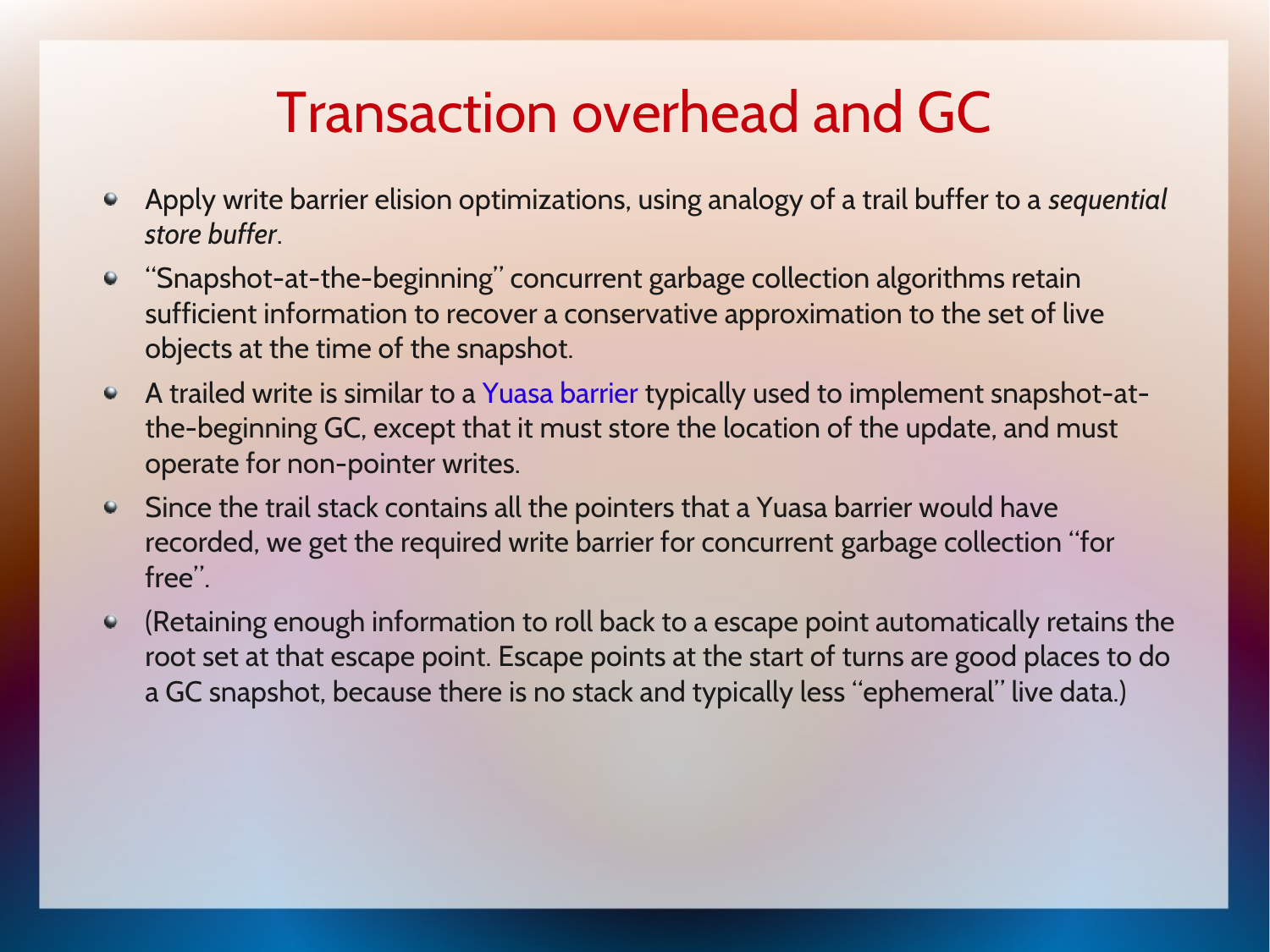# Transaction overhead and GC

- Apply write barrier elision optimizations, using analogy of a trail buffer to a *sequential store buffer*.
- “Snapshot-at-the-beginning” concurrent garbage collection algorithms retain sufficient information to recover a conservative approximation to the set of live objects at the time of the snapshot.
- A trailed write is similar to a Yuasa barrier typically used to implement snapshot-at-the-beginning GC, except that it must store the location of the update, and must operate for non-pointer writes.
- Since the trail stack contains all the pointers that a Yuasa barrier would have recorded, we get the required write barrier for concurrent garbage collection “for free”.
- (Retaining enough information to roll back to a escape point automatically retains the root set at that escape point. Escape points at the start of turns are good places to do a GC snapshot, because there is no stack and typically less “ephemeral” live data.)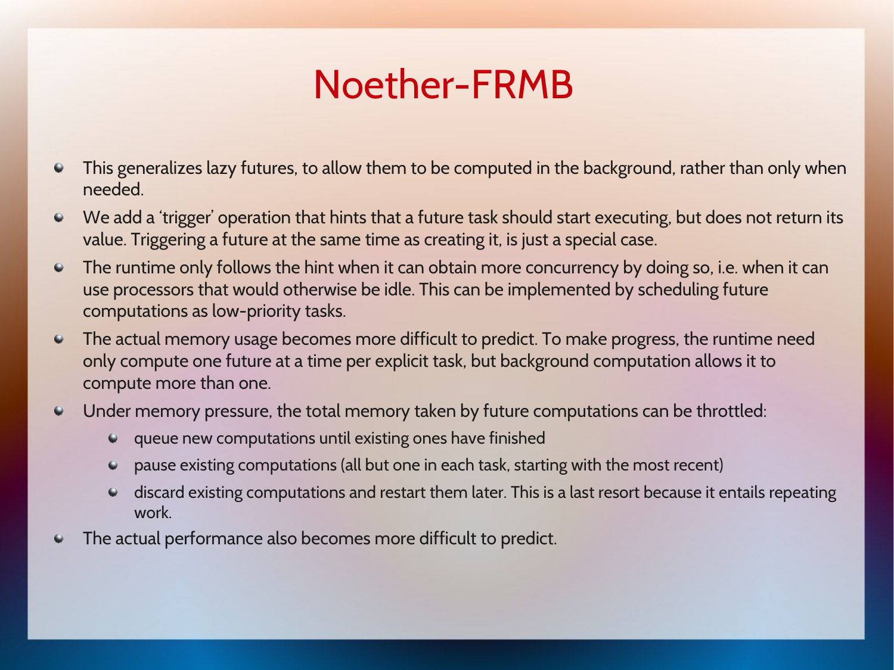# Noether-FRMB

- This generalizes lazy futures, to allow them to be computed in the background, rather than only when needed.
- We add a ‘trigger’ operation that hints that a future task should start executing, but does not return its value. Triggering a future at the same time as creating it, is just a special case.
- The runtime only follows the hint when it can obtain more concurrency by doing so, i.e. when it can use processors that would otherwise be idle. This can be implemented by scheduling future computations as low-priority tasks.
- The actual memory usage becomes more difficult to predict. To make progress, the runtime need only compute one future at a time per explicit task, but background computation allows it to compute more than one.
- Under memory pressure, the total memory taken by future computations can be throttled:
  - queue new computations until existing ones have finished
  - pause existing computations (all but one in each task, starting with the most recent)
  - discard existing computations and restart them later. This is a last resort because it entails repeating work.
- The actual performance also becomes more difficult to predict.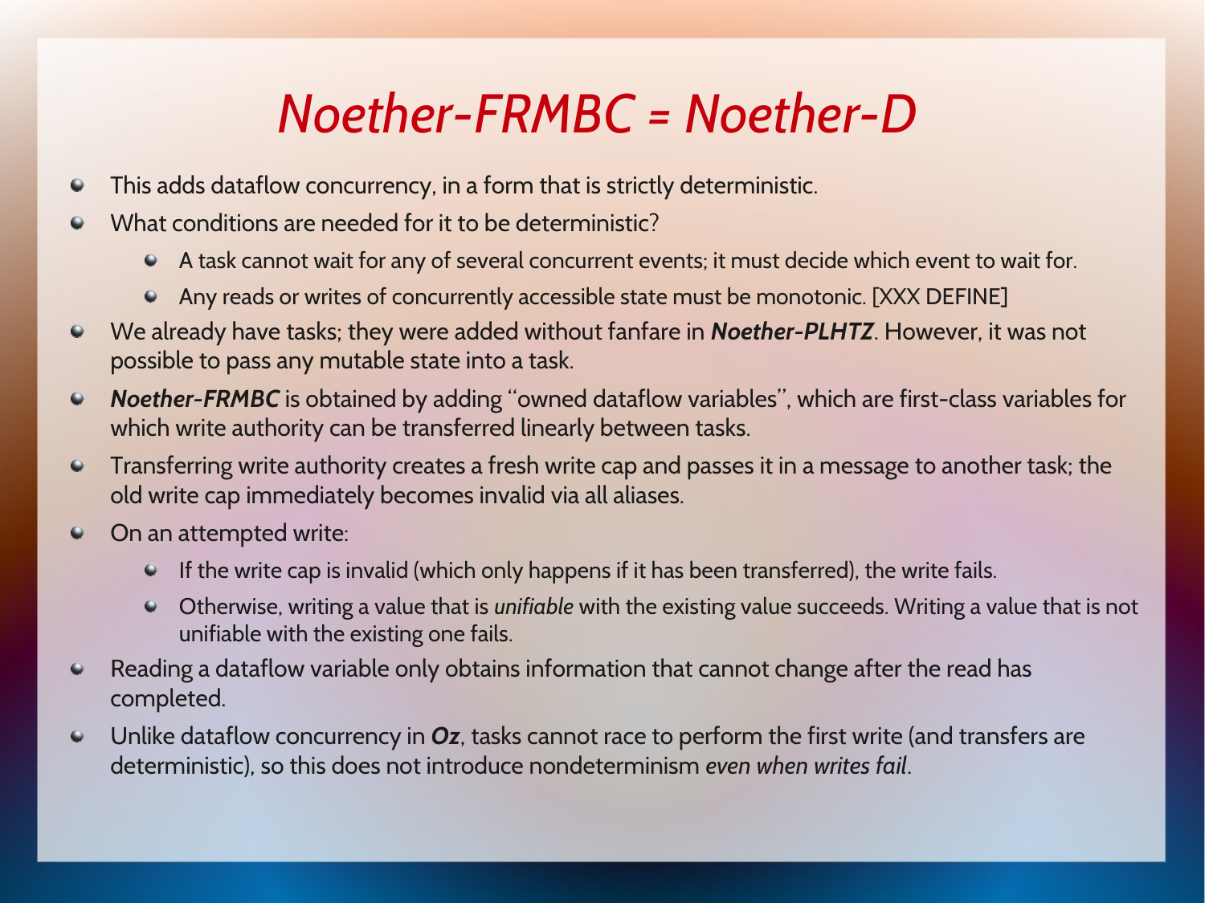# *Noether-FRMBC = Noether-D*

- This adds dataflow concurrency, in a form that is strictly deterministic.
- What conditions are needed for it to be deterministic?
  - A task cannot wait for any of several concurrent events; it must decide which event to wait for.
  - Any reads or writes of concurrently accessible state must be monotonic. [XXX DEFINE]
- We already have tasks; they were added without fanfare in ***Noether-PLHTZ***. However, it was not possible to pass any mutable state into a task.
- ***Noether-FRMBC*** is obtained by adding "owned dataflow variables", which are first-class variables for which write authority can be transferred linearly between tasks.
- Transferring write authority creates a fresh write cap and passes it in a message to another task; the old write cap immediately becomes invalid via all aliases.
- On an attempted write:
  - If the write cap is invalid (which only happens if it has been transferred), the write fails.
  - Otherwise, writing a value that is *unifiable* with the existing value succeeds. Writing a value that is not unifiable with the existing one fails.
- Reading a dataflow variable only obtains information that cannot change after the read has completed.
- Unlike dataflow concurrency in ***Oz***, tasks cannot race to perform the first write (and transfers are deterministic), so this does not introduce nondeterminism *even when writes fail*.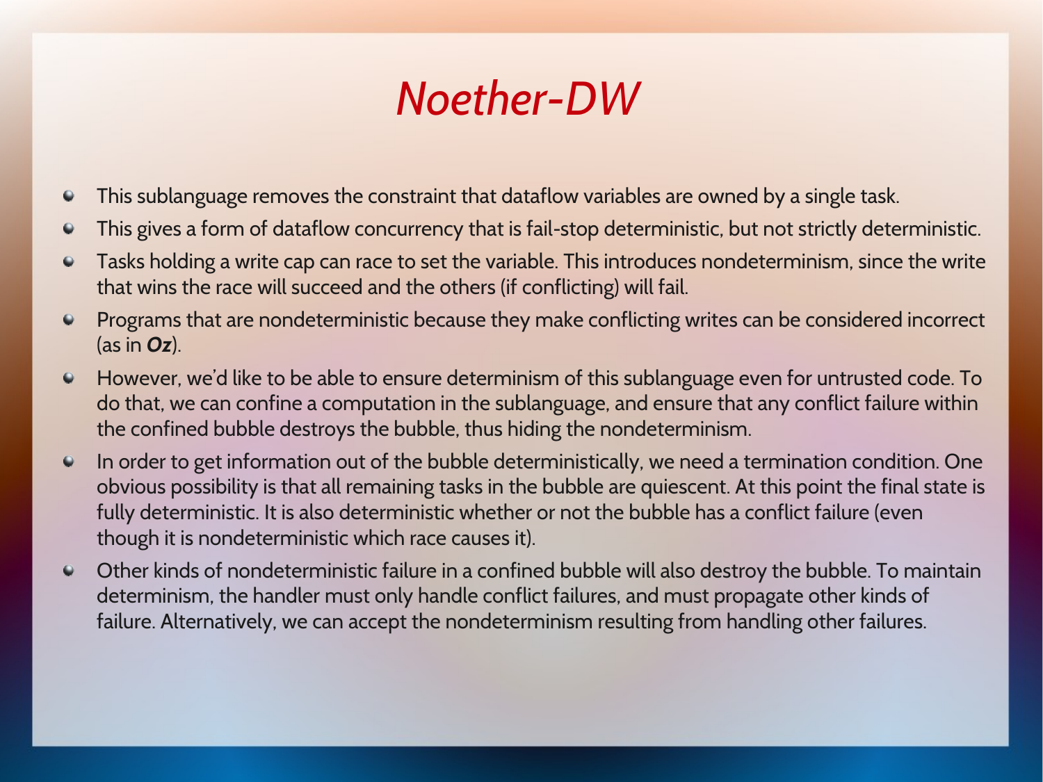# *Noether-DW*

- This sublanguage removes the constraint that dataflow variables are owned by a single task.
- This gives a form of dataflow concurrency that is fail-stop deterministic, but not strictly deterministic.
- Tasks holding a write cap can race to set the variable. This introduces nondeterminism, since the write that wins the race will succeed and the others (if conflicting) will fail.
- Programs that are nondeterministic because they make conflicting writes can be considered incorrect (as in ***Oz***).
- However, we'd like to be able to ensure determinism of this sublanguage even for untrusted code. To do that, we can confine a computation in the sublanguage, and ensure that any conflict failure within the confined bubble destroys the bubble, thus hiding the nondeterminism.
- In order to get information out of the bubble deterministically, we need a termination condition. One obvious possibility is that all remaining tasks in the bubble are quiescent. At this point the final state is fully deterministic. It is also deterministic whether or not the bubble has a conflict failure (even though it is nondeterministic which race causes it).
- Other kinds of nondeterministic failure in a confined bubble will also destroy the bubble. To maintain determinism, the handler must only handle conflict failures, and must propagate other kinds of failure. Alternatively, we can accept the nondeterminism resulting from handling other failures.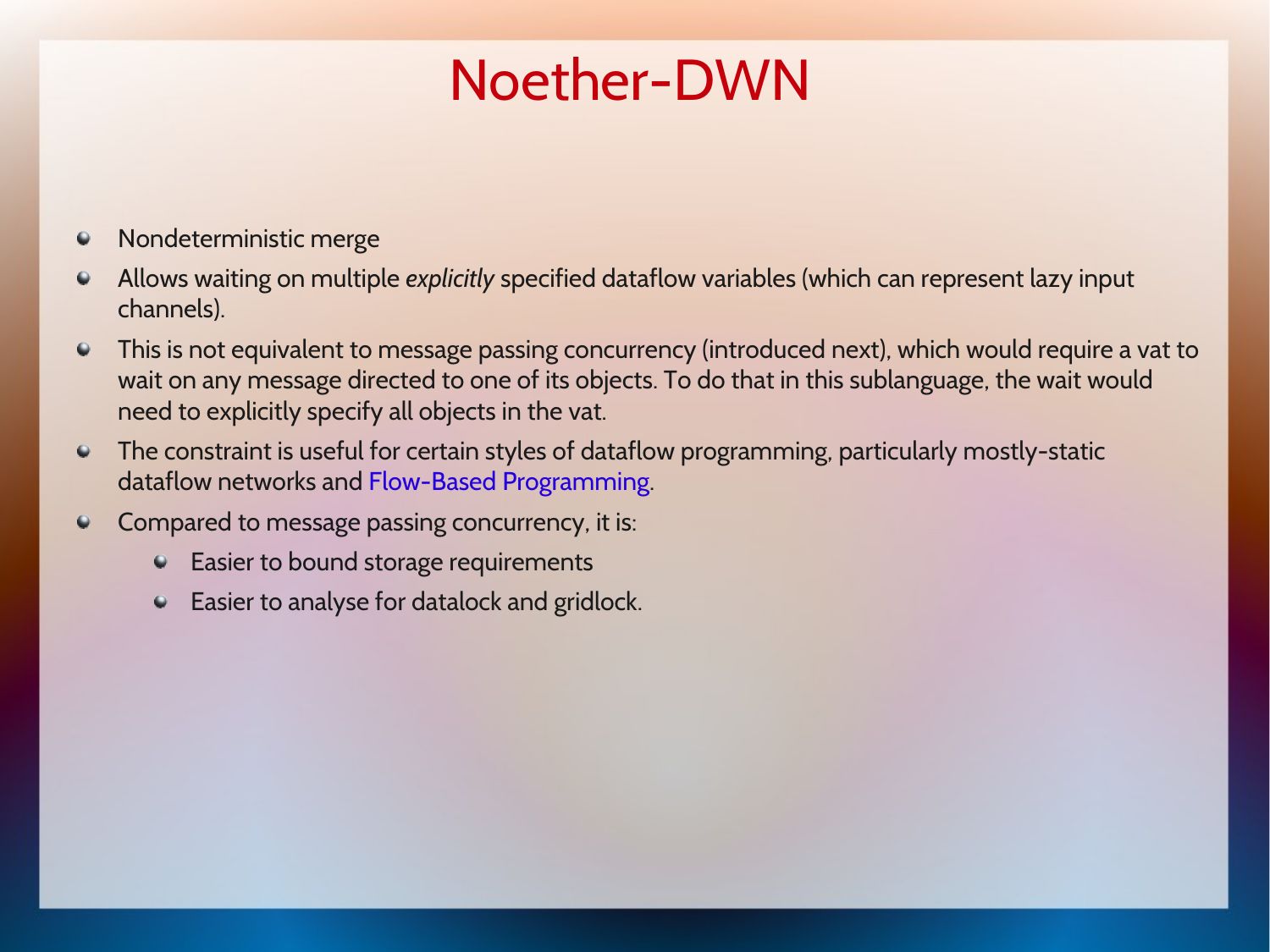# Noether-DWN

- Nondeterministic merge
- Allows waiting on multiple *explicitly* specified dataflow variables (which can represent lazy input channels).
- This is not equivalent to message passing concurrency (introduced next), which would require a vat to wait on any message directed to one of its objects. To do that in this sublanguage, the wait would need to explicitly specify all objects in the vat.
- The constraint is useful for certain styles of dataflow programming, particularly mostly-static dataflow networks and Flow-Based Programming.
- Compared to message passing concurrency, it is:
  - Easier to bound storage requirements
  - Easier to analyse for datalock and gridlock.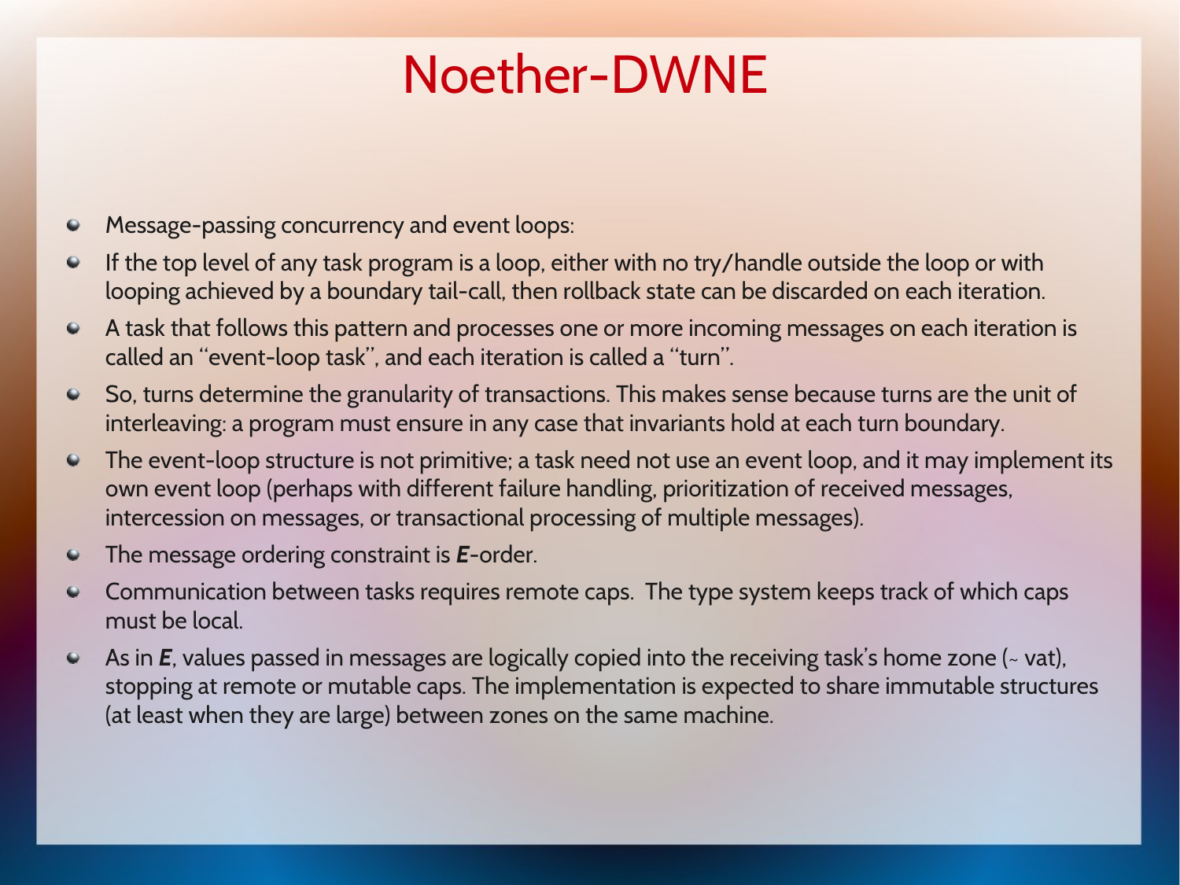# Noether-DWNE

- Message-passing concurrency and event loops:
- If the top level of any task program is a loop, either with no try/handle outside the loop or with looping achieved by a boundary tail-call, then rollback state can be discarded on each iteration.
- A task that follows this pattern and processes one or more incoming messages on each iteration is called an "event-loop task", and each iteration is called a "turn".
- So, turns determine the granularity of transactions. This makes sense because turns are the unit of interleaving: a program must ensure in any case that invariants hold at each turn boundary.
- The event-loop structure is not primitive; a task need not use an event loop, and it may implement its own event loop (perhaps with different failure handling, prioritization of received messages, intercession on messages, or transactional processing of multiple messages).
- The message ordering constraint is ***E***-order.
- Communication between tasks requires remote caps. The type system keeps track of which caps must be local.
- As in ***E***, values passed in messages are logically copied into the receiving task's home zone (~ vat), stopping at remote or mutable caps. The implementation is expected to share immutable structures (at least when they are large) between zones on the same machine.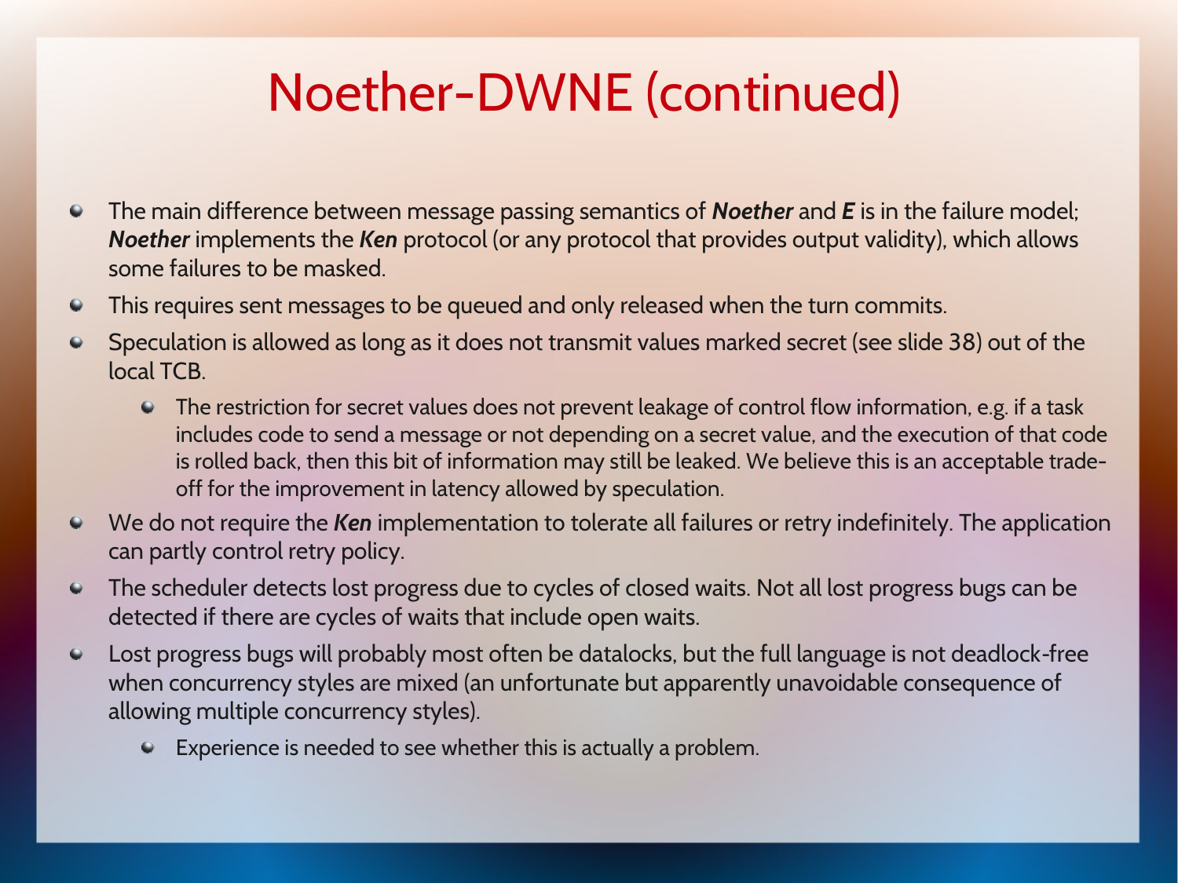# Noether-DWNE (continued)

- The main difference between message passing semantics of ***Noether*** and ***E*** is in the failure model; ***Noether*** implements the ***Ken*** protocol (or any protocol that provides output validity), which allows some failures to be masked.
- This requires sent messages to be queued and only released when the turn commits.
- Speculation is allowed as long as it does not transmit values marked secret (see slide 38) out of the local TCB.
  - The restriction for secret values does not prevent leakage of control flow information, e.g. if a task includes code to send a message or not depending on a secret value, and the execution of that code is rolled back, then this bit of information may still be leaked. We believe this is an acceptable trade-off for the improvement in latency allowed by speculation.
- We do not require the ***Ken*** implementation to tolerate all failures or retry indefinitely. The application can partly control retry policy.
- The scheduler detects lost progress due to cycles of closed waits. Not all lost progress bugs can be detected if there are cycles of waits that include open waits.
- Lost progress bugs will probably most often be datalocks, but the full language is not deadlock-free when concurrency styles are mixed (an unfortunate but apparently unavoidable consequence of allowing multiple concurrency styles).
  - Experience is needed to see whether this is actually a problem.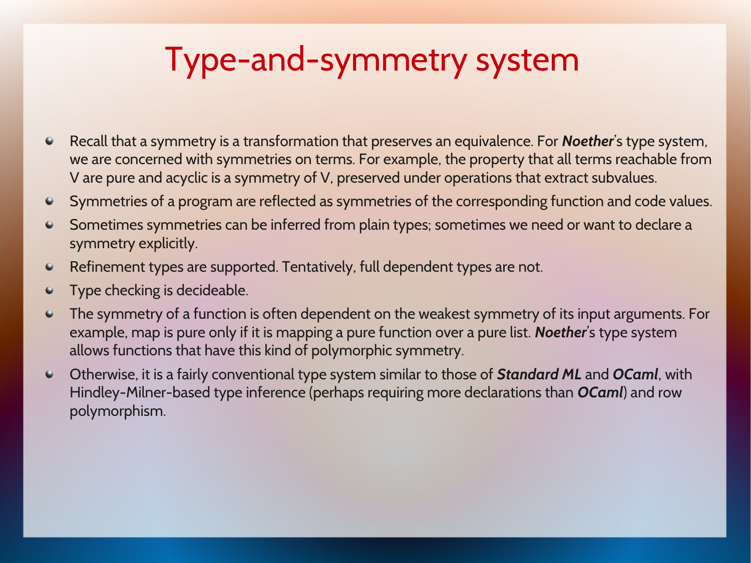# Type-and-symmetry system

- Recall that a symmetry is a transformation that preserves an equivalence. For ***Noether***'s type system, we are concerned with symmetries on terms. For example, the property that all terms reachable from V are pure and acyclic is a symmetry of V, preserved under operations that extract subvalues.
- Symmetries of a program are reflected as symmetries of the corresponding function and code values.
- Sometimes symmetries can be inferred from plain types; sometimes we need or want to declare a symmetry explicitly.
- Refinement types are supported. Tentatively, full dependent types are not.
- Type checking is decideable.
- The symmetry of a function is often dependent on the weakest symmetry of its input arguments. For example, map is pure only if it is mapping a pure function over a pure list. ***Noether***'s type system allows functions that have this kind of polymorphic symmetry.
- Otherwise, it is a fairly conventional type system similar to those of ***Standard ML*** and ***OCaml***, with Hindley-Milner-based type inference (perhaps requiring more declarations than ***OCaml***) and row polymorphism.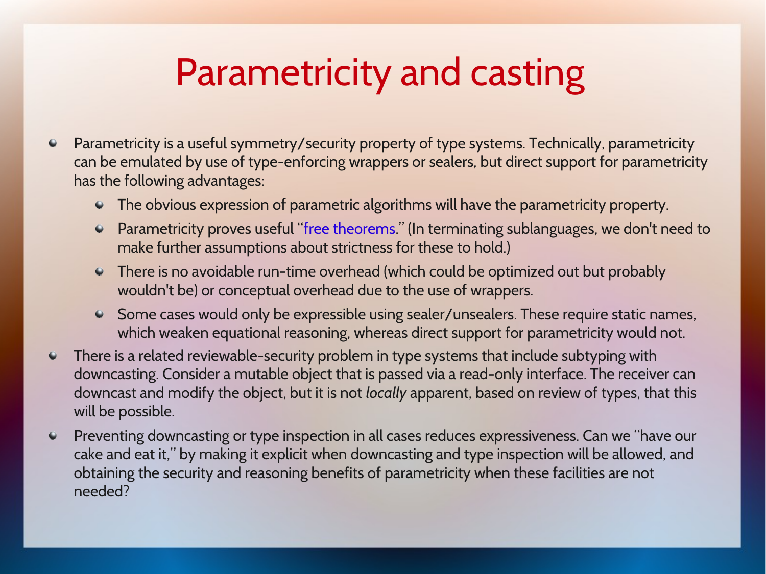# Parametricity and casting

- Parametricity is a useful symmetry/security property of type systems. Technically, parametricity can be emulated by use of type-enforcing wrappers or sealers, but direct support for parametricity has the following advantages:
  - The obvious expression of parametric algorithms will have the parametricity property.
  - Parametricity proves useful "free theorems." (In terminating sublanguages, we don't need to make further assumptions about strictness for these to hold.)
  - There is no avoidable run-time overhead (which could be optimized out but probably wouldn't be) or conceptual overhead due to the use of wrappers.
  - Some cases would only be expressible using sealer/unsealers. These require static names, which weaken equational reasoning, whereas direct support for parametricity would not.
- There is a related reviewable-security problem in type systems that include subtyping with downcasting. Consider a mutable object that is passed via a read-only interface. The receiver can downcast and modify the object, but it is not *locally* apparent, based on review of types, that this will be possible.
- Preventing downcasting or type inspection in all cases reduces expressiveness. Can we "have our cake and eat it," by making it explicit when downcasting and type inspection will be allowed, and obtaining the security and reasoning benefits of parametricity when these facilities are not needed?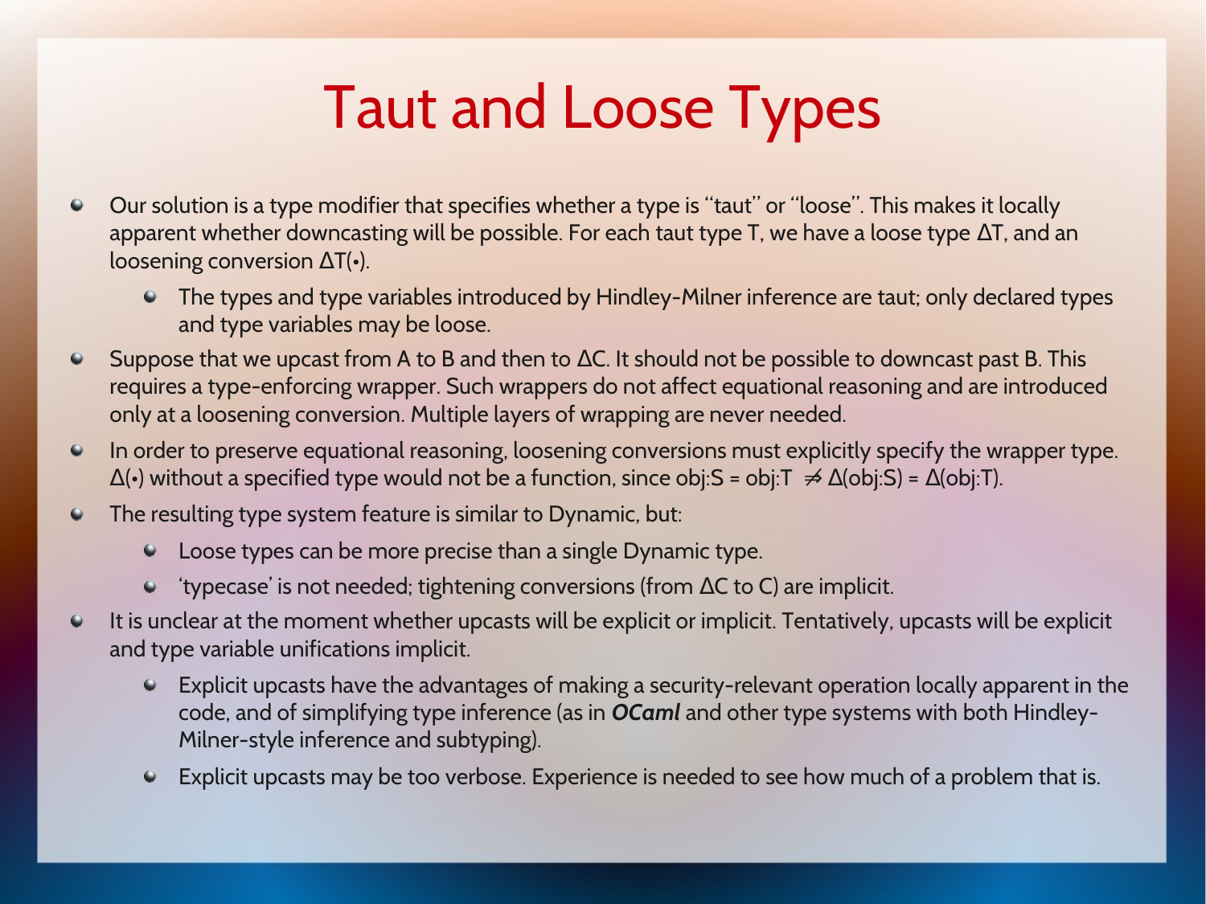# Taut and Loose Types

- Our solution is a type modifier that specifies whether a type is "taut" or "loose". This makes it locally apparent whether downcasting will be possible. For each taut type T, we have a loose type ΔT, and an loosening conversion ΔT(•).
  - The types and type variables introduced by Hindley-Milner inference are taut; only declared types and type variables may be loose.
- Suppose that we upcast from A to B and then to ΔC. It should not be possible to downcast past B. This requires a type-enforcing wrapper. Such wrappers do not affect equational reasoning and are introduced only at a loosening conversion. Multiple layers of wrapping are never needed.
- In order to preserve equational reasoning, loosening conversions must explicitly specify the wrapper type. Δ(•) without a specified type would not be a function, since obj:S = obj:T $\not\Rightarrow$ Δ(obj:S) = Δ(obj:T).
- The resulting type system feature is similar to Dynamic, but:
  - Loose types can be more precise than a single Dynamic type.
  - 'typecase' is not needed; tightening conversions (from ΔC to C) are implicit.
- It is unclear at the moment whether upcasts will be explicit or implicit. Tentatively, upcasts will be explicit and type variable unifications implicit.
  - Explicit upcasts have the advantages of making a security-relevant operation locally apparent in the code, and of simplifying type inference (as in ***OCaml*** and other type systems with both Hindley-Milner-style inference and subtyping).
  - Explicit upcasts may be too verbose. Experience is needed to see how much of a problem that is.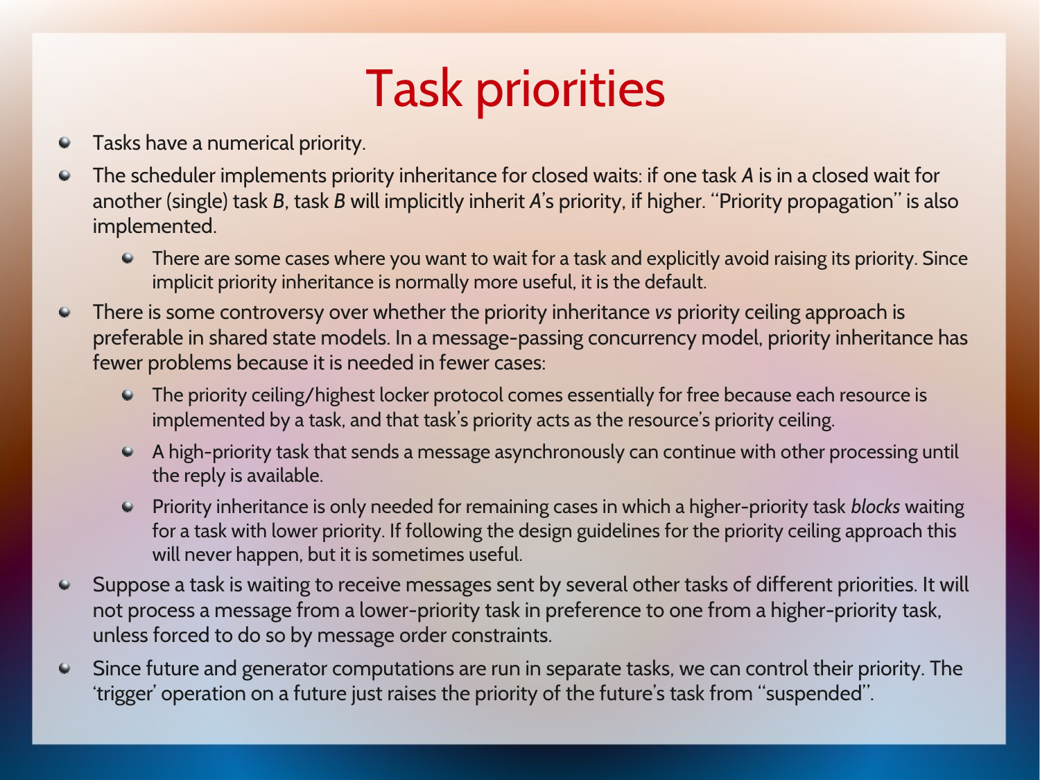# Task priorities

- Tasks have a numerical priority.
- The scheduler implements priority inheritance for closed waits: if one task *A* is in a closed wait for another (single) task *B*, task *B* will implicitly inherit *A*'s priority, if higher. "Priority propagation" is also implemented.
  - There are some cases where you want to wait for a task and explicitly avoid raising its priority. Since implicit priority inheritance is normally more useful, it is the default.
- There is some controversy over whether the priority inheritance *vs* priority ceiling approach is preferable in shared state models. In a message-passing concurrency model, priority inheritance has fewer problems because it is needed in fewer cases:
  - The priority ceiling/highest locker protocol comes essentially for free because each resource is implemented by a task, and that task's priority acts as the resource's priority ceiling.
  - A high-priority task that sends a message asynchronously can continue with other processing until the reply is available.
  - Priority inheritance is only needed for remaining cases in which a higher-priority task *blocks* waiting for a task with lower priority. If following the design guidelines for the priority ceiling approach this will never happen, but it is sometimes useful.
- Suppose a task is waiting to receive messages sent by several other tasks of different priorities. It will not process a message from a lower-priority task in preference to one from a higher-priority task, unless forced to do so by message order constraints.
- Since future and generator computations are run in separate tasks, we can control their priority. The 'trigger' operation on a future just raises the priority of the future's task from "suspended".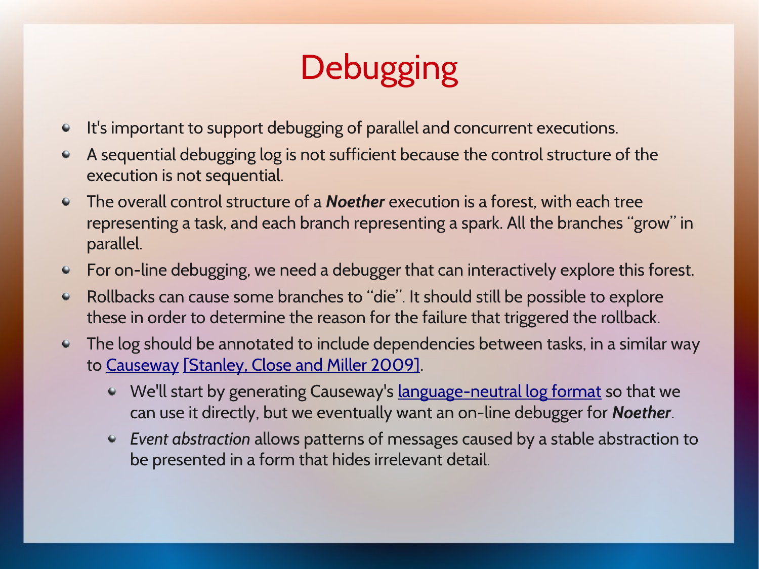# Debugging

- It's important to support debugging of parallel and concurrent executions.
- A sequential debugging log is not sufficient because the control structure of the execution is not sequential.
- The overall control structure of a ***Noether*** execution is a forest, with each tree representing a task, and each branch representing a spark. All the branches "grow" in parallel.
- For on-line debugging, we need a debugger that can interactively explore this forest.
- Rollbacks can cause some branches to "die". It should still be possible to explore these in order to determine the reason for the failure that triggered the rollback.
- The log should be annotated to include dependencies between tasks, in a similar way to Causeway [Stanley, Close and Miller 2009].
  - We'll start by generating Causeway's language-neutral log format so that we can use it directly, but we eventually want an on-line debugger for ***Noether***.
  - *Event abstraction* allows patterns of messages caused by a stable abstraction to be presented in a form that hides irrelevant detail.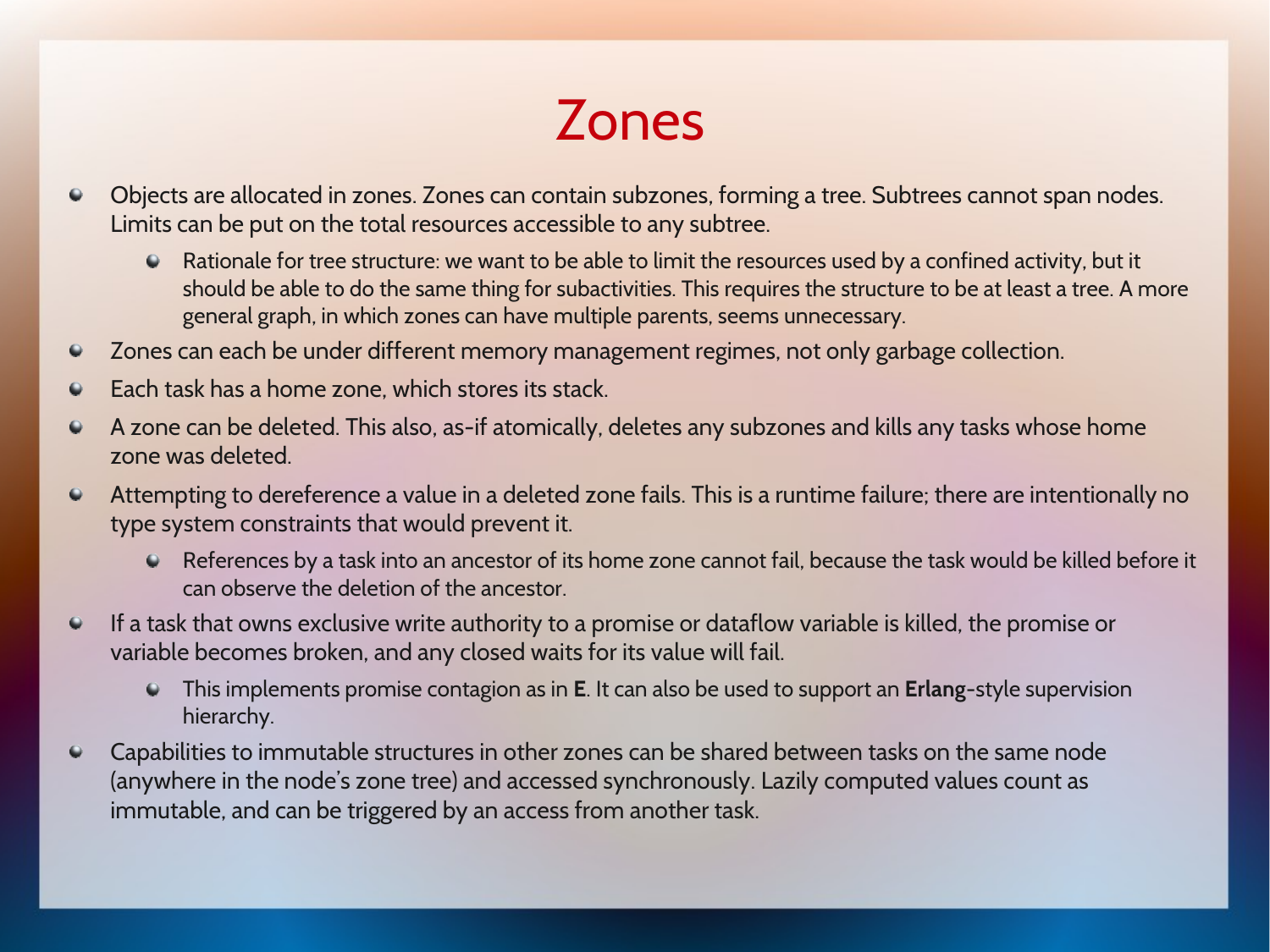# Zones

- Objects are allocated in zones. Zones can contain subzones, forming a tree. Subtrees cannot span nodes. Limits can be put on the total resources accessible to any subtree.
  - Rationale for tree structure: we want to be able to limit the resources used by a confined activity, but it should be able to do the same thing for subactivities. This requires the structure to be at least a tree. A more general graph, in which zones can have multiple parents, seems unnecessary.
- Zones can each be under different memory management regimes, not only garbage collection.
- Each task has a home zone, which stores its stack.
- A zone can be deleted. This also, as-if atomically, deletes any subzones and kills any tasks whose home zone was deleted.
- Attempting to dereference a value in a deleted zone fails. This is a runtime failure; there are intentionally no type system constraints that would prevent it.
  - References by a task into an ancestor of its home zone cannot fail, because the task would be killed before it can observe the deletion of the ancestor.
- If a task that owns exclusive write authority to a promise or dataflow variable is killed, the promise or variable becomes broken, and any closed waits for its value will fail.
  - This implements promise contagion as in **E**. It can also be used to support an **Erlang**-style supervision hierarchy.
- Capabilities to immutable structures in other zones can be shared between tasks on the same node (anywhere in the node's zone tree) and accessed synchronously. Lazily computed values count as immutable, and can be triggered by an access from another task.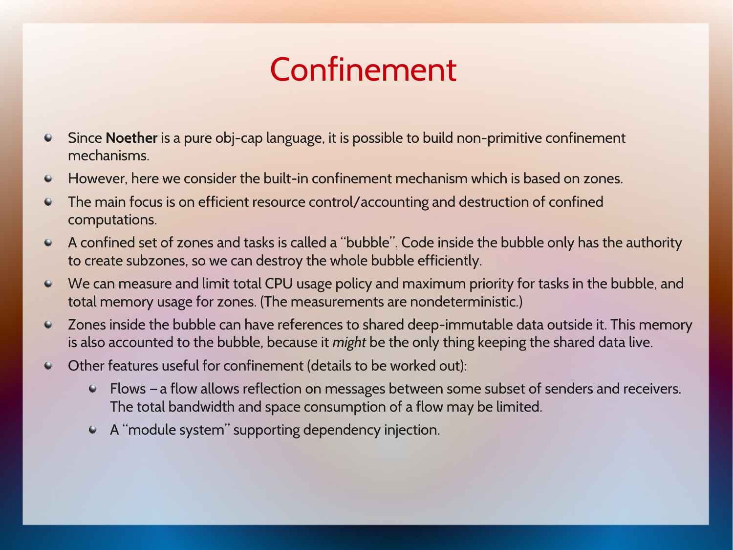# Confinement

- Since **Noether** is a pure obj-cap language, it is possible to build non-primitive confinement mechanisms.
- However, here we consider the built-in confinement mechanism which is based on zones.
- The main focus is on efficient resource control/accounting and destruction of confined computations.
- A confined set of zones and tasks is called a "bubble". Code inside the bubble only has the authority to create subzones, so we can destroy the whole bubble efficiently.
- We can measure and limit total CPU usage policy and maximum priority for tasks in the bubble, and total memory usage for zones. (The measurements are nondeterministic.)
- Zones inside the bubble can have references to shared deep-immutable data outside it. This memory is also accounted to the bubble, because it *might* be the only thing keeping the shared data live.
- Other features useful for confinement (details to be worked out):
  - Flows – a flow allows reflection on messages between some subset of senders and receivers. The total bandwidth and space consumption of a flow may be limited.
  - A "module system" supporting dependency injection.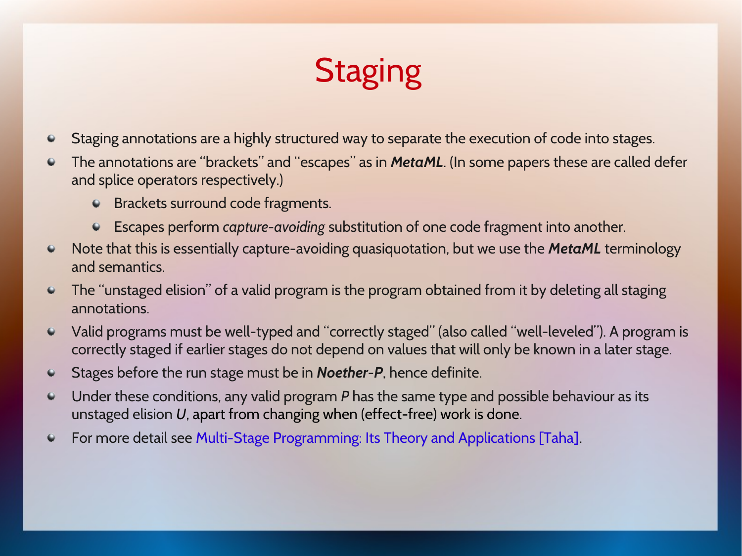# Staging

- Staging annotations are a highly structured way to separate the execution of code into stages.
- The annotations are "brackets" and "escapes" as in ***MetaML***. (In some papers these are called defer and splice operators respectively.)
  - Brackets surround code fragments.
  - Escapes perform *capture-avoiding* substitution of one code fragment into another.
- Note that this is essentially capture-avoiding quasiquotation, but we use the ***MetaML*** terminology and semantics.
- The "unstaged elision" of a valid program is the program obtained from it by deleting all staging annotations.
- Valid programs must be well-typed and "correctly staged" (also called "well-leveled"). A program is correctly staged if earlier stages do not depend on values that will only be known in a later stage.
- Stages before the run stage must be in ***Noether-P***, hence definite.
- Under these conditions, any valid program *P* has the same type and possible behaviour as its unstaged elision *U*, apart from changing when (effect-free) work is done.
- For more detail see Multi-Stage Programming: Its Theory and Applications [Taha].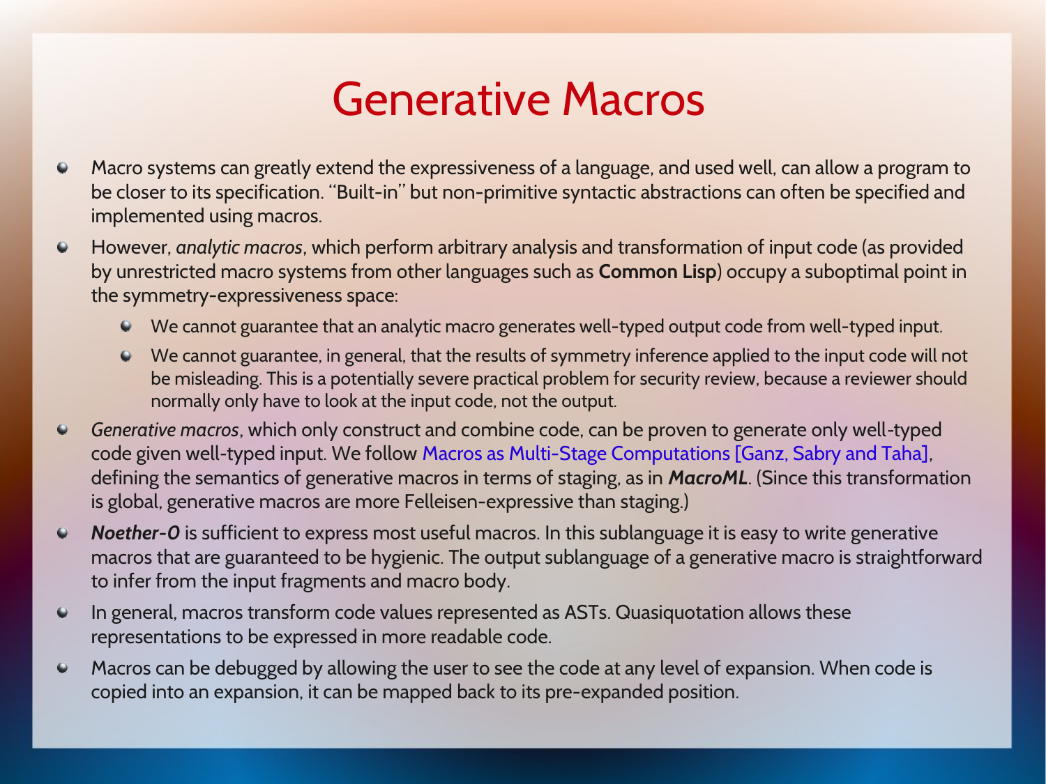# Generative Macros

- Macro systems can greatly extend the expressiveness of a language, and used well, can allow a program to be closer to its specification. "Built-in" but non-primitive syntactic abstractions can often be specified and implemented using macros.
- However, *analytic macros*, which perform arbitrary analysis and transformation of input code (as provided by unrestricted macro systems from other languages such as **Common Lisp**) occupy a suboptimal point in the symmetry-expressiveness space:
  - We cannot guarantee that an analytic macro generates well-typed output code from well-typed input.
  - We cannot guarantee, in general, that the results of symmetry inference applied to the input code will not be misleading. This is a potentially severe practical problem for security review, because a reviewer should normally only have to look at the input code, not the output.
- *Generative macros*, which only construct and combine code, can be proven to generate only well-typed code given well-typed input. We follow Macros as Multi-Stage Computations [Ganz, Sabry and Taha], defining the semantics of generative macros in terms of staging, as in ***MacroML***. (Since this transformation is global, generative macros are more Felleisen-expressive than staging.)
- ***Noether-0*** is sufficient to express most useful macros. In this sublanguage it is easy to write generative macros that are guaranteed to be hygienic. The output sublanguage of a generative macro is straightforward to infer from the input fragments and macro body.
- In general, macros transform code values represented as ASTs. Quasiquotation allows these representations to be expressed in more readable code.
- Macros can be debugged by allowing the user to see the code at any level of expansion. When code is copied into an expansion, it can be mapped back to its pre-expanded position.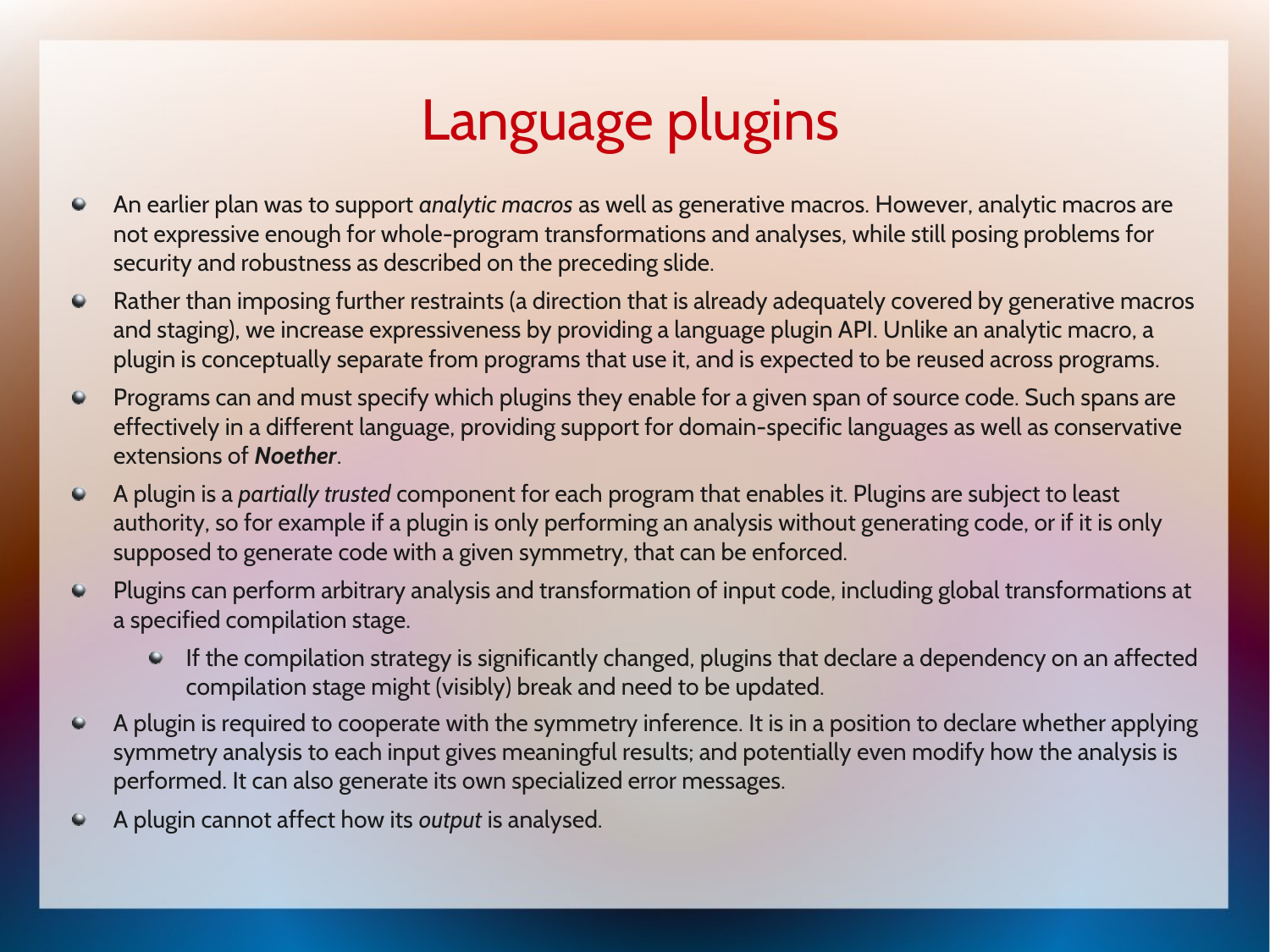# Language plugins

- An earlier plan was to support *analytic macros* as well as generative macros. However, analytic macros are not expressive enough for whole-program transformations and analyses, while still posing problems for security and robustness as described on the preceding slide.
- Rather than imposing further restraints (a direction that is already adequately covered by generative macros and staging), we increase expressiveness by providing a language plugin API. Unlike an analytic macro, a plugin is conceptually separate from programs that use it, and is expected to be reused across programs.
- Programs can and must specify which plugins they enable for a given span of source code. Such spans are effectively in a different language, providing support for domain-specific languages as well as conservative extensions of ***Noether***.
- A plugin is a *partially trusted* component for each program that enables it. Plugins are subject to least authority, so for example if a plugin is only performing an analysis without generating code, or if it is only supposed to generate code with a given symmetry, that can be enforced.
- Plugins can perform arbitrary analysis and transformation of input code, including global transformations at a specified compilation stage.
  - If the compilation strategy is significantly changed, plugins that declare a dependency on an affected compilation stage might (visibly) break and need to be updated.
- A plugin is required to cooperate with the symmetry inference. It is in a position to declare whether applying symmetry analysis to each input gives meaningful results; and potentially even modify how the analysis is performed. It can also generate its own specialized error messages.
- A plugin cannot affect how its *output* is analysed.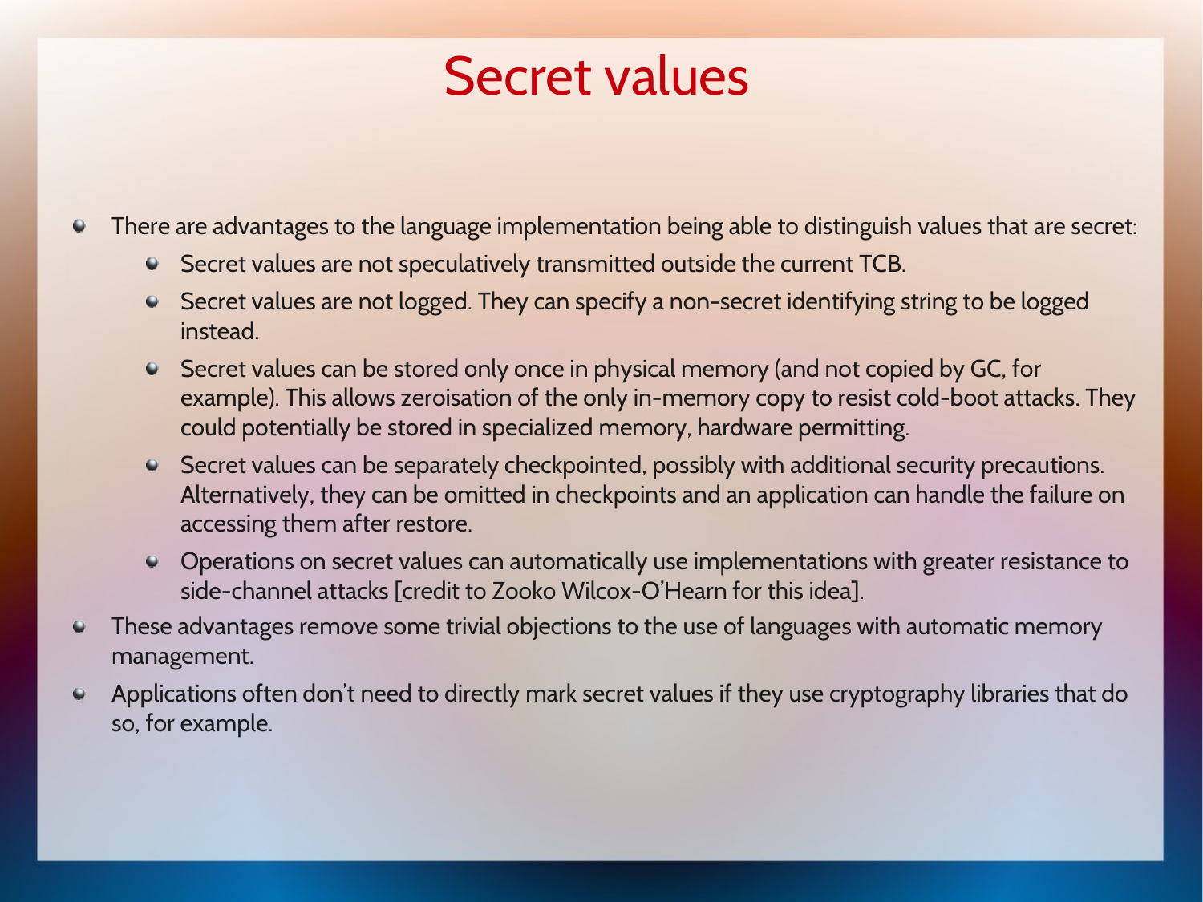# Secret values

- There are advantages to the language implementation being able to distinguish values that are secret:
  - Secret values are not speculatively transmitted outside the current TCB.
  - Secret values are not logged. They can specify a non-secret identifying string to be logged instead.
  - Secret values can be stored only once in physical memory (and not copied by GC, for example). This allows zeroisation of the only in-memory copy to resist cold-boot attacks. They could potentially be stored in specialized memory, hardware permitting.
  - Secret values can be separately checkpointed, possibly with additional security precautions. Alternatively, they can be omitted in checkpoints and an application can handle the failure on accessing them after restore.
  - Operations on secret values can automatically use implementations with greater resistance to side-channel attacks [credit to Zooko Wilcox-O'Hearn for this idea].
- These advantages remove some trivial objections to the use of languages with automatic memory management.
- Applications often don't need to directly mark secret values if they use cryptography libraries that do so, for example.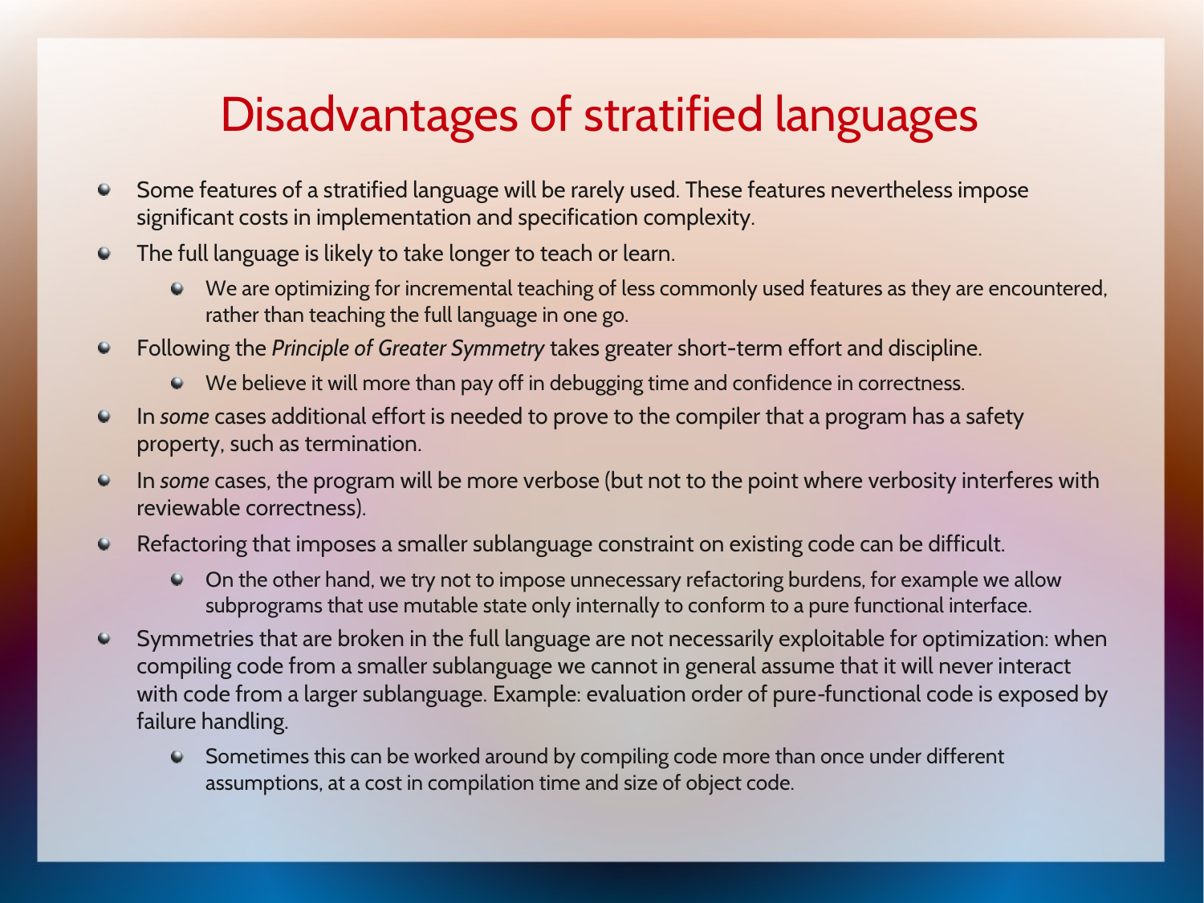# Disadvantages of stratified languages

- Some features of a stratified language will be rarely used. These features nevertheless impose significant costs in implementation and specification complexity.
- The full language is likely to take longer to teach or learn.
  - We are optimizing for incremental teaching of less commonly used features as they are encountered, rather than teaching the full language in one go.
- Following the *Principle of Greater Symmetry* takes greater short-term effort and discipline.
  - We believe it will more than pay off in debugging time and confidence in correctness.
- In *some* cases additional effort is needed to prove to the compiler that a program has a safety property, such as termination.
- In *some* cases, the program will be more verbose (but not to the point where verbosity interferes with reviewable correctness).
- Refactoring that imposes a smaller sublanguage constraint on existing code can be difficult.
  - On the other hand, we try not to impose unnecessary refactoring burdens, for example we allow subprograms that use mutable state only internally to conform to a pure functional interface.
- Symmetries that are broken in the full language are not necessarily exploitable for optimization: when compiling code from a smaller sublanguage we cannot in general assume that it will never interact with code from a larger sublanguage. Example: evaluation order of pure-functional code is exposed by failure handling.
  - Sometimes this can be worked around by compiling code more than once under different assumptions, at a cost in compilation time and size of object code.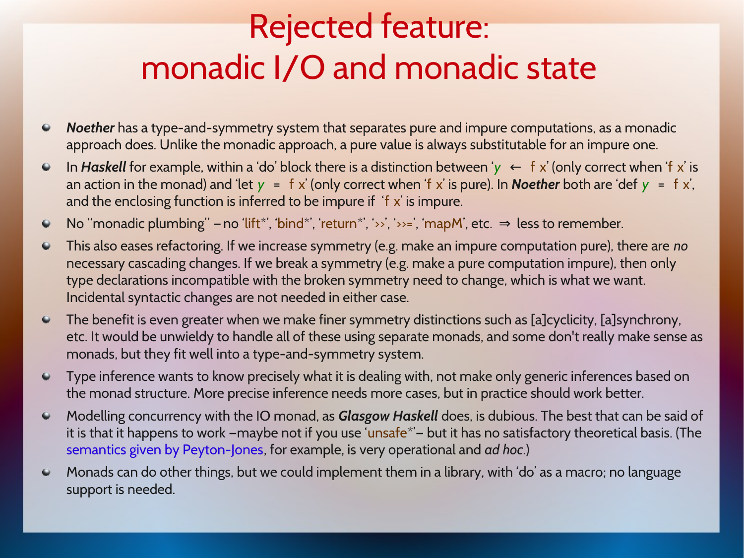# Rejected feature: monadic I/O and monadic state

- ***Noether*** has a type-and-symmetry system that separates pure and impure computations, as a monadic approach does. Unlike the monadic approach, a pure value is always substitutable for an impure one.
- In ***Haskell*** for example, within a 'do' block there is a distinction between 'y ← f x' (only correct when 'f x' is an action in the monad) and 'let y = f x' (only correct when 'f x' is pure). In ***Noether*** both are 'def y = f x', and the enclosing function is inferred to be impure if 'f x' is impure.
- No "monadic plumbing" – no 'lift*', 'bind*', 'return*', '>>', '>>=', 'mapM', etc. ⇒ less to remember.
- This also eases refactoring. If we increase symmetry (e.g. make an impure computation pure), there are *no* necessary cascading changes. If we break a symmetry (e.g. make a pure computation impure), then only type declarations incompatible with the broken symmetry need to change, which is what we want. Incidental syntactic changes are not needed in either case.
- The benefit is even greater when we make finer symmetry distinctions such as [a]cyclicity, [a]synchrony, etc. It would be unwieldy to handle all of these using separate monads, and some don't really make sense as monads, but they fit well into a type-and-symmetry system.
- Type inference wants to know precisely what it is dealing with, not make only generic inferences based on the monad structure. More precise inference needs more cases, but in practice should work better.
- Modelling concurrency with the IO monad, as ***Glasgow Haskell*** does, is dubious. The best that can be said of it is that it happens to work –maybe not if you use 'unsafe*'– but it has no satisfactory theoretical basis. (The semantics given by Peyton-Jones, for example, is very operational and *ad hoc*.)
- Monads can do other things, but we could implement them in a library, with 'do' as a macro; no language support is needed.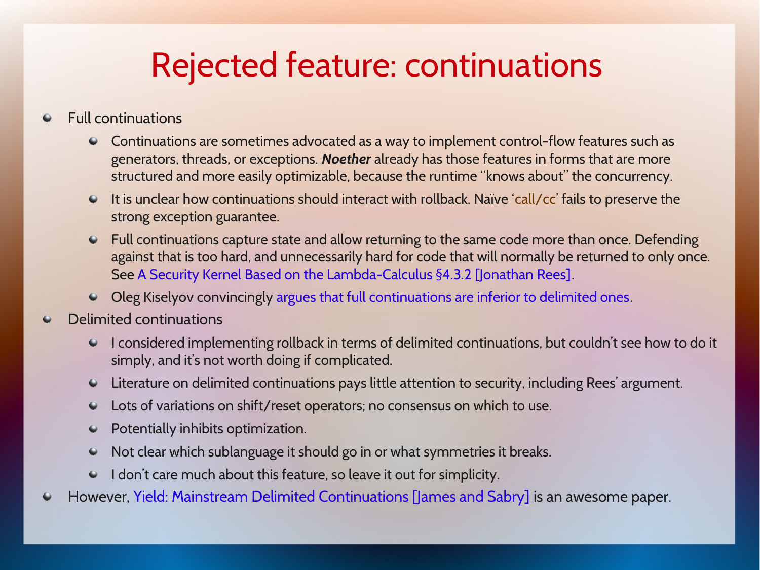# Rejected feature: continuations

- Full continuations
  - Continuations are sometimes advocated as a way to implement control-flow features such as generators, threads, or exceptions. ***Noether*** already has those features in forms that are more structured and more easily optimizable, because the runtime "knows about" the concurrency.
  - It is unclear how continuations should interact with rollback. Naïve 'call/cc' fails to preserve the strong exception guarantee.
  - Full continuations capture state and allow returning to the same code more than once. Defending against that is too hard, and unnecessarily hard for code that will normally be returned to only once. See A Security Kernel Based on the Lambda-Calculus §4.3.2 [Jonathan Rees].
  - Oleg Kiselyov convincingly argues that full continuations are inferior to delimited ones.
- Delimited continuations
  - I considered implementing rollback in terms of delimited continuations, but couldn't see how to do it simply, and it's not worth doing if complicated.
  - Literature on delimited continuations pays little attention to security, including Rees' argument.
  - Lots of variations on shift/reset operators; no consensus on which to use.
  - Potentially inhibits optimization.
  - Not clear which sublanguage it should go in or what symmetries it breaks.
  - I don't care much about this feature, so leave it out for simplicity.
- However, Yield: Mainstream Delimited Continuations [James and Sabry] is an awesome paper.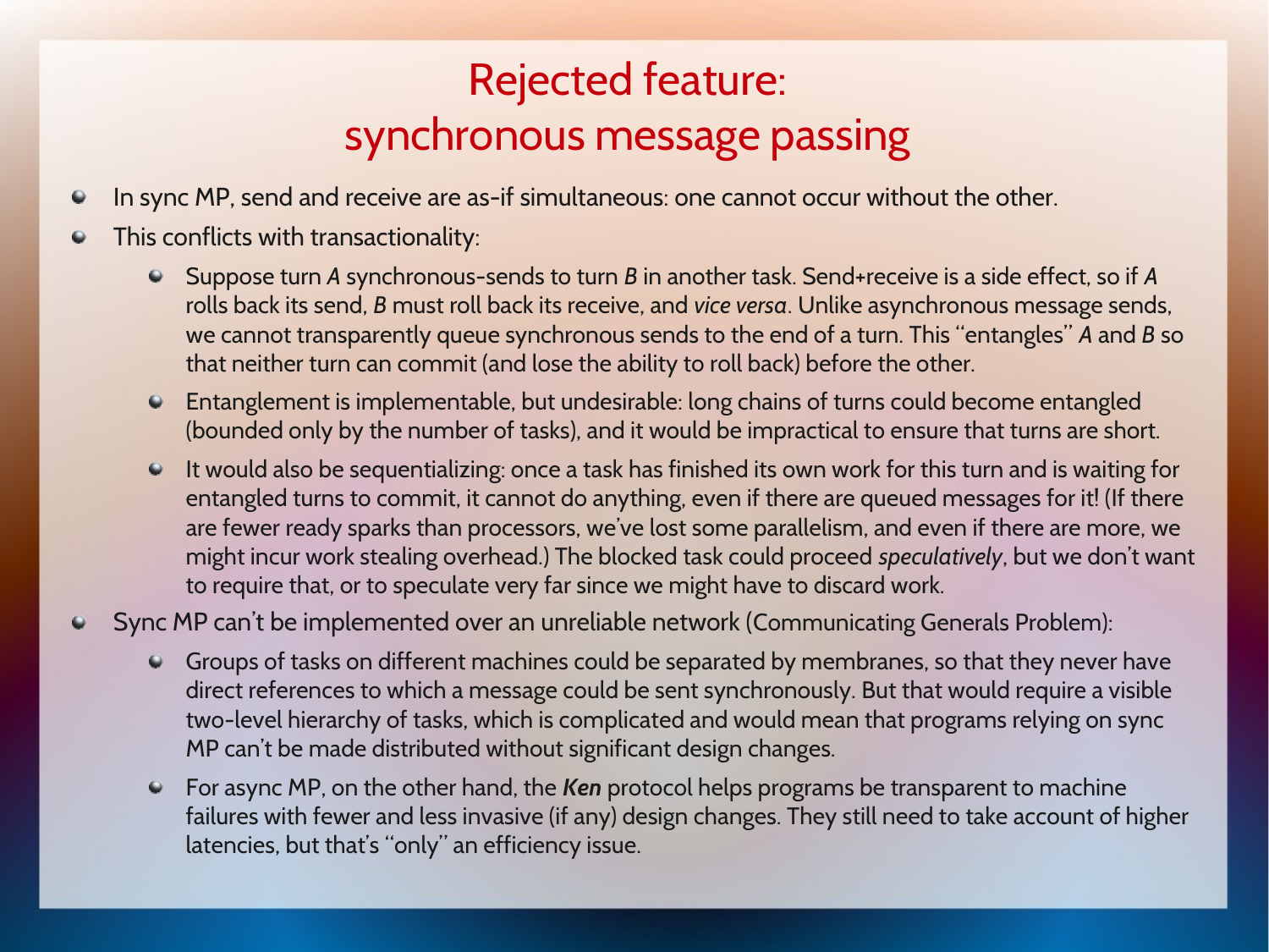# Rejected feature: synchronous message passing

- In sync MP, send and receive are as-if simultaneous: one cannot occur without the other.
- This conflicts with transactionality:
  - Suppose turn *A* synchronous-sends to turn *B* in another task. Send+receive is a side effect, so if *A* rolls back its send, *B* must roll back its receive, and *vice versa*. Unlike asynchronous message sends, we cannot transparently queue synchronous sends to the end of a turn. This "entangles" *A* and *B* so that neither turn can commit (and lose the ability to roll back) before the other.
  - Entanglement is implementable, but undesirable: long chains of turns could become entangled (bounded only by the number of tasks), and it would be impractical to ensure that turns are short.
  - It would also be sequentializing: once a task has finished its own work for this turn and is waiting for entangled turns to commit, it cannot do anything, even if there are queued messages for it! (If there are fewer ready sparks than processors, we've lost some parallelism, and even if there are more, we might incur work stealing overhead.) The blocked task could proceed *speculatively*, but we don't want to require that, or to speculate very far since we might have to discard work.
- Sync MP can't be implemented over an unreliable network (Communicating Generals Problem):
  - Groups of tasks on different machines could be separated by membranes, so that they never have direct references to which a message could be sent synchronously. But that would require a visible two-level hierarchy of tasks, which is complicated and would mean that programs relying on sync MP can't be made distributed without significant design changes.
  - For async MP, on the other hand, the ***Ken*** protocol helps programs be transparent to machine failures with fewer and less invasive (if any) design changes. They still need to take account of higher latencies, but that's "only" an efficiency issue.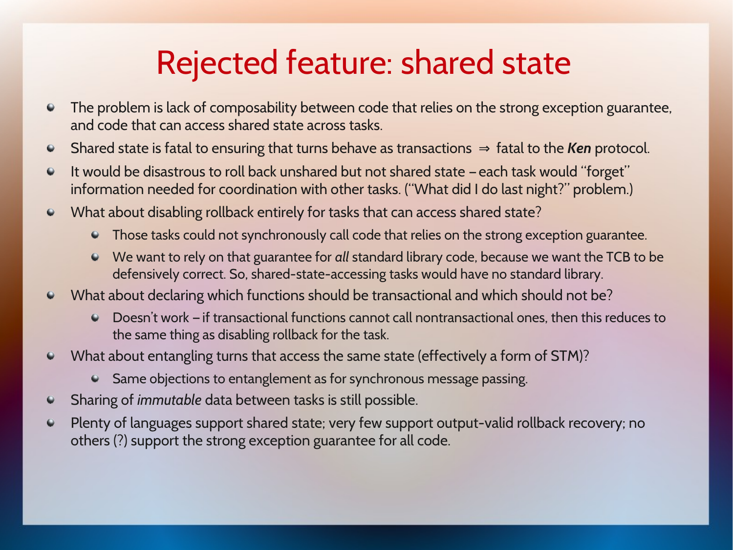# Rejected feature: shared state

- The problem is lack of composability between code that relies on the strong exception guarantee, and code that can access shared state across tasks.
- Shared state is fatal to ensuring that turns behave as transactions ⇒ fatal to the ***Ken*** protocol.
- It would be disastrous to roll back unshared but not shared state – each task would "forget" information needed for coordination with other tasks. ("What did I do last night?" problem.)
- What about disabling rollback entirely for tasks that can access shared state?
  - Those tasks could not synchronously call code that relies on the strong exception guarantee.
  - We want to rely on that guarantee for *all* standard library code, because we want the TCB to be defensively correct. So, shared-state-accessing tasks would have no standard library.
- What about declaring which functions should be transactional and which should not be?
  - Doesn't work – if transactional functions cannot call nontransactional ones, then this reduces to the same thing as disabling rollback for the task.
- What about entangling turns that access the same state (effectively a form of STM)?
  - Same objections to entanglement as for synchronous message passing.
- Sharing of *immutable* data between tasks is still possible.
- Plenty of languages support shared state; very few support output-valid rollback recovery; no others (?) support the strong exception guarantee for all code.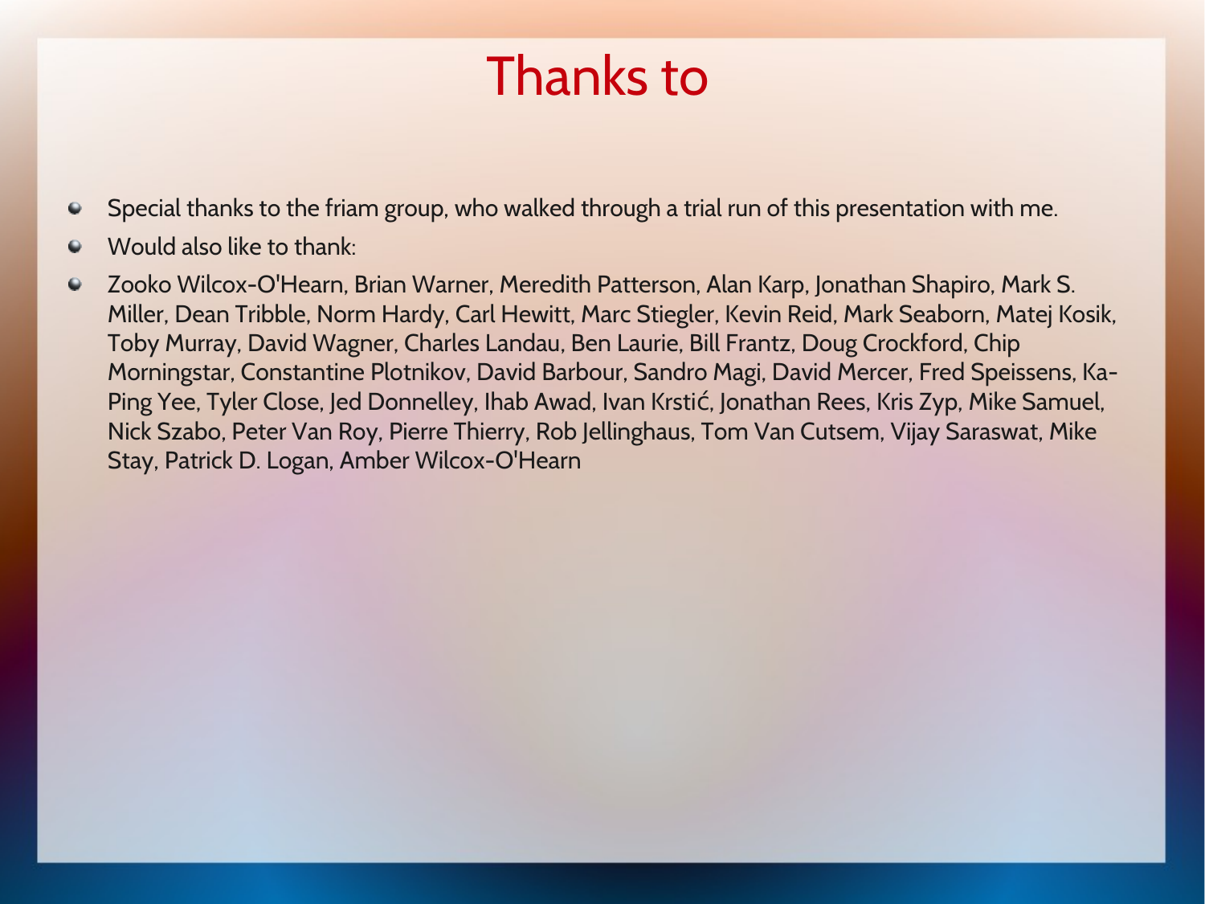# Thanks to

- Special thanks to the friam group, who walked through a trial run of this presentation with me.
- Would also like to thank:
- Zooko Wilcox-O'Hearn, Brian Warner, Meredith Patterson, Alan Karp, Jonathan Shapiro, Mark S. Miller, Dean Tribble, Norm Hardy, Carl Hewitt, Marc Stiegler, Kevin Reid, Mark Seaborn, Matej Kosik, Toby Murray, David Wagner, Charles Landau, Ben Laurie, Bill Frantz, Doug Crockford, Chip Morningstar, Constantine Plotnikov, David Barbour, Sandro Magi, David Mercer, Fred Speissens, Ka-Ping Yee, Tyler Close, Jed Donnelley, Ihab Awad, Ivan Krstić, Jonathan Rees, Kris Zyp, Mike Samuel, Nick Szabo, Peter Van Roy, Pierre Thierry, Rob Jellinghaus, Tom Van Cutsem, Vijay Saraswat, Mike Stay, Patrick D. Logan, Amber Wilcox-O'Hearn